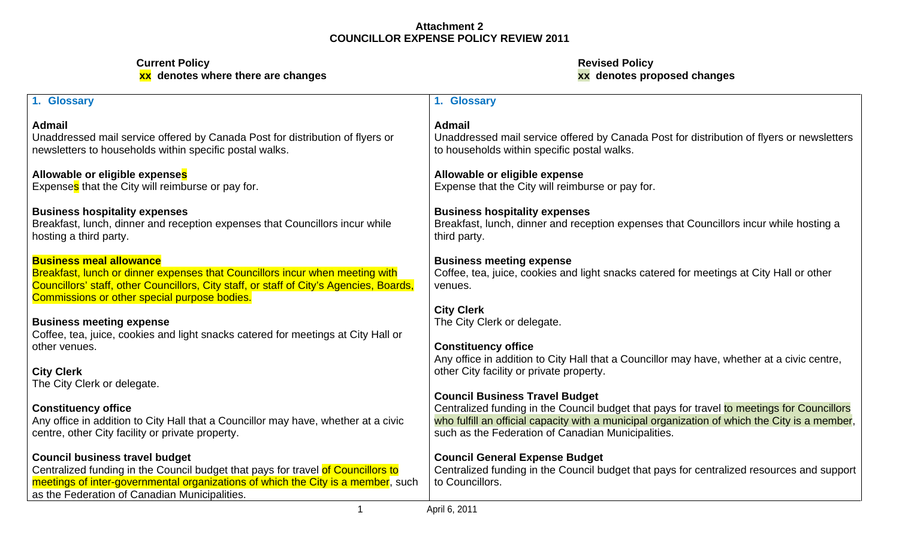**Attachment 2**
**COUNCILLOR EXPENSE POLICY REVIEW 2011**

| **Current Policy**<br>**xx denotes where there are changes** | **Revised Policy**<br>**xx denotes proposed changes** |
|---|---|
| **1. Glossary** | **1. Glossary** |
| **Admail**<br>Unaddressed mail service offered by Canada Post for distribution of flyers or newsletters to households within specific postal walks. | **Admail**<br>Unaddressed mail service offered by Canada Post for distribution of flyers or newsletters to households within specific postal walks. |
| **Allowable or eligible expenses**<br>Expenses that the City will reimburse or pay for. | **Allowable or eligible expense**<br>Expense that the City will reimburse or pay for. |
| **Business hospitality expenses**<br>Breakfast, lunch, dinner and reception expenses that Councillors incur while hosting a third party. | **Business hospitality expenses**<br>Breakfast, lunch, dinner and reception expenses that Councillors incur while hosting a third party. |
| **Business meal allowance**<br>Breakfast, lunch or dinner expenses that Councillors incur when meeting with Councillors' staff, other Councillors, City staff, or staff of City's Agencies, Boards, Commissions or other special purpose bodies. | **Business meeting expense**<br>Coffee, tea, juice, cookies and light snacks catered for meetings at City Hall or other venues. |
| **Business meeting expense**<br>Coffee, tea, juice, cookies and light snacks catered for meetings at City Hall or other venues. | **City Clerk**<br>The City Clerk or delegate. |
| **City Clerk**<br>The City Clerk or delegate. | **Constituency office**<br>Any office in addition to City Hall that a Councillor may have, whether at a civic centre, other City facility or private property. |
| **Constituency office**<br>Any office in addition to City Hall that a Councillor may have, whether at a civic centre, other City facility or private property. | **Council Business Travel Budget**<br>Centralized funding in the Council budget that pays for travel to meetings for Councillors who fulfill an official capacity with a municipal organization of which the City is a member, such as the Federation of Canadian Municipalities. |
| **Council business travel budget**<br>Centralized funding in the Council budget that pays for travel of Councillors to meetings of inter-governmental organizations of which the City is a member, such as the Federation of Canadian Municipalities. | **Council General Expense Budget**<br>Centralized funding in the Council budget that pays for centralized resources and support to Councillors. |

April 6, 2011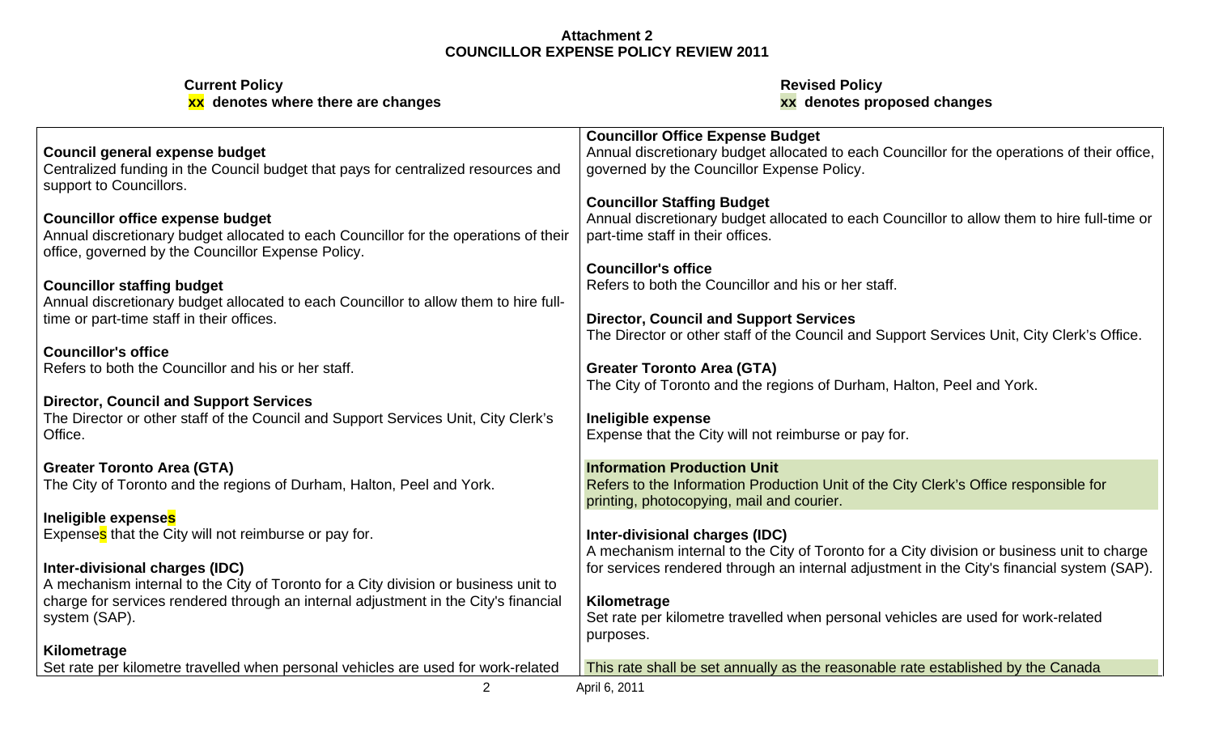**Attachment 2**
**COUNCILLOR EXPENSE POLICY REVIEW 2011**

| **Current Policy**<br>**xx denotes where there are changes** | **Revised Policy**<br>**xx denotes proposed changes** |
|---|---|
| **Council general expense budget**<br>Centralized funding in the Council budget that pays for centralized resources and support to Councillors.<br><br>**Councillor office expense budget**<br>Annual discretionary budget allocated to each Councillor for the operations of their office, governed by the Councillor Expense Policy.<br><br>**Councillor staffing budget**<br>Annual discretionary budget allocated to each Councillor to allow them to hire full-time or part-time staff in their offices.<br><br>**Councillor's office**<br>Refers to both the Councillor and his or her staff.<br><br>**Director, Council and Support Services**<br>The Director or other staff of the Council and Support Services Unit, City Clerk's Office.<br><br>**Greater Toronto Area (GTA)**<br>The City of Toronto and the regions of Durham, Halton, Peel and York.<br><br>**Ineligible expenses**<br>Expenses that the City will not reimburse or pay for.<br><br>**Inter-divisional charges (IDC)**<br>A mechanism internal to the City of Toronto for a City division or business unit to charge for services rendered through an internal adjustment in the City's financial system (SAP).<br><br>**Kilometrage**<br>Set rate per kilometre travelled when personal vehicles are used for work-related | **Councillor Office Expense Budget**<br>Annual discretionary budget allocated to each Councillor for the operations of their office, governed by the Councillor Expense Policy.<br><br>**Councillor Staffing Budget**<br>Annual discretionary budget allocated to each Councillor to allow them to hire full-time or part-time staff in their offices.<br><br>**Councillor's office**<br>Refers to both the Councillor and his or her staff.<br><br>**Director, Council and Support Services**<br>The Director or other staff of the Council and Support Services Unit, City Clerk's Office.<br><br>**Greater Toronto Area (GTA)**<br>The City of Toronto and the regions of Durham, Halton, Peel and York.<br><br>**Ineligible expense**<br>Expense that the City will not reimburse or pay for.<br><br>**Information Production Unit**<br>Refers to the Information Production Unit of the City Clerk's Office responsible for printing, photocopying, mail and courier.<br><br>**Inter-divisional charges (IDC)**<br>A mechanism internal to the City of Toronto for a City division or business unit to charge for services rendered through an internal adjustment in the City's financial system (SAP).<br><br>**Kilometrage**<br>Set rate per kilometre travelled when personal vehicles are used for work-related purposes.<br><br>This rate shall be set annually as the reasonable rate established by the Canada |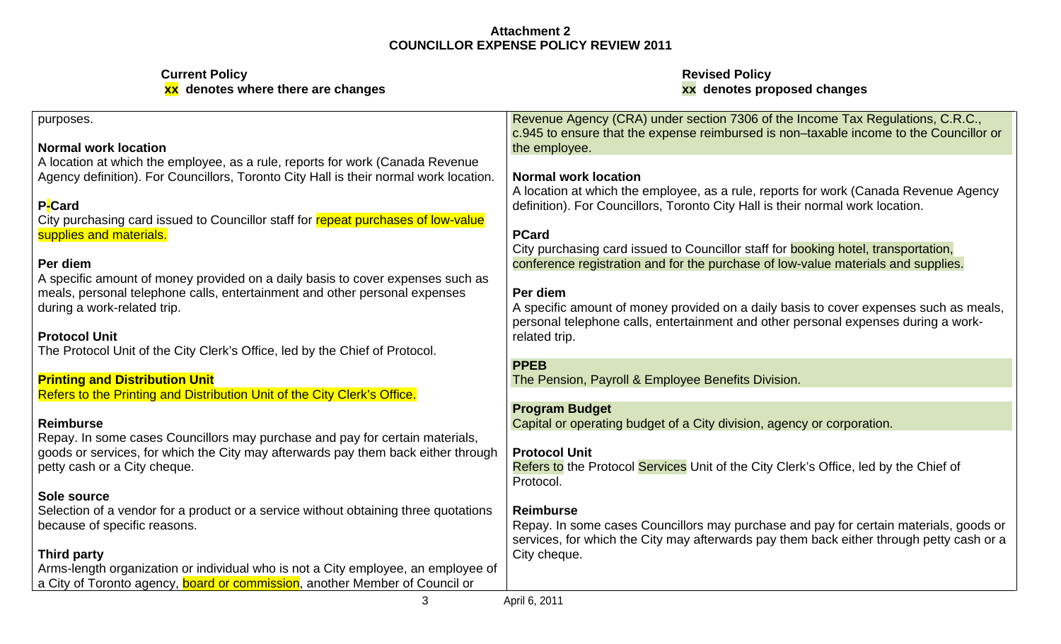**Attachment 2**
**COUNCILLOR EXPENSE POLICY REVIEW 2011**

| **Current Policy** **xx denotes where there are changes** | **Revised Policy** **xx denotes proposed changes** |
|---|---|
| purposes. | Revenue Agency (CRA) under section 7306 of the Income Tax Regulations, C.R.C., c.945 to ensure that the expense reimbursed is non–taxable income to the Councillor or the employee. |
| **Normal work location**<br>A location at which the employee, as a rule, reports for work (Canada Revenue Agency definition). For Councillors, Toronto City Hall is their normal work location. | **Normal work location**<br>A location at which the employee, as a rule, reports for work (Canada Revenue Agency definition). For Councillors, Toronto City Hall is their normal work location. |
| **P-Card**<br>City purchasing card issued to Councillor staff for repeat purchases of low-value supplies and materials. | **PCard**<br>City purchasing card issued to Councillor staff for booking hotel, transportation, conference registration and for the purchase of low-value materials and supplies. |
| **Per diem**<br>A specific amount of money provided on a daily basis to cover expenses such as meals, personal telephone calls, entertainment and other personal expenses during a work-related trip. | **Per diem**<br>A specific amount of money provided on a daily basis to cover expenses such as meals, personal telephone calls, entertainment and other personal expenses during a work-related trip. |
| | **PPEB**<br>The Pension, Payroll & Employee Benefits Division. |
| | **Program Budget**<br>Capital or operating budget of a City division, agency or corporation. |
| **Protocol Unit**<br>The Protocol Unit of the City Clerk's Office, led by the Chief of Protocol. | **Protocol Unit**<br>Refers to the Protocol Services Unit of the City Clerk's Office, led by the Chief of Protocol. |
| **Printing and Distribution Unit**<br>Refers to the Printing and Distribution Unit of the City Clerk's Office. | |
| **Reimburse**<br>Repay. In some cases Councillors may purchase and pay for certain materials, goods or services, for which the City may afterwards pay them back either through petty cash or a City cheque. | **Reimburse**<br>Repay. In some cases Councillors may purchase and pay for certain materials, goods or services, for which the City may afterwards pay them back either through petty cash or a City cheque. |
| **Sole source**<br>Selection of a vendor for a product or a service without obtaining three quotations because of specific reasons. | |
| **Third party**<br>Arms-length organization or individual who is not a City employee, an employee of a City of Toronto agency, board or commission, another Member of Council or | |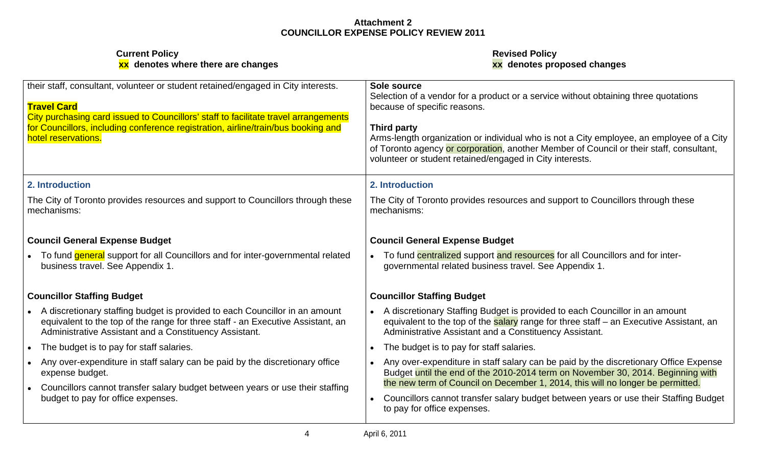**Attachment 2**
**COUNCILLOR EXPENSE POLICY REVIEW 2011**

| **Current Policy**<br>**xx denotes where there are changes** | **Revised Policy**<br>**xx denotes proposed changes** |
|---|---|
| their staff, consultant, volunteer or student retained/engaged in City interests.<br><br>**Travel Card**<br>City purchasing card issued to Councillors' staff to facilitate travel arrangements for Councillors, including conference registration, airline/train/bus booking and hotel reservations. | **Sole source**<br>Selection of a vendor for a product or a service without obtaining three quotations because of specific reasons.<br><br>**Third party**<br>Arms-length organization or individual who is not a City employee, an employee of a City of Toronto agency or corporation, another Member of Council or their staff, consultant, volunteer or student retained/engaged in City interests. |
| **2. Introduction**<br><br>The City of Toronto provides resources and support to Councillors through these mechanisms:<br><br>**Council General Expense Budget**<br>• To fund general support for all Councillors and for inter-governmental related business travel. See Appendix 1.<br><br>**Councillor Staffing Budget**<br>• A discretionary staffing budget is provided to each Councillor in an amount equivalent to the top of the range for three staff - an Executive Assistant, an Administrative Assistant and a Constituency Assistant.<br>• The budget is to pay for staff salaries.<br>• Any over-expenditure in staff salary can be paid by the discretionary office expense budget.<br>• Councillors cannot transfer salary budget between years or use their staffing budget to pay for office expenses. | **2. Introduction**<br><br>The City of Toronto provides resources and support to Councillors through these mechanisms:<br><br>**Council General Expense Budget**<br>• To fund centralized support and resources for all Councillors and for inter-governmental related business travel. See Appendix 1.<br><br>**Councillor Staffing Budget**<br>• A discretionary Staffing Budget is provided to each Councillor in an amount equivalent to the top of the salary range for three staff – an Executive Assistant, an Administrative Assistant and a Constituency Assistant.<br>• The budget is to pay for staff salaries.<br>• Any over-expenditure in staff salary can be paid by the discretionary Office Expense Budget until the end of the 2010-2014 term on November 30, 2014. Beginning with the new term of Council on December 1, 2014, this will no longer be permitted.<br>• Councillors cannot transfer salary budget between years or use their Staffing Budget to pay for office expenses. |

April 6, 2011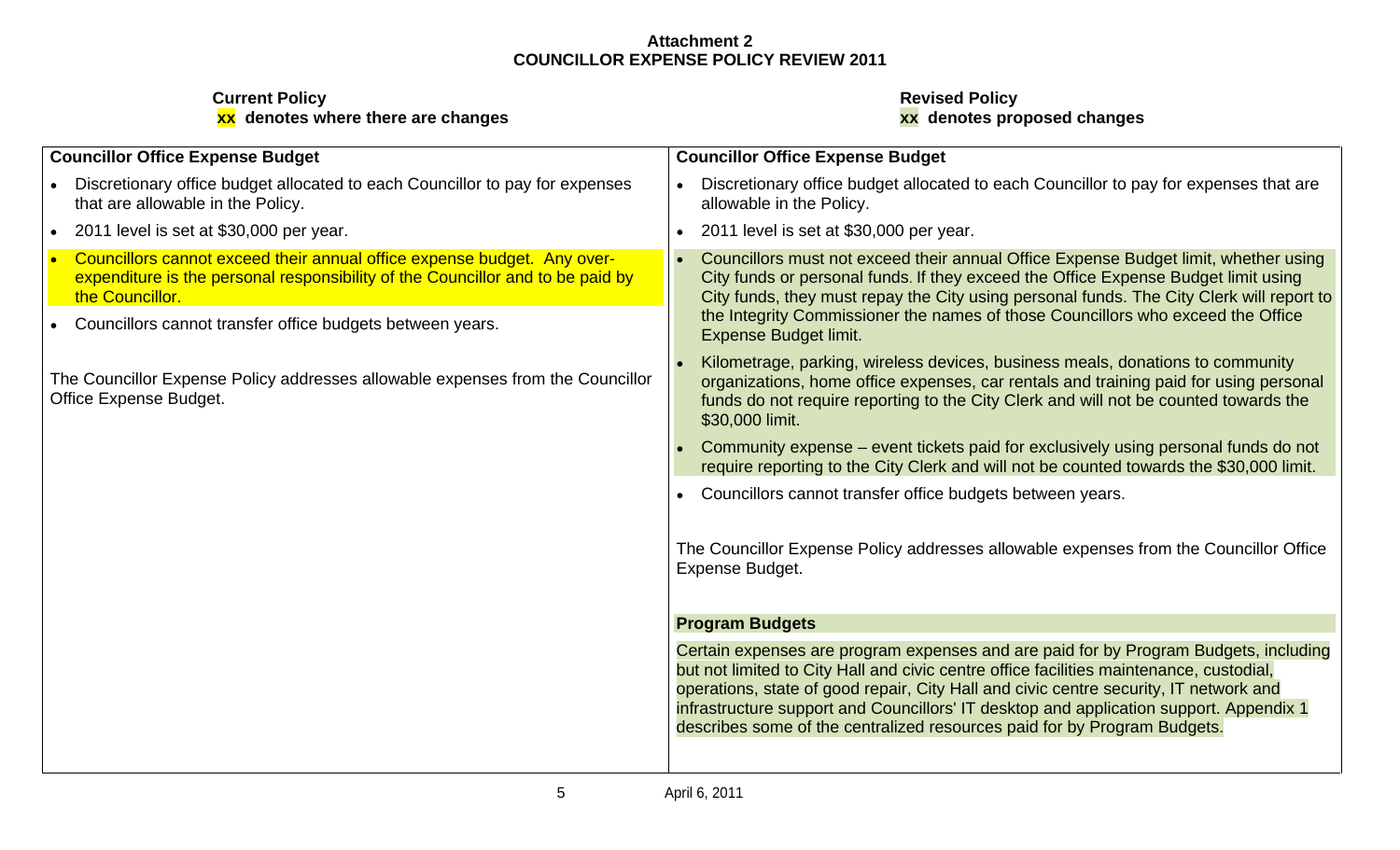**Attachment 2**
**COUNCILLOR EXPENSE POLICY REVIEW 2011**

| **Current Policy**<br>**xx denotes where there are changes** | **Revised Policy**<br>**xx denotes proposed changes** |
|---|---|
| **Councillor Office Expense Budget** | **Councillor Office Expense Budget** |
| • Discretionary office budget allocated to each Councillor to pay for expenses that are allowable in the Policy. | • Discretionary office budget allocated to each Councillor to pay for expenses that are allowable in the Policy. |
| • 2011 level is set at $30,000 per year. | • 2011 level is set at $30,000 per year. |
| • Councillors cannot exceed their annual office expense budget. Any over-expenditure is the personal responsibility of the Councillor and to be paid by the Councillor. | • Councillors must not exceed their annual Office Expense Budget limit, whether using City funds or personal funds. If they exceed the Office Expense Budget limit using City funds, they must repay the City using personal funds. The City Clerk will report to the Integrity Commissioner the names of those Councillors who exceed the Office Expense Budget limit. |
| • Councillors cannot transfer office budgets between years. | • Kilometrage, parking, wireless devices, business meals, donations to community organizations, home office expenses, car rentals and training paid for using personal funds do not require reporting to the City Clerk and will not be counted towards the $30,000 limit. |
| | • Community expense – event tickets paid for exclusively using personal funds do not require reporting to the City Clerk and will not be counted towards the $30,000 limit. |
| | • Councillors cannot transfer office budgets between years. |
| The Councillor Expense Policy addresses allowable expenses from the Councillor Office Expense Budget. | The Councillor Expense Policy addresses allowable expenses from the Councillor Office Expense Budget. |
| | **Program Budgets** |
| | Certain expenses are program expenses and are paid for by Program Budgets, including but not limited to City Hall and civic centre office facilities maintenance, custodial, operations, state of good repair, City Hall and civic centre security, IT network and infrastructure support and Councillors' IT desktop and application support. Appendix 1 describes some of the centralized resources paid for by Program Budgets. |

April 6, 2011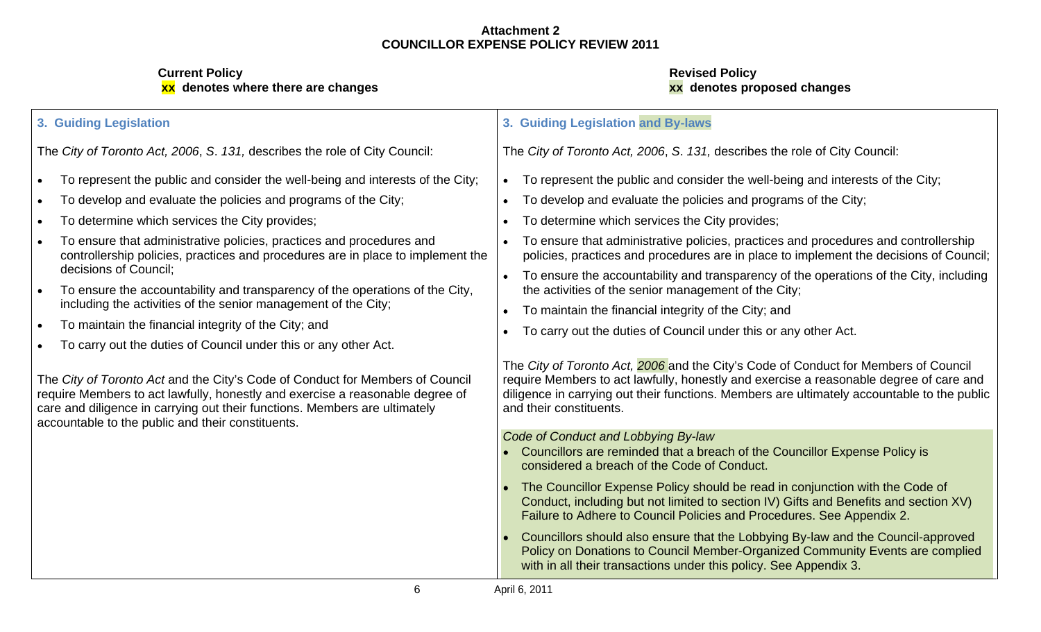**Attachment 2**
**COUNCILLOR EXPENSE POLICY REVIEW 2011**

| **Current Policy**<br>**xx denotes where there are changes** | **Revised Policy**<br>**xx denotes proposed changes** |
|---|---|
| **3. Guiding Legislation** | **3. Guiding Legislation and By-laws** |
| The *City of Toronto Act, 2006*, *S. 131,* describes the role of City Council:<br>• To represent the public and consider the well-being and interests of the City;<br>• To develop and evaluate the policies and programs of the City;<br>• To determine which services the City provides;<br>• To ensure that administrative policies, practices and procedures and controllership policies, practices and procedures are in place to implement the decisions of Council;<br>• To ensure the accountability and transparency of the operations of the City, including the activities of the senior management of the City;<br>• To maintain the financial integrity of the City; and<br>• To carry out the duties of Council under this or any other Act. | The *City of Toronto Act, 2006*, *S. 131,* describes the role of City Council:<br>• To represent the public and consider the well-being and interests of the City;<br>• To develop and evaluate the policies and programs of the City;<br>• To determine which services the City provides;<br>• To ensure that administrative policies, practices and procedures and controllership policies, practices and procedures are in place to implement the decisions of Council;<br>• To ensure the accountability and transparency of the operations of the City, including the activities of the senior management of the City;<br>• To maintain the financial integrity of the City; and<br>• To carry out the duties of Council under this or any other Act. |
| The *City of Toronto Act* and the City's Code of Conduct for Members of Council require Members to act lawfully, honestly and exercise a reasonable degree of care and diligence in carrying out their functions. Members are ultimately accountable to the public and their constituents. | The *City of Toronto Act, 2006* and the City's Code of Conduct for Members of Council require Members to act lawfully, honestly and exercise a reasonable degree of care and diligence in carrying out their functions. Members are ultimately accountable to the public and their constituents. |
| | *Code of Conduct and Lobbying By-law*<br>• Councillors are reminded that a breach of the Councillor Expense Policy is considered a breach of the Code of Conduct.<br>• The Councillor Expense Policy should be read in conjunction with the Code of Conduct, including but not limited to section IV) Gifts and Benefits and section XV) Failure to Adhere to Council Policies and Procedures. See Appendix 2.<br>• Councillors should also ensure that the Lobbying By-law and the Council-approved Policy on Donations to Council Member-Organized Community Events are complied with in all their transactions under this policy. See Appendix 3. |

April 6, 2011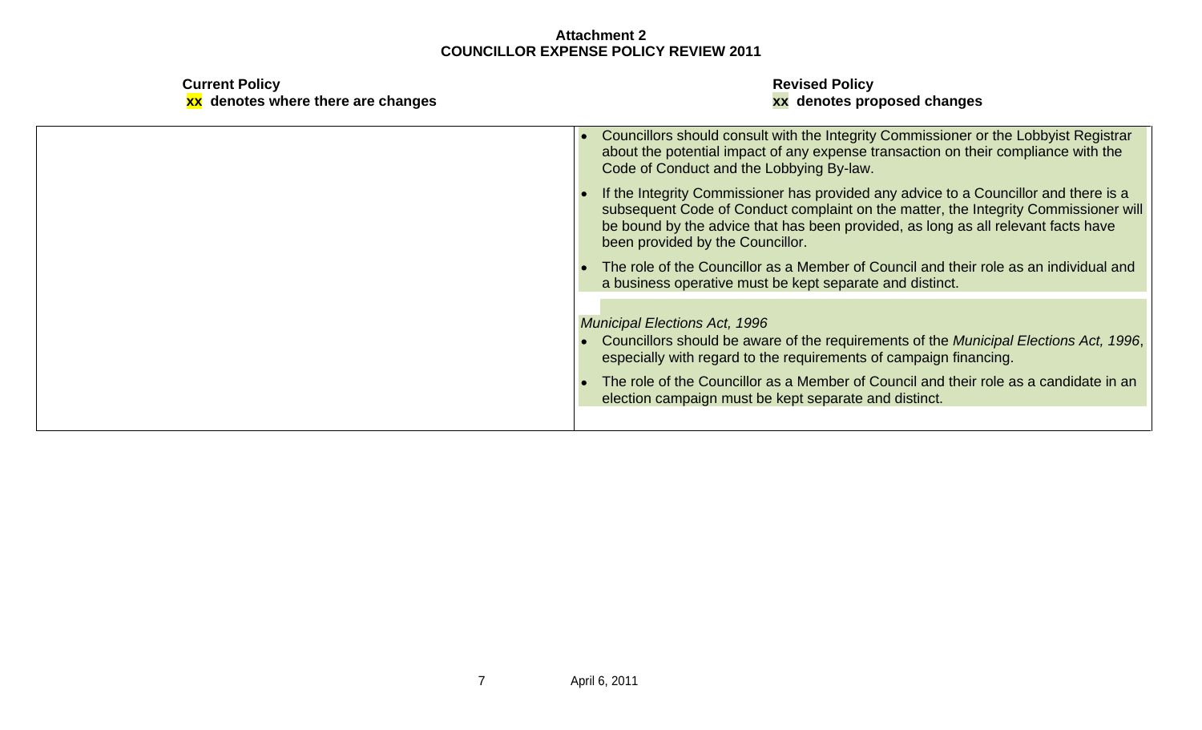**Attachment 2**
**COUNCILLOR EXPENSE POLICY REVIEW 2011**

| **Current Policy**<br>**xx denotes where there are changes** | **Revised Policy**<br>**xx denotes proposed changes** |
|---|---|
| | • Councillors should consult with the Integrity Commissioner or the Lobbyist Registrar about the potential impact of any expense transaction on their compliance with the Code of Conduct and the Lobbying By-law.<br>• If the Integrity Commissioner has provided any advice to a Councillor and there is a subsequent Code of Conduct complaint on the matter, the Integrity Commissioner will be bound by the advice that has been provided, as long as all relevant facts have been provided by the Councillor.<br>• The role of the Councillor as a Member of Council and their role as an individual and a business operative must be kept separate and distinct.<br><br>*Municipal Elections Act, 1996*<br>• Councillors should be aware of the requirements of the *Municipal Elections Act, 1996*, especially with regard to the requirements of campaign financing.<br>• The role of the Councillor as a Member of Council and their role as a candidate in an election campaign must be kept separate and distinct. |

April 6, 2011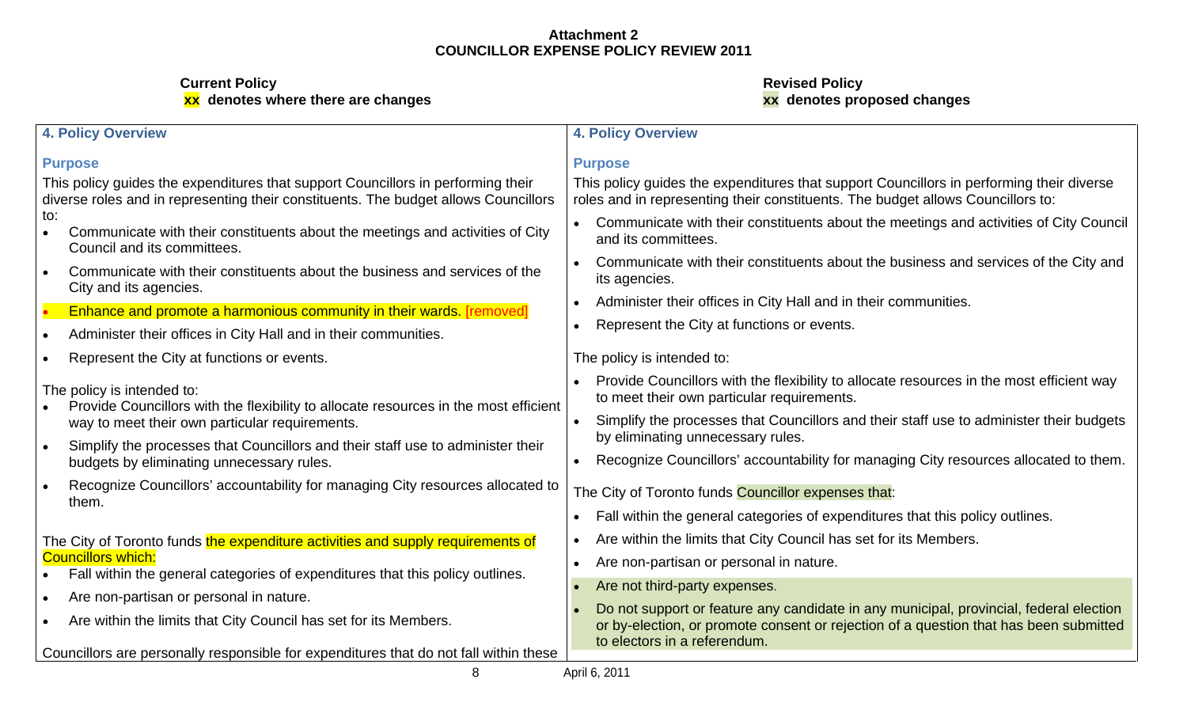**Attachment 2**
**COUNCILLOR EXPENSE POLICY REVIEW 2011**

| **Current Policy**<br>**xx denotes where there are changes** | **Revised Policy**<br>**xx denotes proposed changes** |
|---|---|
| **4. Policy Overview**<br><br>**Purpose**<br><br>This policy guides the expenditures that support Councillors in performing their diverse roles and in representing their constituents. The budget allows Councillors to:<br>• Communicate with their constituents about the meetings and activities of City Council and its committees.<br>• Communicate with their constituents about the business and services of the City and its agencies.<br>• Enhance and promote a harmonious community in their wards. [removed]<br>• Administer their offices in City Hall and in their communities.<br>• Represent the City at functions or events.<br><br>The policy is intended to:<br>• Provide Councillors with the flexibility to allocate resources in the most efficient way to meet their own particular requirements.<br>• Simplify the processes that Councillors and their staff use to administer their budgets by eliminating unnecessary rules.<br>• Recognize Councillors' accountability for managing City resources allocated to them.<br><br>The City of Toronto funds the expenditure activities and supply requirements of Councillors which:<br>• Fall within the general categories of expenditures that this policy outlines.<br>• Are non-partisan or personal in nature.<br>• Are within the limits that City Council has set for its Members.<br><br>Councillors are personally responsible for expenditures that do not fall within these | **4. Policy Overview**<br><br>**Purpose**<br><br>This policy guides the expenditures that support Councillors in performing their diverse roles and in representing their constituents. The budget allows Councillors to:<br>• Communicate with their constituents about the meetings and activities of City Council and its committees.<br>• Communicate with their constituents about the business and services of the City and its agencies.<br>• Administer their offices in City Hall and in their communities.<br>• Represent the City at functions or events.<br><br>The policy is intended to:<br>• Provide Councillors with the flexibility to allocate resources in the most efficient way to meet their own particular requirements.<br>• Simplify the processes that Councillors and their staff use to administer their budgets by eliminating unnecessary rules.<br>• Recognize Councillors' accountability for managing City resources allocated to them.<br><br>The City of Toronto funds Councillor expenses that:<br>• Fall within the general categories of expenditures that this policy outlines.<br>• Are within the limits that City Council has set for its Members.<br>• Are non-partisan or personal in nature.<br>• Are not third-party expenses.<br>• Do not support or feature any candidate in any municipal, provincial, federal election or by-election, or promote consent or rejection of a question that has been submitted to electors in a referendum. |

April 6, 2011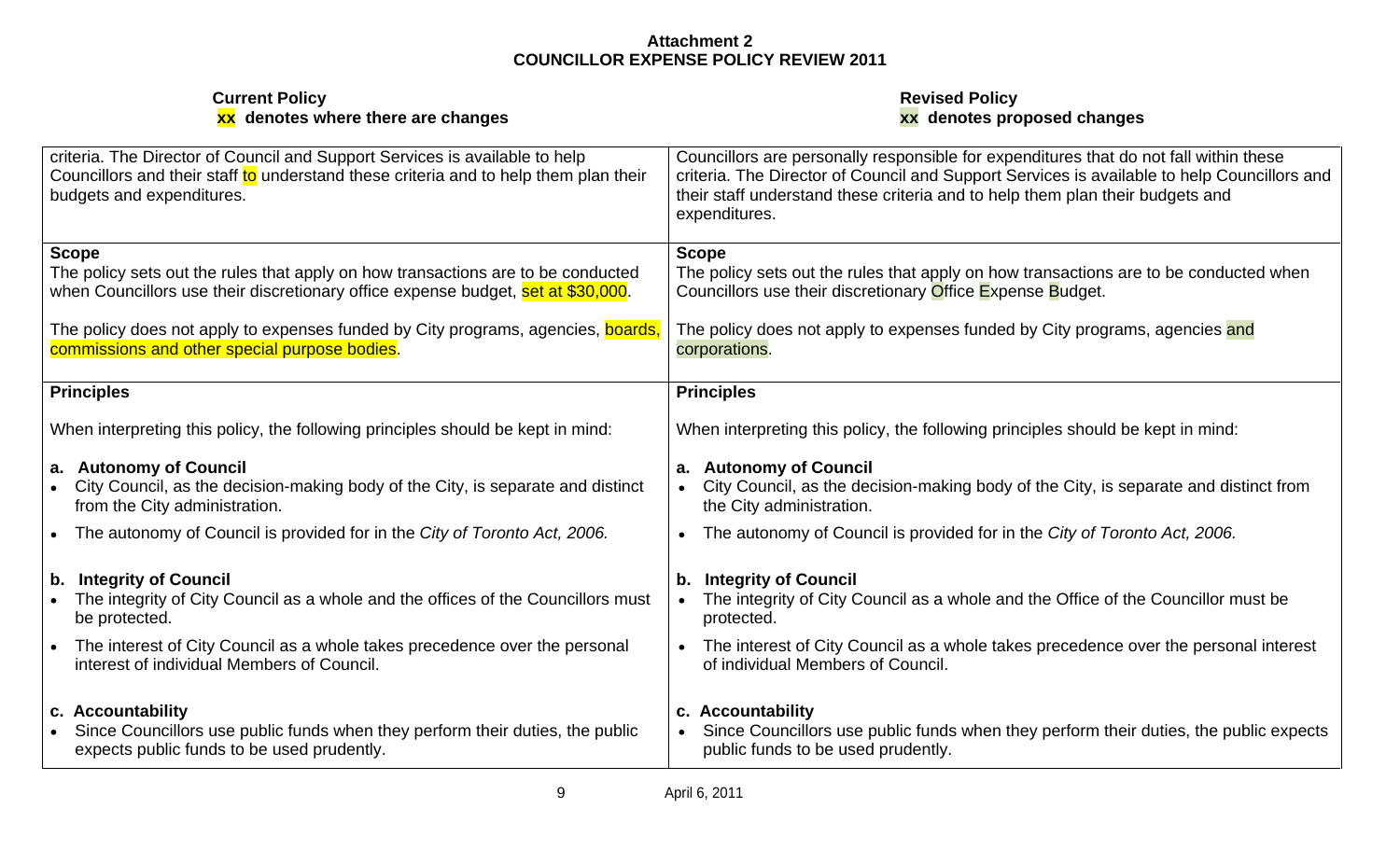**Attachment 2**
**COUNCILLOR EXPENSE POLICY REVIEW 2011**

| **Current Policy**<br>**xx denotes where there are changes** | **Revised Policy**<br>**xx denotes proposed changes** |
|---|---|
| criteria. The Director of Council and Support Services is available to help Councillors and their staff to understand these criteria and to help them plan their budgets and expenditures. | Councillors are personally responsible for expenditures that do not fall within these criteria. The Director of Council and Support Services is available to help Councillors and their staff understand these criteria and to help them plan their budgets and expenditures. |
| **Scope**<br>The policy sets out the rules that apply on how transactions are to be conducted when Councillors use their discretionary office expense budget, set at $30,000.<br><br>The policy does not apply to expenses funded by City programs, agencies, boards, commissions and other special purpose bodies. | **Scope**<br>The policy sets out the rules that apply on how transactions are to be conducted when Councillors use their discretionary Office Expense Budget.<br><br>The policy does not apply to expenses funded by City programs, agencies and corporations. |
| **Principles**<br><br>When interpreting this policy, the following principles should be kept in mind:<br><br>**a. Autonomy of Council**<br>• City Council, as the decision-making body of the City, is separate and distinct from the City administration.<br>• The autonomy of Council is provided for in the *City of Toronto Act, 2006.*<br><br>**b. Integrity of Council**<br>• The integrity of City Council as a whole and the offices of the Councillors must be protected.<br>• The interest of City Council as a whole takes precedence over the personal interest of individual Members of Council.<br><br>**c. Accountability**<br>• Since Councillors use public funds when they perform their duties, the public expects public funds to be used prudently. | **Principles**<br><br>When interpreting this policy, the following principles should be kept in mind:<br><br>**a. Autonomy of Council**<br>• City Council, as the decision-making body of the City, is separate and distinct from the City administration.<br>• The autonomy of Council is provided for in the *City of Toronto Act, 2006.*<br><br>**b. Integrity of Council**<br>• The integrity of City Council as a whole and the Office of the Councillor must be protected.<br>• The interest of City Council as a whole takes precedence over the personal interest of individual Members of Council.<br><br>**c. Accountability**<br>• Since Councillors use public funds when they perform their duties, the public expects public funds to be used prudently. |

April 6, 2011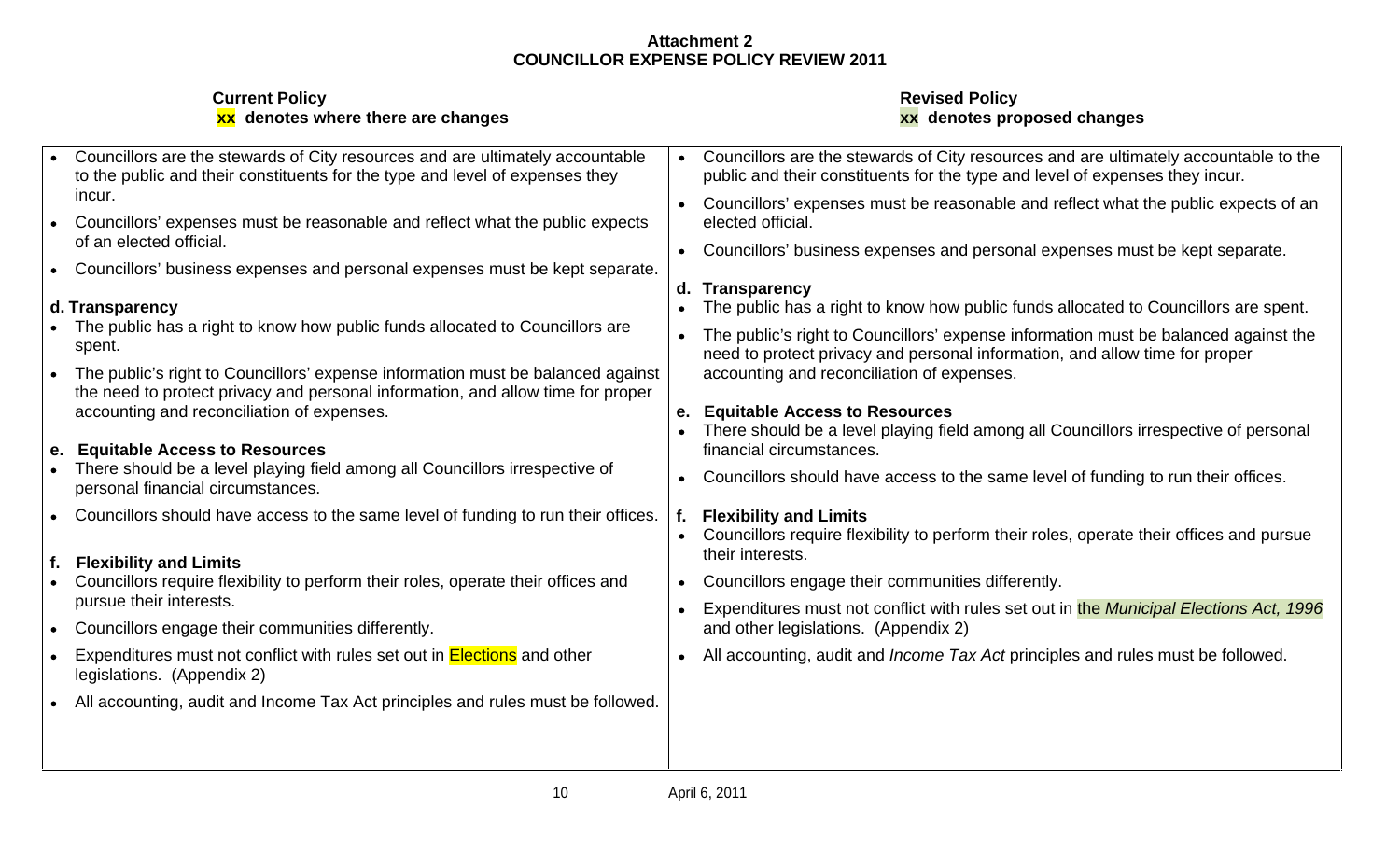**Attachment 2**
**COUNCILLOR EXPENSE POLICY REVIEW 2011**

| **Current Policy**<br>**xx denotes where there are changes** | **Revised Policy**<br>**xx denotes proposed changes** |
|---|---|
| • Councillors are the stewards of City resources and are ultimately accountable to the public and their constituents for the type and level of expenses they incur.<br>• Councillors' expenses must be reasonable and reflect what the public expects of an elected official.<br>• Councillors' business expenses and personal expenses must be kept separate.<br><br>**d. Transparency**<br>• The public has a right to know how public funds allocated to Councillors are spent.<br>• The public's right to Councillors' expense information must be balanced against the need to protect privacy and personal information, and allow time for proper accounting and reconciliation of expenses.<br><br>**e. Equitable Access to Resources**<br>• There should be a level playing field among all Councillors irrespective of personal financial circumstances.<br>• Councillors should have access to the same level of funding to run their offices.<br><br>**f. Flexibility and Limits**<br>• Councillors require flexibility to perform their roles, operate their offices and pursue their interests.<br>• Councillors engage their communities differently.<br>• Expenditures must not conflict with rules set out in Elections and other legislations. (Appendix 2)<br>• All accounting, audit and Income Tax Act principles and rules must be followed. | • Councillors are the stewards of City resources and are ultimately accountable to the public and their constituents for the type and level of expenses they incur.<br>• Councillors' expenses must be reasonable and reflect what the public expects of an elected official.<br>• Councillors' business expenses and personal expenses must be kept separate.<br><br>**d. Transparency**<br>• The public has a right to know how public funds allocated to Councillors are spent.<br>• The public's right to Councillors' expense information must be balanced against the need to protect privacy and personal information, and allow time for proper accounting and reconciliation of expenses.<br><br>**e. Equitable Access to Resources**<br>• There should be a level playing field among all Councillors irrespective of personal financial circumstances.<br>• Councillors should have access to the same level of funding to run their offices.<br><br>**f. Flexibility and Limits**<br>• Councillors require flexibility to perform their roles, operate their offices and pursue their interests.<br>• Councillors engage their communities differently.<br>• Expenditures must not conflict with rules set out in the *Municipal Elections Act, 1996* and other legislations. (Appendix 2)<br>• All accounting, audit and *Income Tax Act* principles and rules must be followed. |

April 6, 2011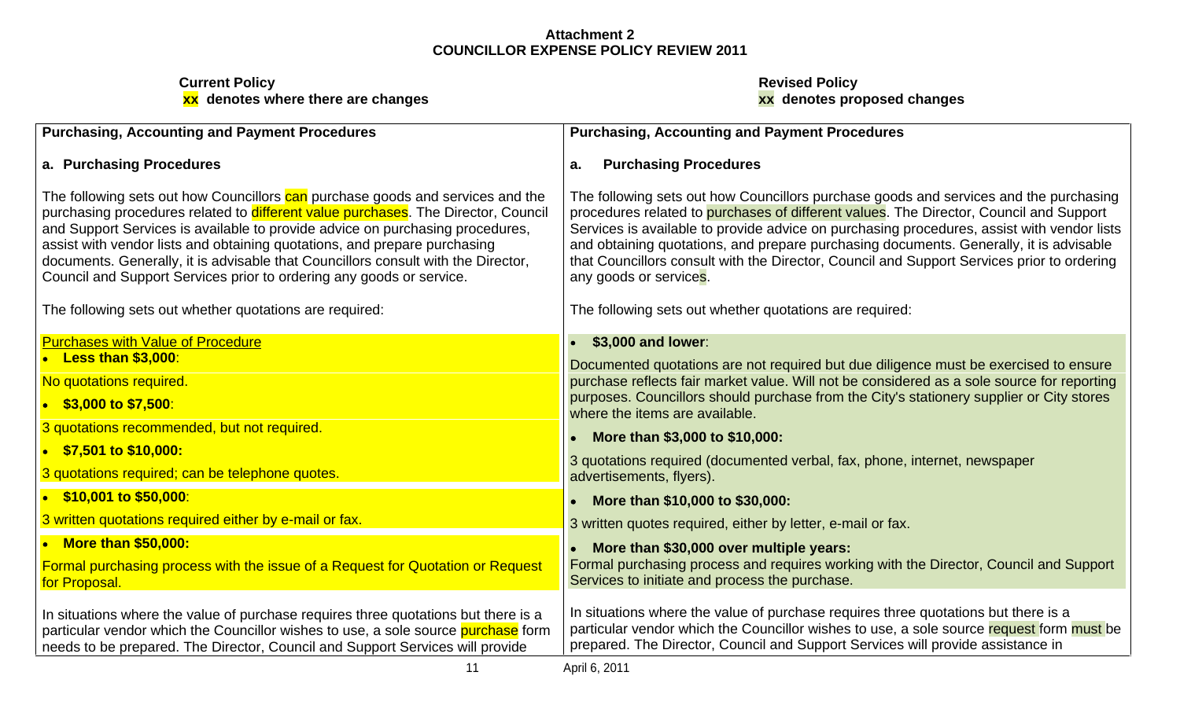**Attachment 2**
**COUNCILLOR EXPENSE POLICY REVIEW 2011**

| **Current Policy**<br>**xx denotes where there are changes** | **Revised Policy**<br>**xx denotes proposed changes** |
|---|---|
| **Purchasing, Accounting and Payment Procedures** | **Purchasing, Accounting and Payment Procedures** |
| **a. Purchasing Procedures** | **a. Purchasing Procedures** |
| The following sets out how Councillors can purchase goods and services and the purchasing procedures related to different value purchases. The Director, Council and Support Services is available to provide advice on purchasing procedures, assist with vendor lists and obtaining quotations, and prepare purchasing documents. Generally, it is advisable that Councillors consult with the Director, Council and Support Services prior to ordering any goods or service. | The following sets out how Councillors purchase goods and services and the purchasing procedures related to purchases of different values. The Director, Council and Support Services is available to provide advice on purchasing procedures, assist with vendor lists and obtaining quotations, and prepare purchasing documents. Generally, it is advisable that Councillors consult with the Director, Council and Support Services prior to ordering any goods or services. |
| The following sets out whether quotations are required: | The following sets out whether quotations are required: |
| Purchases with Value of Procedure<br>• **Less than $3,000**:<br>No quotations required.<br>• **$3,000 to $7,500**:<br>3 quotations recommended, but not required.<br>• **$7,501 to $10,000:**<br>3 quotations required; can be telephone quotes.<br>• **$10,001 to $50,000**:<br>3 written quotations required either by e-mail or fax.<br>• **More than $50,000:**<br>Formal purchasing process with the issue of a Request for Quotation or Request for Proposal. | • **$3,000 and lower**:<br>Documented quotations are not required but due diligence must be exercised to ensure purchase reflects fair market value. Will not be considered as a sole source for reporting purposes. Councillors should purchase from the City's stationery supplier or City stores where the items are available.<br>• **More than $3,000 to $10,000:**<br>3 quotations required (documented verbal, fax, phone, internet, newspaper advertisements, flyers).<br>• **More than $10,000 to $30,000:**<br>3 written quotes required, either by letter, e-mail or fax.<br>• **More than $30,000 over multiple years:**<br>Formal purchasing process and requires working with the Director, Council and Support Services to initiate and process the purchase. |
| In situations where the value of purchase requires three quotations but there is a particular vendor which the Councillor wishes to use, a sole source purchase form needs to be prepared. The Director, Council and Support Services will provide | In situations where the value of purchase requires three quotations but there is a particular vendor which the Councillor wishes to use, a sole source request form must be prepared. The Director, Council and Support Services will provide assistance in |

April 6, 2011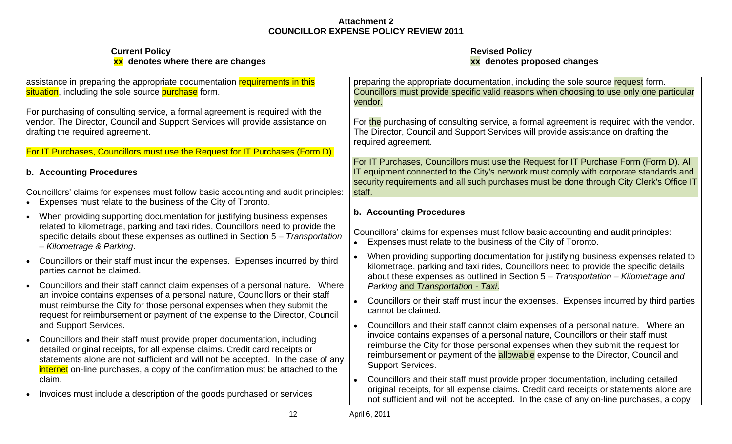# Attachment 2
# COUNCILLOR EXPENSE POLICY REVIEW 2011

| Current Policy<br>**xx** denotes where there are changes | Revised Policy<br>**xx** denotes proposed changes |
|---|---|
| assistance in preparing the appropriate documentation requirements in this situation, including the sole source purchase form.<br><br>For purchasing of consulting service, a formal agreement is required with the vendor. The Director, Council and Support Services will provide assistance on drafting the required agreement.<br><br>For IT Purchases, Councillors must use the Request for IT Purchases (Form D).<br><br>**b. Accounting Procedures**<br><br>Councillors' claims for expenses must follow basic accounting and audit principles:<br>• Expenses must relate to the business of the City of Toronto.<br>• When providing supporting documentation for justifying business expenses related to kilometrage, parking and taxi rides, Councillors need to provide the specific details about these expenses as outlined in Section 5 – *Transportation – Kilometrage & Parking*.<br>• Councillors or their staff must incur the expenses. Expenses incurred by third parties cannot be claimed.<br>• Councillors and their staff cannot claim expenses of a personal nature. Where an invoice contains expenses of a personal nature, Councillors or their staff must reimburse the City for those personal expenses when they submit the request for reimbursement or payment of the expense to the Director, Council and Support Services.<br>• Councillors and their staff must provide proper documentation, including detailed original receipts, for all expense claims. Credit card receipts or statements alone are not sufficient and will not be accepted. In the case of any internet on-line purchases, a copy of the confirmation must be attached to the claim.<br>• Invoices must include a description of the goods purchased or services | preparing the appropriate documentation, including the sole source request form. Councillors must provide specific valid reasons when choosing to use only one particular vendor.<br><br>For the purchasing of consulting service, a formal agreement is required with the vendor. The Director, Council and Support Services will provide assistance on drafting the required agreement.<br><br>For IT Purchases, Councillors must use the Request for IT Purchase Form (Form D). All IT equipment connected to the City's network must comply with corporate standards and security requirements and all such purchases must be done through City Clerk's Office IT staff.<br><br>**b. Accounting Procedures**<br><br>Councillors' claims for expenses must follow basic accounting and audit principles:<br>• Expenses must relate to the business of the City of Toronto.<br>• When providing supporting documentation for justifying business expenses related to kilometrage, parking and taxi rides, Councillors need to provide the specific details about these expenses as outlined in Section 5 – *Transportation – Kilometrage and Parking* and *Transportation - Taxi*.<br>• Councillors or their staff must incur the expenses. Expenses incurred by third parties cannot be claimed.<br>• Councillors and their staff cannot claim expenses of a personal nature. Where an invoice contains expenses of a personal nature, Councillors or their staff must reimburse the City for those personal expenses when they submit the request for reimbursement or payment of the allowable expense to the Director, Council and Support Services.<br>• Councillors and their staff must provide proper documentation, including detailed original receipts, for all expense claims. Credit card receipts or statements alone are not sufficient and will not be accepted. In the case of any on-line purchases, a copy |

April 6, 2011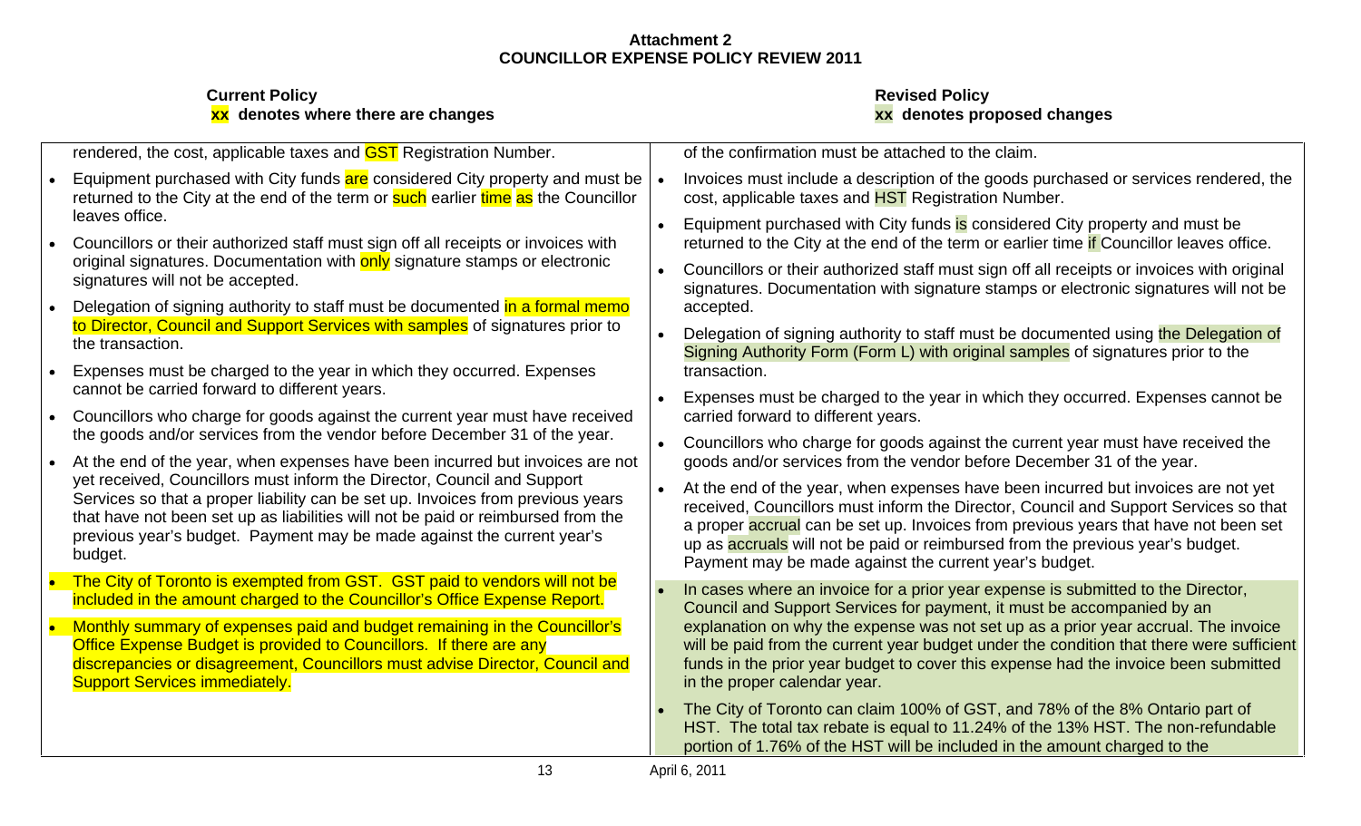**Attachment 2**
**COUNCILLOR EXPENSE POLICY REVIEW 2011**

| **Current Policy**<br>**xx denotes where there are changes** | **Revised Policy**<br>**xx denotes proposed changes** |
|---|---|
| rendered, the cost, applicable taxes and GST Registration Number. | of the confirmation must be attached to the claim. |
| • Equipment purchased with City funds are considered City property and must be returned to the City at the end of the term or such earlier time as the Councillor leaves office. | • Invoices must include a description of the goods purchased or services rendered, the cost, applicable taxes and HST Registration Number. |
| • Councillors or their authorized staff must sign off all receipts or invoices with original signatures. Documentation with only signature stamps or electronic signatures will not be accepted. | • Equipment purchased with City funds is considered City property and must be returned to the City at the end of the term or earlier time if Councillor leaves office. |
| • Delegation of signing authority to staff must be documented in a formal memo to Director, Council and Support Services with samples of signatures prior to the transaction. | • Councillors or their authorized staff must sign off all receipts or invoices with original signatures. Documentation with signature stamps or electronic signatures will not be accepted. |
| • Expenses must be charged to the year in which they occurred. Expenses cannot be carried forward to different years. | • Delegation of signing authority to staff must be documented using the Delegation of Signing Authority Form (Form L) with original samples of signatures prior to the transaction. |
| • Councillors who charge for goods against the current year must have received the goods and/or services from the vendor before December 31 of the year. | • Expenses must be charged to the year in which they occurred. Expenses cannot be carried forward to different years. |
| • At the end of the year, when expenses have been incurred but invoices are not yet received, Councillors must inform the Director, Council and Support Services so that a proper liability can be set up. Invoices from previous years that have not been set up as liabilities will not be paid or reimbursed from the previous year's budget. Payment may be made against the current year's budget. | • Councillors who charge for goods against the current year must have received the goods and/or services from the vendor before December 31 of the year. |
| • The City of Toronto is exempted from GST. GST paid to vendors will not be included in the amount charged to the Councillor's Office Expense Report. | • At the end of the year, when expenses have been incurred but invoices are not yet received, Councillors must inform the Director, Council and Support Services so that a proper accrual can be set up. Invoices from previous years that have not been set up as accruals will not be paid or reimbursed from the previous year's budget. Payment may be made against the current year's budget. |
| • Monthly summary of expenses paid and budget remaining in the Councillor's Office Expense Budget is provided to Councillors. If there are any discrepancies or disagreement, Councillors must advise Director, Council and Support Services immediately. | • In cases where an invoice for a prior year expense is submitted to the Director, Council and Support Services for payment, it must be accompanied by an explanation on why the expense was not set up as a prior year accrual. The invoice will be paid from the current year budget under the condition that there were sufficient funds in the prior year budget to cover this expense had the invoice been submitted in the proper calendar year. |
| | • The City of Toronto can claim 100% of GST, and 78% of the 8% Ontario part of HST. The total tax rebate is equal to 11.24% of the 13% HST. The non-refundable portion of 1.76% of the HST will be included in the amount charged to the |

April 6, 2011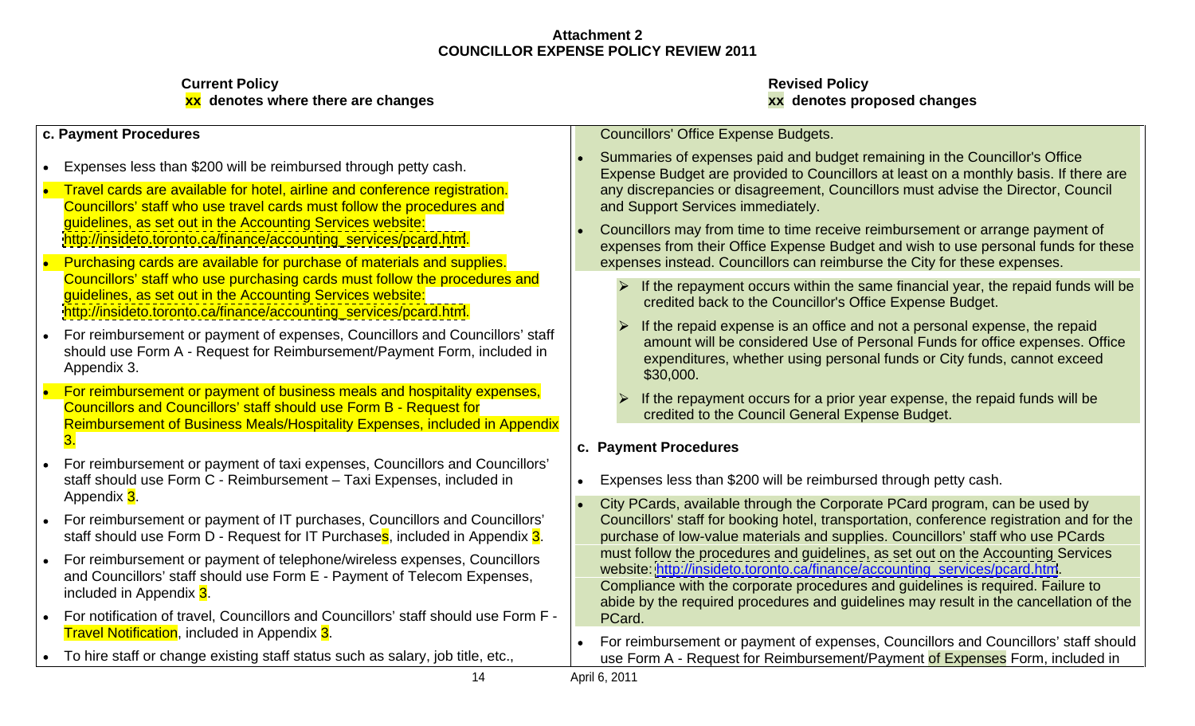**Attachment 2**
**COUNCILLOR EXPENSE POLICY REVIEW 2011**

| Current Policy<br>xx denotes where there are changes | Revised Policy<br>xx denotes proposed changes |
|---|---|
| **c. Payment Procedures**<br><br>• Expenses less than $200 will be reimbursed through petty cash.<br><br>• Travel cards are available for hotel, airline and conference registration. Councillors' staff who use travel cards must follow the procedures and guidelines, as set out in the Accounting Services website: http://insideto.toronto.ca/finance/accounting_services/pcard.html.<br><br>• Purchasing cards are available for purchase of materials and supplies. Councillors' staff who use purchasing cards must follow the procedures and guidelines, as set out in the Accounting Services website: http://insideto.toronto.ca/finance/accounting_services/pcard.html.<br><br>• For reimbursement or payment of expenses, Councillors and Councillors' staff should use Form A - Request for Reimbursement/Payment Form, included in Appendix 3.<br><br>• For reimbursement or payment of business meals and hospitality expenses, Councillors and Councillors' staff should use Form B - Request for Reimbursement of Business Meals/Hospitality Expenses, included in Appendix 3.<br><br>• For reimbursement or payment of taxi expenses, Councillors and Councillors' staff should use Form C - Reimbursement – Taxi Expenses, included in Appendix 3.<br><br>• For reimbursement or payment of IT purchases, Councillors and Councillors' staff should use Form D - Request for IT Purchases, included in Appendix 3.<br><br>• For reimbursement or payment of telephone/wireless expenses, Councillors and Councillors' staff should use Form E - Payment of Telecom Expenses, included in Appendix 3.<br><br>• For notification of travel, Councillors and Councillors' staff should use Form F - Travel Notification, included in Appendix 3.<br><br>• To hire staff or change existing staff status such as salary, job title, etc., | Councillors' Office Expense Budgets.<br><br>• Summaries of expenses paid and budget remaining in the Councillor's Office Expense Budget are provided to Councillors at least on a monthly basis. If there are any discrepancies or disagreement, Councillors must advise the Director, Council and Support Services immediately.<br><br>• Councillors may from time to time receive reimbursement or arrange payment of expenses from their Office Expense Budget and wish to use personal funds for these expenses instead. Councillors can reimburse the City for these expenses.<br><br>  ➢ If the repayment occurs within the same financial year, the repaid funds will be credited back to the Councillor's Office Expense Budget.<br><br>  ➢ If the repaid expense is an office and not a personal expense, the repaid amount will be considered Use of Personal Funds for office expenses. Office expenditures, whether using personal funds or City funds, cannot exceed $30,000.<br><br>  ➢ If the repayment occurs for a prior year expense, the repaid funds will be credited to the Council General Expense Budget.<br><br>**c. Payment Procedures**<br><br>• Expenses less than $200 will be reimbursed through petty cash.<br><br>• City PCards, available through the Corporate PCard program, can be used by Councillors' staff for booking hotel, transportation, conference registration and for the purchase of low-value materials and supplies. Councillors' staff who use PCards must follow the procedures and guidelines, as set out on the Accounting Services website: http://insideto.toronto.ca/finance/accounting_services/pcard.html. Compliance with the corporate procedures and guidelines is required. Failure to abide by the required procedures and guidelines may result in the cancellation of the PCard.<br><br>• For reimbursement or payment of expenses, Councillors and Councillors' staff should use Form A - Request for Reimbursement/Payment of Expenses Form, included in |

April 6, 2011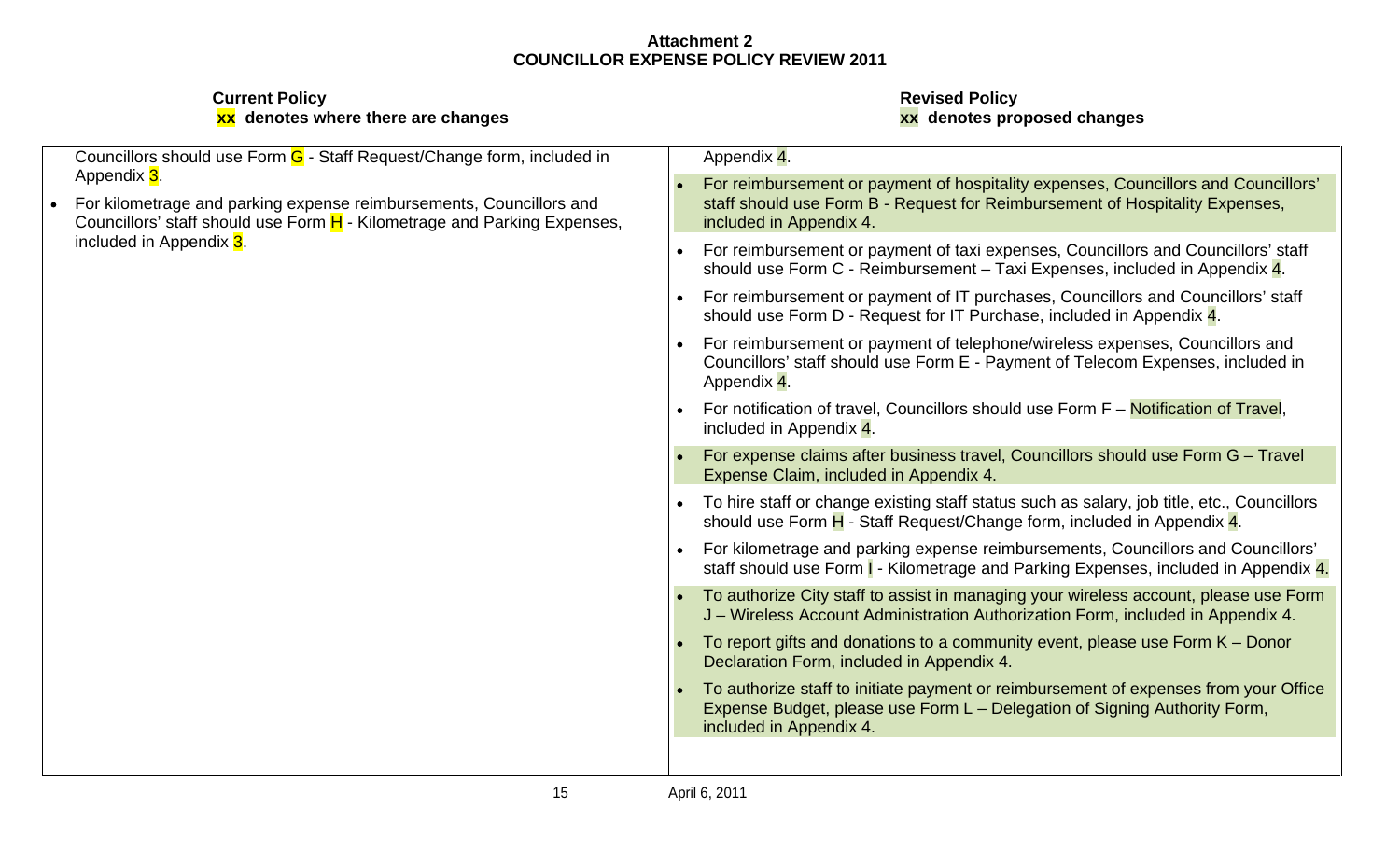**Attachment 2**
**COUNCILLOR EXPENSE POLICY REVIEW 2011**

| **Current Policy**<br>**xx denotes where there are changes** | **Revised Policy**<br>**xx denotes proposed changes** |
|---|---|
| Councillors should use Form G - Staff Request/Change form, included in Appendix 3.<br>• For kilometrage and parking expense reimbursements, Councillors and Councillors' staff should use Form H - Kilometrage and Parking Expenses, included in Appendix 3. | Appendix 4.<br>• For reimbursement or payment of hospitality expenses, Councillors and Councillors' staff should use Form B - Request for Reimbursement of Hospitality Expenses, included in Appendix 4.<br>• For reimbursement or payment of taxi expenses, Councillors and Councillors' staff should use Form C - Reimbursement – Taxi Expenses, included in Appendix 4.<br>• For reimbursement or payment of IT purchases, Councillors and Councillors' staff should use Form D - Request for IT Purchase, included in Appendix 4.<br>• For reimbursement or payment of telephone/wireless expenses, Councillors and Councillors' staff should use Form E - Payment of Telecom Expenses, included in Appendix 4.<br>• For notification of travel, Councillors should use Form F – Notification of Travel, included in Appendix 4.<br>• For expense claims after business travel, Councillors should use Form G – Travel Expense Claim, included in Appendix 4.<br>• To hire staff or change existing staff status such as salary, job title, etc., Councillors should use Form H - Staff Request/Change form, included in Appendix 4.<br>• For kilometrage and parking expense reimbursements, Councillors and Councillors' staff should use Form I - Kilometrage and Parking Expenses, included in Appendix 4.<br>• To authorize City staff to assist in managing your wireless account, please use Form J – Wireless Account Administration Authorization Form, included in Appendix 4.<br>• To report gifts and donations to a community event, please use Form K – Donor Declaration Form, included in Appendix 4.<br>• To authorize staff to initiate payment or reimbursement of expenses from your Office Expense Budget, please use Form L – Delegation of Signing Authority Form, included in Appendix 4. |

April 6, 2011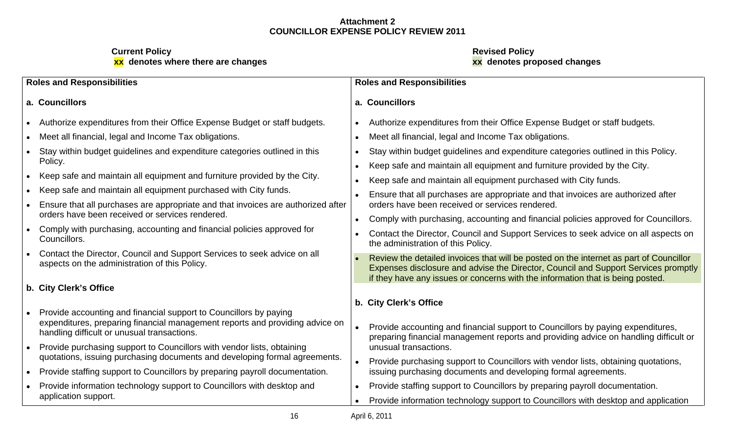**Attachment 2**
**COUNCILLOR EXPENSE POLICY REVIEW 2011**

| **Current Policy**<br>**xx denotes where there are changes** | **Revised Policy**<br>**xx denotes proposed changes** |
|---|---|
| **Roles and Responsibilities** | **Roles and Responsibilities** |
| **a. Councillors**<br><br>• Authorize expenditures from their Office Expense Budget or staff budgets.<br>• Meet all financial, legal and Income Tax obligations.<br>• Stay within budget guidelines and expenditure categories outlined in this Policy.<br>• Keep safe and maintain all equipment and furniture provided by the City.<br>• Keep safe and maintain all equipment purchased with City funds.<br>• Ensure that all purchases are appropriate and that invoices are authorized after orders have been received or services rendered.<br>• Comply with purchasing, accounting and financial policies approved for Councillors.<br>• Contact the Director, Council and Support Services to seek advice on all aspects on the administration of this Policy.<br><br>**b. City Clerk's Office**<br><br>• Provide accounting and financial support to Councillors by paying expenditures, preparing financial management reports and providing advice on handling difficult or unusual transactions.<br>• Provide purchasing support to Councillors with vendor lists, obtaining quotations, issuing purchasing documents and developing formal agreements.<br>• Provide staffing support to Councillors by preparing payroll documentation.<br>• Provide information technology support to Councillors with desktop and application support. | **a. Councillors**<br><br>• Authorize expenditures from their Office Expense Budget or staff budgets.<br>• Meet all financial, legal and Income Tax obligations.<br>• Stay within budget guidelines and expenditure categories outlined in this Policy.<br>• Keep safe and maintain all equipment and furniture provided by the City.<br>• Keep safe and maintain all equipment purchased with City funds.<br>• Ensure that all purchases are appropriate and that invoices are authorized after orders have been received or services rendered.<br>• Comply with purchasing, accounting and financial policies approved for Councillors.<br>• Contact the Director, Council and Support Services to seek advice on all aspects on the administration of this Policy.<br>• Review the detailed invoices that will be posted on the internet as part of Councillor Expenses disclosure and advise the Director, Council and Support Services promptly if they have any issues or concerns with the information that is being posted.<br><br>**b. City Clerk's Office**<br><br>• Provide accounting and financial support to Councillors by paying expenditures, preparing financial management reports and providing advice on handling difficult or unusual transactions.<br>• Provide purchasing support to Councillors with vendor lists, obtaining quotations, issuing purchasing documents and developing formal agreements.<br>• Provide staffing support to Councillors by preparing payroll documentation.<br>• Provide information technology support to Councillors with desktop and application |

April 6, 2011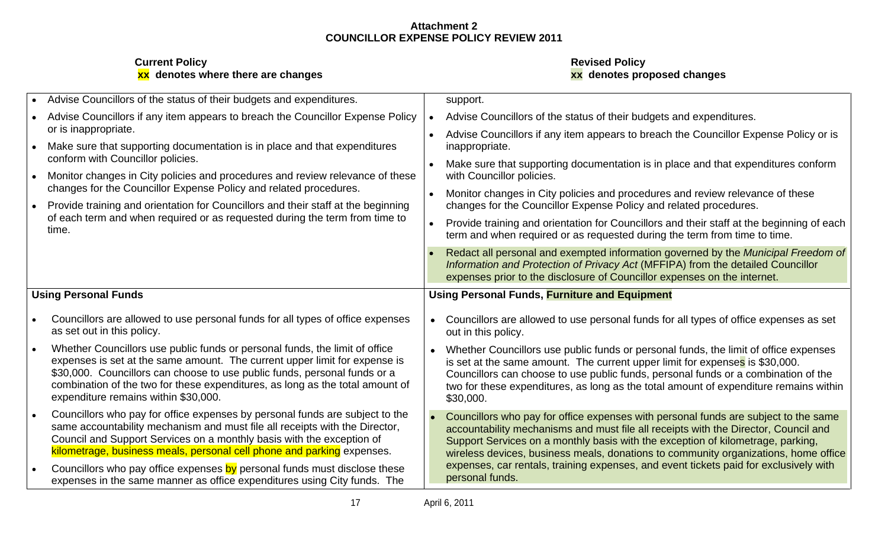**Attachment 2**
**COUNCILLOR EXPENSE POLICY REVIEW 2011**

| **Current Policy** **xx denotes where there are changes** | **Revised Policy** **xx denotes proposed changes** |
|---|---|
| • Advise Councillors of the status of their budgets and expenditures. • Advise Councillors if any item appears to breach the Councillor Expense Policy or is inappropriate. • Make sure that supporting documentation is in place and that expenditures conform with Councillor policies. • Monitor changes in City policies and procedures and review relevance of these changes for the Councillor Expense Policy and related procedures. • Provide training and orientation for Councillors and their staff at the beginning of each term and when required or as requested during the term from time to time. | support. • Advise Councillors of the status of their budgets and expenditures. • Advise Councillors if any item appears to breach the Councillor Expense Policy or is inappropriate. • Make sure that supporting documentation is in place and that expenditures conform with Councillor policies. • Monitor changes in City policies and procedures and review relevance of these changes for the Councillor Expense Policy and related procedures. • Provide training and orientation for Councillors and their staff at the beginning of each term and when required or as requested during the term from time to time. • Redact all personal and exempted information governed by the *Municipal Freedom of Information and Protection of Privacy Act* (MFFIPA) from the detailed Councillor expenses prior to the disclosure of Councillor expenses on the internet. |
| **Using Personal Funds** | **Using Personal Funds, Furniture and Equipment** |
| • Councillors are allowed to use personal funds for all types of office expenses as set out in this policy. • Whether Councillors use public funds or personal funds, the limit of office expenses is set at the same amount. The current upper limit for expense is $30,000. Councillors can choose to use public funds, personal funds or a combination of the two for these expenditures, as long as the total amount of expenditure remains within $30,000. • Councillors who pay for office expenses by personal funds are subject to the same accountability mechanism and must file all receipts with the Director, Council and Support Services on a monthly basis with the exception of kilometrage, business meals, personal cell phone and parking expenses. • Councillors who pay office expenses by personal funds must disclose these expenses in the same manner as office expenditures using City funds. The | • Councillors are allowed to use personal funds for all types of office expenses as set out in this policy. • Whether Councillors use public funds or personal funds, the limit of office expenses is set at the same amount. The current upper limit for expenses is $30,000. Councillors can choose to use public funds, personal funds or a combination of the two for these expenditures, as long as the total amount of expenditure remains within $30,000. • Councillors who pay for office expenses with personal funds are subject to the same accountability mechanisms and must file all receipts with the Director, Council and Support Services on a monthly basis with the exception of kilometrage, parking, wireless devices, business meals, donations to community organizations, home office expenses, car rentals, training expenses, and event tickets paid for exclusively with personal funds. |

April 6, 2011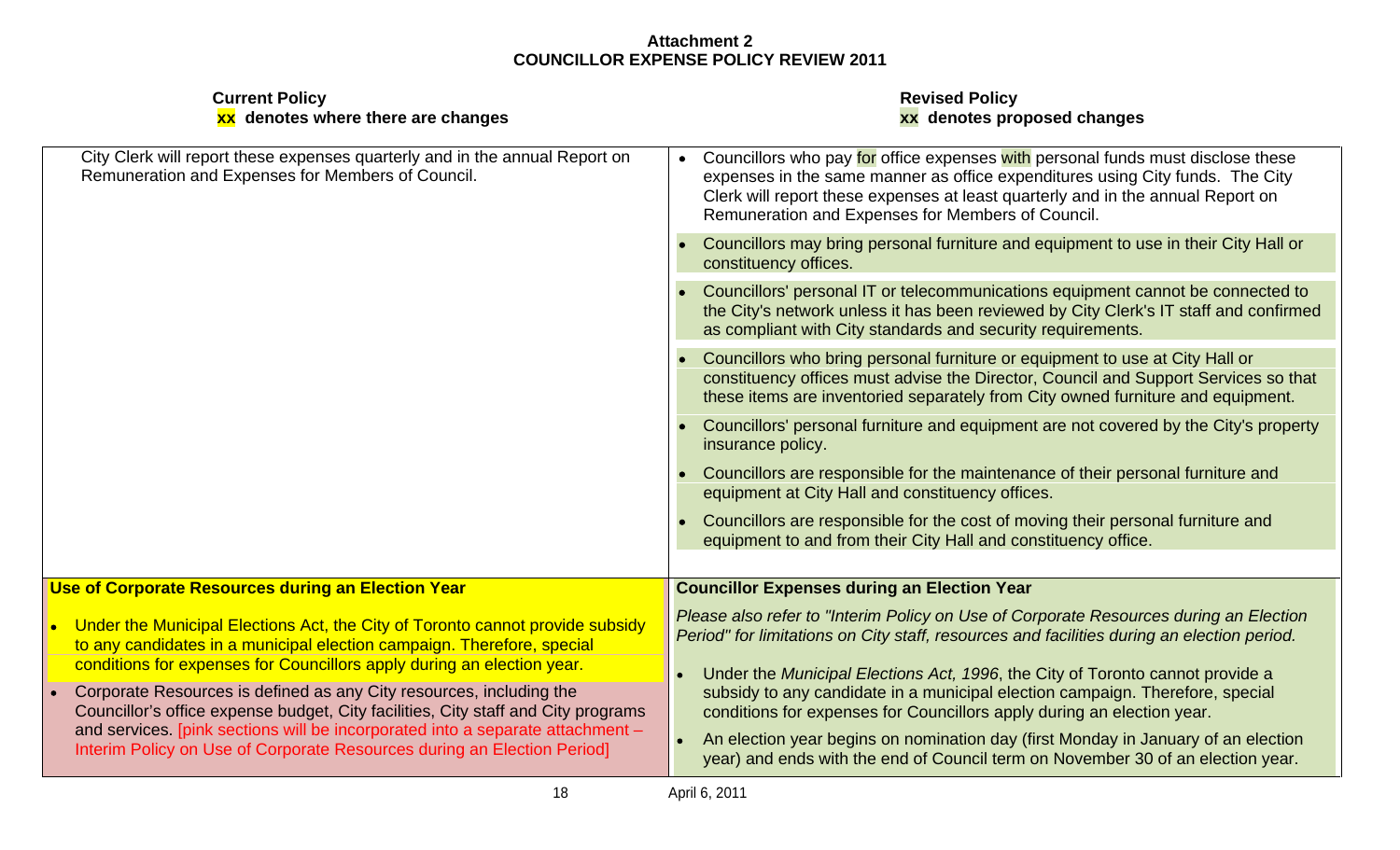**Attachment 2**
**COUNCILLOR EXPENSE POLICY REVIEW 2011**

| **Current Policy**<br>**xx denotes where there are changes** | **Revised Policy**<br>**xx denotes proposed changes** |
|---|---|
| City Clerk will report these expenses quarterly and in the annual Report on Remuneration and Expenses for Members of Council. | • Councillors who pay for office expenses with personal funds must disclose these expenses in the same manner as office expenditures using City funds. The City Clerk will report these expenses at least quarterly and in the annual Report on Remuneration and Expenses for Members of Council.<br>• Councillors may bring personal furniture and equipment to use in their City Hall or constituency offices.<br>• Councillors' personal IT or telecommunications equipment cannot be connected to the City's network unless it has been reviewed by City Clerk's IT staff and confirmed as compliant with City standards and security requirements.<br>• Councillors who bring personal furniture or equipment to use at City Hall or constituency offices must advise the Director, Council and Support Services so that these items are inventoried separately from City owned furniture and equipment.<br>• Councillors' personal furniture and equipment are not covered by the City's property insurance policy.<br>• Councillors are responsible for the maintenance of their personal furniture and equipment at City Hall and constituency offices.<br>• Councillors are responsible for the cost of moving their personal furniture and equipment to and from their City Hall and constituency office. |
| **Use of Corporate Resources during an Election Year**<br>• Under the Municipal Elections Act, the City of Toronto cannot provide subsidy to any candidates in a municipal election campaign. Therefore, special conditions for expenses for Councillors apply during an election year.<br>• Corporate Resources is defined as any City resources, including the Councillor's office expense budget, City facilities, City staff and City programs and services. [pink sections will be incorporated into a separate attachment – Interim Policy on Use of Corporate Resources during an Election Period] | **Councillor Expenses during an Election Year**<br>*Please also refer to "Interim Policy on Use of Corporate Resources during an Election Period" for limitations on City staff, resources and facilities during an election period.*<br>• Under the *Municipal Elections Act, 1996*, the City of Toronto cannot provide a subsidy to any candidate in a municipal election campaign. Therefore, special conditions for expenses for Councillors apply during an election year.<br>• An election year begins on nomination day (first Monday in January of an election year) and ends with the end of Council term on November 30 of an election year. |

April 6, 2011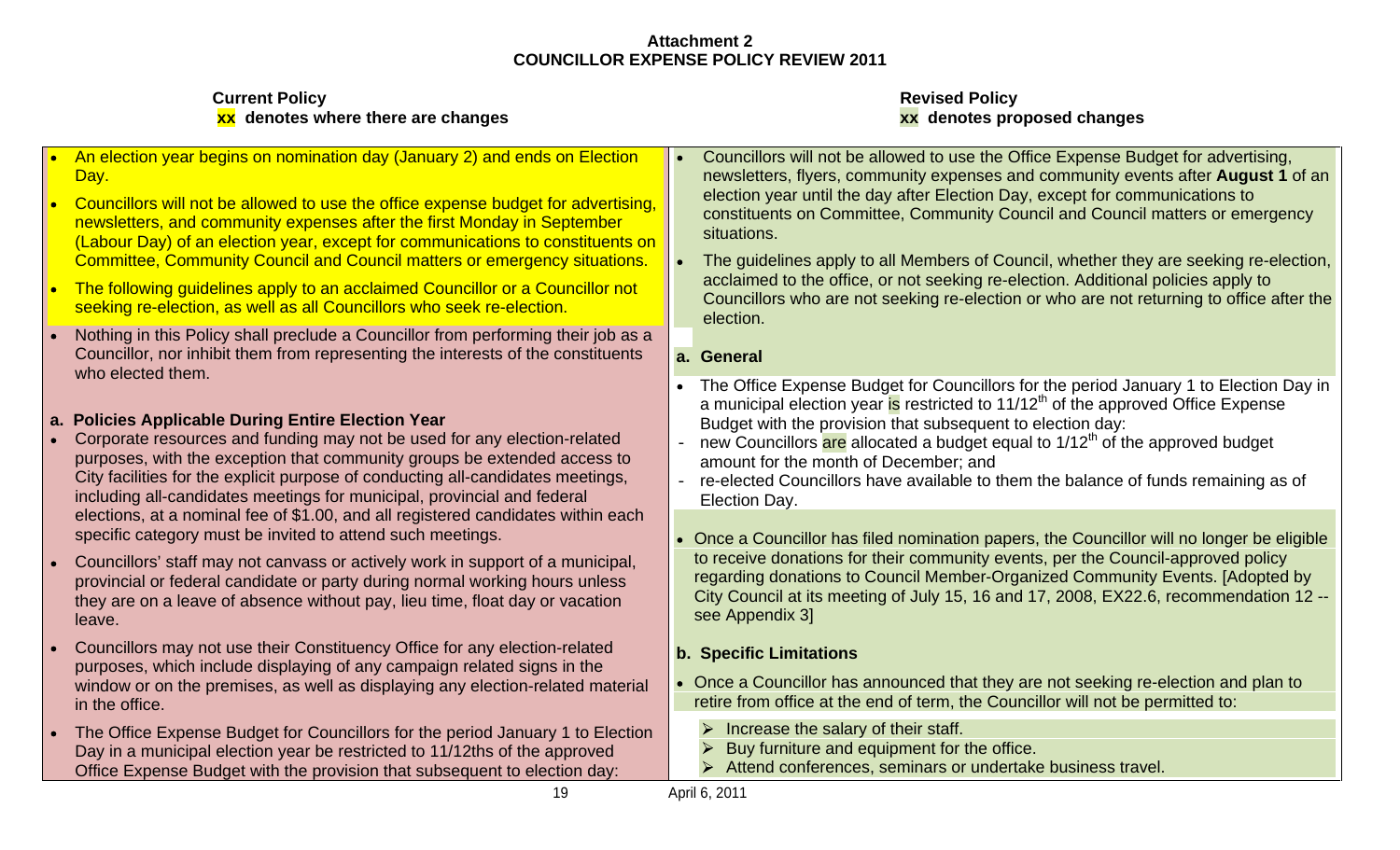**Attachment 2**
**COUNCILLOR EXPENSE POLICY REVIEW 2011**

| **Current Policy**<br>**xx denotes where there are changes** | **Revised Policy**<br>**xx denotes proposed changes** |
|---|---|
| • An election year begins on nomination day (January 2) and ends on Election Day.<br>• Councillors will not be allowed to use the office expense budget for advertising, newsletters, and community expenses after the first Monday in September (Labour Day) of an election year, except for communications to constituents on Committee, Community Council and Council matters or emergency situations.<br>• The following guidelines apply to an acclaimed Councillor or a Councillor not seeking re-election, as well as all Councillors who seek re-election.<br>• Nothing in this Policy shall preclude a Councillor from performing their job as a Councillor, nor inhibit them from representing the interests of the constituents who elected them.<br><br>**a. Policies Applicable During Entire Election Year**<br>• Corporate resources and funding may not be used for any election-related purposes, with the exception that community groups be extended access to City facilities for the explicit purpose of conducting all-candidates meetings, including all-candidates meetings for municipal, provincial and federal elections, at a nominal fee of $1.00, and all registered candidates within each specific category must be invited to attend such meetings.<br>• Councillors' staff may not canvass or actively work in support of a municipal, provincial or federal candidate or party during normal working hours unless they are on a leave of absence without pay, lieu time, float day or vacation leave.<br>• Councillors may not use their Constituency Office for any election-related purposes, which include displaying of any campaign related signs in the window or on the premises, as well as displaying any election-related material in the office.<br>• The Office Expense Budget for Councillors for the period January 1 to Election Day in a municipal election year be restricted to 11/12ths of the approved Office Expense Budget with the provision that subsequent to election day: | • Councillors will not be allowed to use the Office Expense Budget for advertising, newsletters, flyers, community expenses and community events after **August 1** of an election year until the day after Election Day, except for communications to constituents on Committee, Community Council and Council matters or emergency situations.<br>• The guidelines apply to all Members of Council, whether they are seeking re-election, acclaimed to the office, or not seeking re-election. Additional policies apply to Councillors who are not seeking re-election or who are not returning to office after the election.<br><br>**a. General**<br>• The Office Expense Budget for Councillors for the period January 1 to Election Day in a municipal election year is restricted to 11/12th of the approved Office Expense Budget with the provision that subsequent to election day:<br>- new Councillors are allocated a budget equal to 1/12th of the approved budget amount for the month of December; and<br>- re-elected Councillors have available to them the balance of funds remaining as of Election Day.<br><br>• Once a Councillor has filed nomination papers, the Councillor will no longer be eligible to receive donations for their community events, per the Council-approved policy regarding donations to Council Member-Organized Community Events. [Adopted by City Council at its meeting of July 15, 16 and 17, 2008, EX22.6, recommendation 12 -- see Appendix 3]<br><br>**b. Specific Limitations**<br>• Once a Councillor has announced that they are not seeking re-election and plan to retire from office at the end of term, the Councillor will not be permitted to:<br>➢ Increase the salary of their staff.<br>➢ Buy furniture and equipment for the office.<br>➢ Attend conferences, seminars or undertake business travel. |

April 6, 2011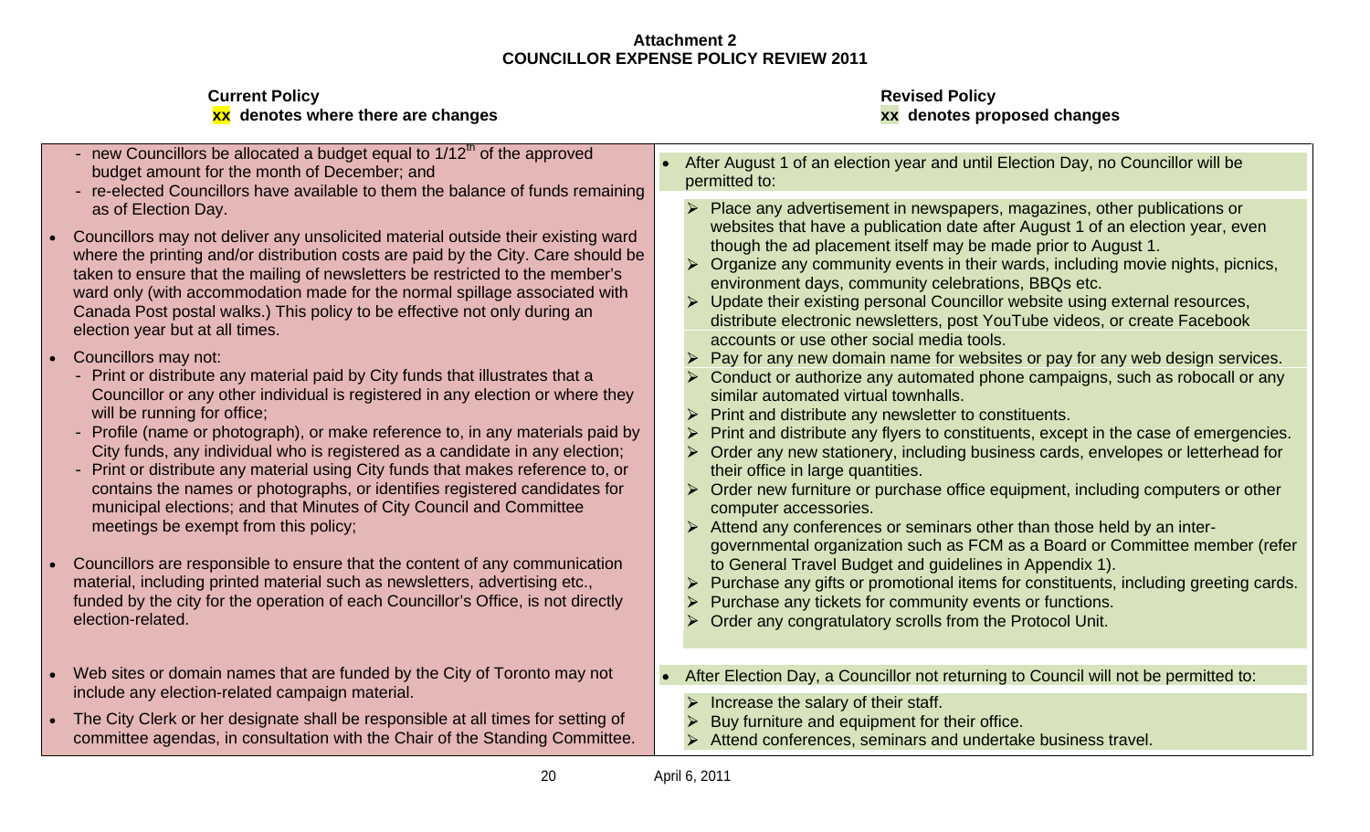**Attachment 2**
**COUNCILLOR EXPENSE POLICY REVIEW 2011**

| **Current Policy**<br>**xx denotes where there are changes** | **Revised Policy**<br>**xx denotes proposed changes** |
|---|---|
| - new Councillors be allocated a budget equal to 1/12th of the approved budget amount for the month of December; and<br>- re-elected Councillors have available to them the balance of funds remaining as of Election Day.<br><br>• Councillors may not deliver any unsolicited material outside their existing ward where the printing and/or distribution costs are paid by the City. Care should be taken to ensure that the mailing of newsletters be restricted to the member's ward only (with accommodation made for the normal spillage associated with Canada Post postal walks.) This policy to be effective not only during an election year but at all times.<br><br>• Councillors may not:<br>- Print or distribute any material paid by City funds that illustrates that a Councillor or any other individual is registered in any election or where they will be running for office;<br>- Profile (name or photograph), or make reference to, in any materials paid by City funds, any individual who is registered as a candidate in any election;<br>- Print or distribute any material using City funds that makes reference to, or contains the names or photographs, or identifies registered candidates for municipal elections; and that Minutes of City Council and Committee meetings be exempt from this policy;<br><br>• Councillors are responsible to ensure that the content of any communication material, including printed material such as newsletters, advertising etc., funded by the city for the operation of each Councillor's Office, is not directly election-related.<br><br>• Web sites or domain names that are funded by the City of Toronto may not include any election-related campaign material.<br><br>• The City Clerk or her designate shall be responsible at all times for setting of committee agendas, in consultation with the Chair of the Standing Committee. | • After August 1 of an election year and until Election Day, no Councillor will be permitted to:<br>➢ Place any advertisement in newspapers, magazines, other publications or websites that have a publication date after August 1 of an election year, even though the ad placement itself may be made prior to August 1.<br>➢ Organize any community events in their wards, including movie nights, picnics, environment days, community celebrations, BBQs etc.<br>➢ Update their existing personal Councillor website using external resources, distribute electronic newsletters, post YouTube videos, or create Facebook accounts or use other social media tools.<br>➢ Pay for any new domain name for websites or pay for any web design services.<br>➢ Conduct or authorize any automated phone campaigns, such as robocall or any similar automated virtual townhalls.<br>➢ Print and distribute any newsletter to constituents.<br>➢ Print and distribute any flyers to constituents, except in the case of emergencies.<br>➢ Order any new stationery, including business cards, envelopes or letterhead for their office in large quantities.<br>➢ Order new furniture or purchase office equipment, including computers or other computer accessories.<br>➢ Attend any conferences or seminars other than those held by an inter-governmental organization such as FCM as a Board or Committee member (refer to General Travel Budget and guidelines in Appendix 1).<br>➢ Purchase any gifts or promotional items for constituents, including greeting cards.<br>➢ Purchase any tickets for community events or functions.<br>➢ Order any congratulatory scrolls from the Protocol Unit.<br><br>• After Election Day, a Councillor not returning to Council will not be permitted to:<br>➢ Increase the salary of their staff.<br>➢ Buy furniture and equipment for their office.<br>➢ Attend conferences, seminars and undertake business travel. |

April 6, 2011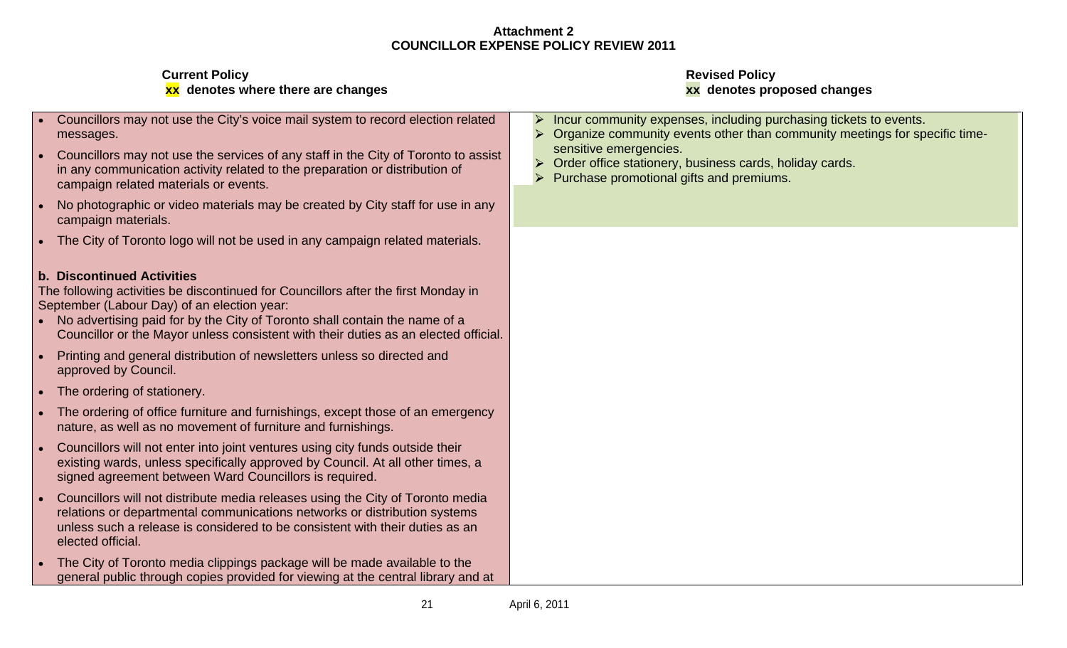**Attachment 2**
**COUNCILLOR EXPENSE POLICY REVIEW 2011**

| **Current Policy**<br>**xx denotes where there are changes** | **Revised Policy**<br>**xx denotes proposed changes** |
|---|---|
| • Councillors may not use the City's voice mail system to record election related messages.<br>• Councillors may not use the services of any staff in the City of Toronto to assist in any communication activity related to the preparation or distribution of campaign related materials or events.<br>• No photographic or video materials may be created by City staff for use in any campaign materials.<br>• The City of Toronto logo will not be used in any campaign related materials.<br><br>**b. Discontinued Activities**<br>The following activities be discontinued for Councillors after the first Monday in September (Labour Day) of an election year:<br>• No advertising paid for by the City of Toronto shall contain the name of a Councillor or the Mayor unless consistent with their duties as an elected official.<br>• Printing and general distribution of newsletters unless so directed and approved by Council.<br>• The ordering of stationery.<br>• The ordering of office furniture and furnishings, except those of an emergency nature, as well as no movement of furniture and furnishings.<br>• Councillors will not enter into joint ventures using city funds outside their existing wards, unless specifically approved by Council. At all other times, a signed agreement between Ward Councillors is required.<br>• Councillors will not distribute media releases using the City of Toronto media relations or departmental communications networks or distribution systems unless such a release is considered to be consistent with their duties as an elected official.<br>• The City of Toronto media clippings package will be made available to the general public through copies provided for viewing at the central library and at | ➢ Incur community expenses, including purchasing tickets to events.<br>➢ Organize community events other than community meetings for specific time-sensitive emergencies.<br>➢ Order office stationery, business cards, holiday cards.<br>➢ Purchase promotional gifts and premiums. |

April 6, 2011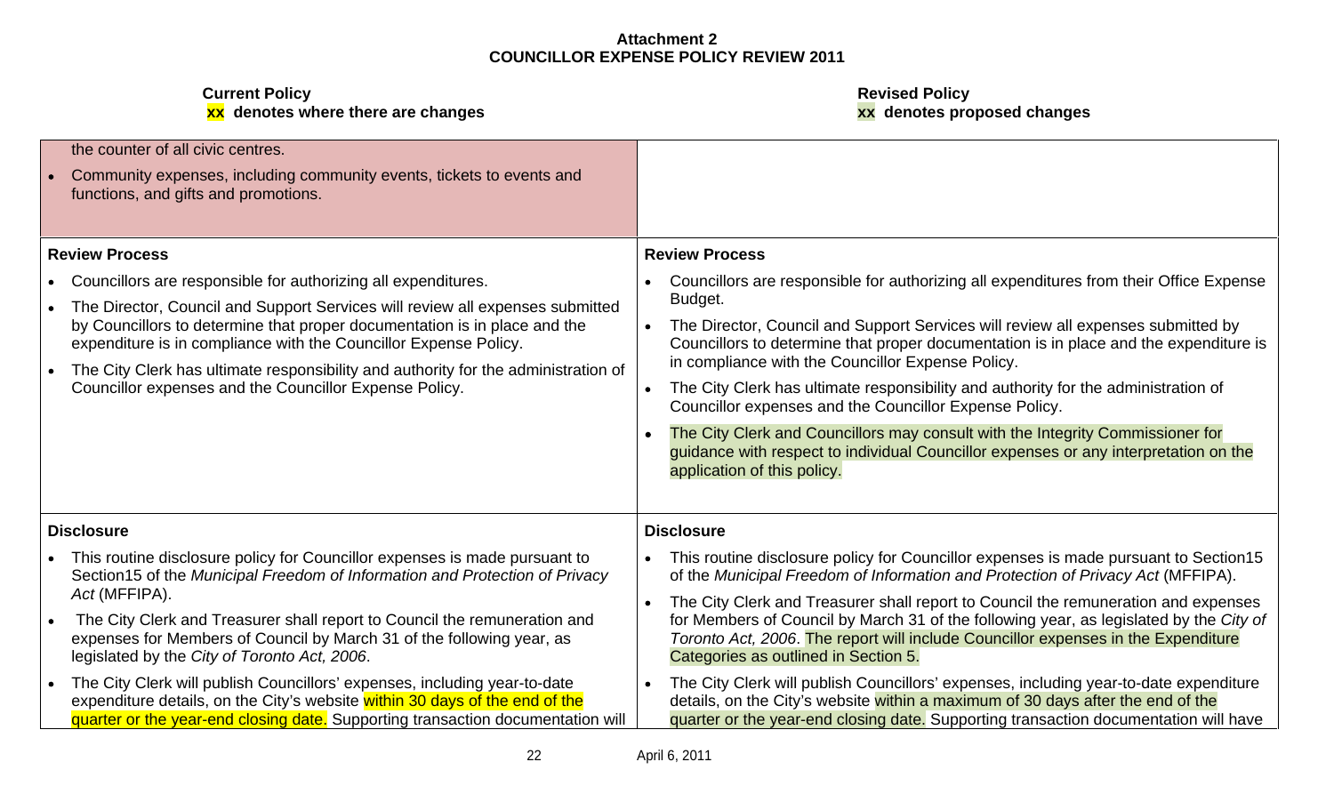**Attachment 2**
**COUNCILLOR EXPENSE POLICY REVIEW 2011**

| **Current Policy**<br>**xx denotes where there are changes** | **Revised Policy**<br>**xx denotes proposed changes** |
|---|---|
| the counter of all civic centres.<br>• Community expenses, including community events, tickets to events and functions, and gifts and promotions. | |
| **Review Process**<br>• Councillors are responsible for authorizing all expenditures.<br>• The Director, Council and Support Services will review all expenses submitted by Councillors to determine that proper documentation is in place and the expenditure is in compliance with the Councillor Expense Policy.<br>• The City Clerk has ultimate responsibility and authority for the administration of Councillor expenses and the Councillor Expense Policy. | **Review Process**<br>• Councillors are responsible for authorizing all expenditures from their Office Expense Budget.<br>• The Director, Council and Support Services will review all expenses submitted by Councillors to determine that proper documentation is in place and the expenditure is in compliance with the Councillor Expense Policy.<br>• The City Clerk has ultimate responsibility and authority for the administration of Councillor expenses and the Councillor Expense Policy.<br>• The City Clerk and Councillors may consult with the Integrity Commissioner for guidance with respect to individual Councillor expenses or any interpretation on the application of this policy. |
| **Disclosure**<br>• This routine disclosure policy for Councillor expenses is made pursuant to Section15 of the *Municipal Freedom of Information and Protection of Privacy Act* (MFFIPA).<br>• The City Clerk and Treasurer shall report to Council the remuneration and expenses for Members of Council by March 31 of the following year, as legislated by the *City of Toronto Act, 2006*.<br>• The City Clerk will publish Councillors' expenses, including year-to-date expenditure details, on the City's website within 30 days of the end of the quarter or the year-end closing date. Supporting transaction documentation will | **Disclosure**<br>• This routine disclosure policy for Councillor expenses is made pursuant to Section15 of the *Municipal Freedom of Information and Protection of Privacy Act* (MFFIPA).<br>• The City Clerk and Treasurer shall report to Council the remuneration and expenses for Members of Council by March 31 of the following year, as legislated by the *City of Toronto Act, 2006*. The report will include Councillor expenses in the Expenditure Categories as outlined in Section 5.<br>• The City Clerk will publish Councillors' expenses, including year-to-date expenditure details, on the City's website within a maximum of 30 days after the end of the quarter or the year-end closing date. Supporting transaction documentation will have |

April 6, 2011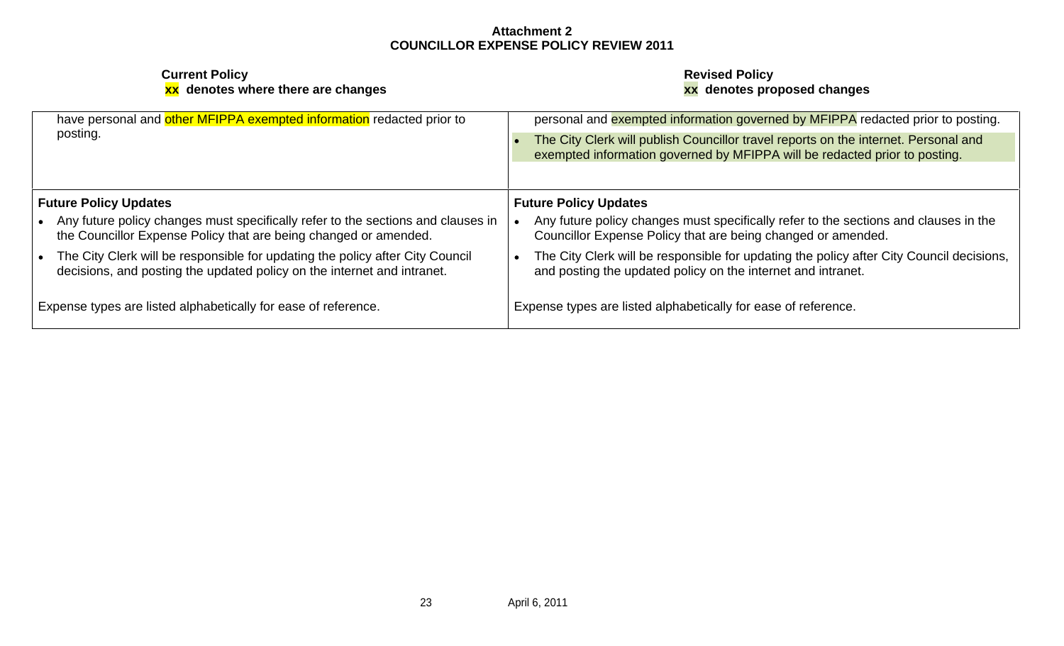**Attachment 2**
**COUNCILLOR EXPENSE POLICY REVIEW 2011**

| **Current Policy**<br>**xx denotes where there are changes** | **Revised Policy**<br>**xx denotes proposed changes** |
|---|---|
| have personal and other MFIPPA exempted information redacted prior to posting. | personal and exempted information governed by MFIPPA redacted prior to posting.<br>• The City Clerk will publish Councillor travel reports on the internet. Personal and exempted information governed by MFIPPA will be redacted prior to posting. |
| **Future Policy Updates**<br>• Any future policy changes must specifically refer to the sections and clauses in the Councillor Expense Policy that are being changed or amended.<br>• The City Clerk will be responsible for updating the policy after City Council decisions, and posting the updated policy on the internet and intranet.<br><br>Expense types are listed alphabetically for ease of reference. | **Future Policy Updates**<br>• Any future policy changes must specifically refer to the sections and clauses in the Councillor Expense Policy that are being changed or amended.<br>• The City Clerk will be responsible for updating the policy after City Council decisions, and posting the updated policy on the internet and intranet.<br><br>Expense types are listed alphabetically for ease of reference. |

April 6, 2011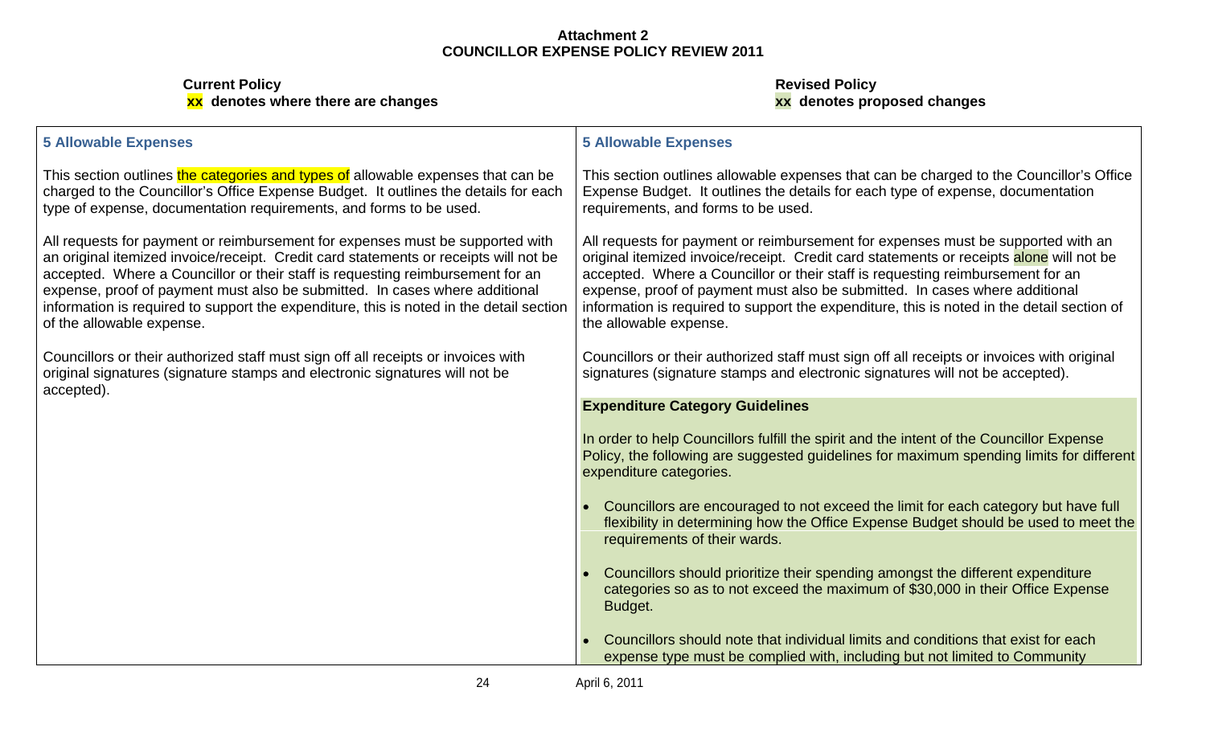**Attachment 2**
**COUNCILLOR EXPENSE POLICY REVIEW 2011**

| **Current Policy**<br>**xx denotes where there are changes** | **Revised Policy**<br>**xx denotes proposed changes** |
|---|---|
| **5 Allowable Expenses** | **5 Allowable Expenses** |
| This section outlines the categories and types of allowable expenses that can be charged to the Councillor's Office Expense Budget. It outlines the details for each type of expense, documentation requirements, and forms to be used. | This section outlines allowable expenses that can be charged to the Councillor's Office Expense Budget. It outlines the details for each type of expense, documentation requirements, and forms to be used. |
| All requests for payment or reimbursement for expenses must be supported with an original itemized invoice/receipt. Credit card statements or receipts will not be accepted. Where a Councillor or their staff is requesting reimbursement for an expense, proof of payment must also be submitted. In cases where additional information is required to support the expenditure, this is noted in the detail section of the allowable expense. | All requests for payment or reimbursement for expenses must be supported with an original itemized invoice/receipt. Credit card statements or receipts alone will not be accepted. Where a Councillor or their staff is requesting reimbursement for an expense, proof of payment must also be submitted. In cases where additional information is required to support the expenditure, this is noted in the detail section of the allowable expense. |
| Councillors or their authorized staff must sign off all receipts or invoices with original signatures (signature stamps and electronic signatures will not be accepted). | Councillors or their authorized staff must sign off all receipts or invoices with original signatures (signature stamps and electronic signatures will not be accepted). |
| | **Expenditure Category Guidelines**<br><br>In order to help Councillors fulfill the spirit and the intent of the Councillor Expense Policy, the following are suggested guidelines for maximum spending limits for different expenditure categories.<br><br>• Councillors are encouraged to not exceed the limit for each category but have full flexibility in determining how the Office Expense Budget should be used to meet the requirements of their wards.<br><br>• Councillors should prioritize their spending amongst the different expenditure categories so as to not exceed the maximum of $30,000 in their Office Expense Budget.<br><br>• Councillors should note that individual limits and conditions that exist for each expense type must be complied with, including but not limited to Community |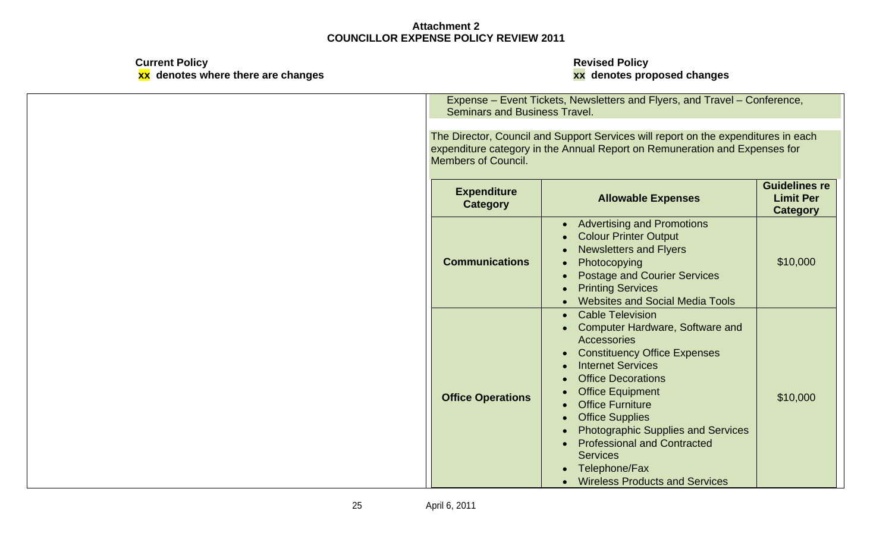**Attachment 2**
**COUNCILLOR EXPENSE POLICY REVIEW 2011**

**Current Policy**
**xx denotes where there are changes**

**Revised Policy**
**xx denotes proposed changes**

Expense – Event Tickets, Newsletters and Flyers, and Travel – Conference, Seminars and Business Travel.

The Director, Council and Support Services will report on the expenditures in each expenditure category in the Annual Report on Remuneration and Expenses for Members of Council.

| Expenditure Category | Allowable Expenses | Guidelines re Limit Per Category |
|---|---|---|
| **Communications** | • Advertising and Promotions<br>• Colour Printer Output<br>• Newsletters and Flyers<br>• Photocopying<br>• Postage and Courier Services<br>• Printing Services<br>• Websites and Social Media Tools | $10,000 |
| **Office Operations** | • Cable Television<br>• Computer Hardware, Software and Accessories<br>• Constituency Office Expenses<br>• Internet Services<br>• Office Decorations<br>• Office Equipment<br>• Office Furniture<br>• Office Supplies<br>• Photographic Supplies and Services<br>• Professional and Contracted Services<br>• Telephone/Fax<br>• Wireless Products and Services | $10,000 |

April 6, 2011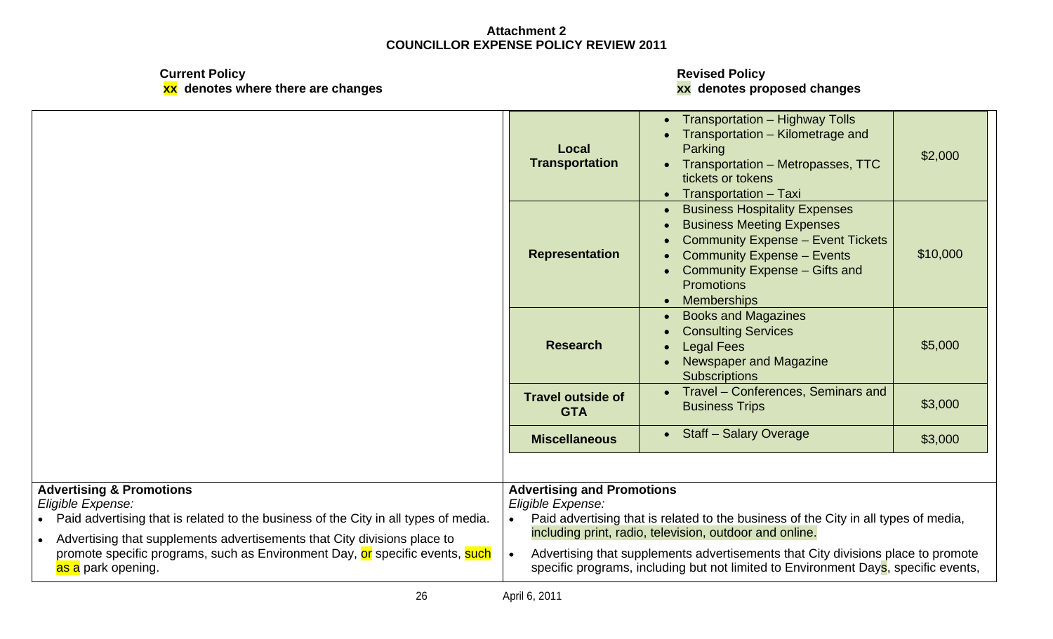**Attachment 2**
**COUNCILLOR EXPENSE POLICY REVIEW 2011**

| **Current Policy** **xx denotes where there are changes** | **Revised Policy** **xx denotes proposed changes** |
|---|---|
| | <table><tr><td>**Local Transportation**</td><td>• Transportation – Highway Tolls<br>• Transportation – Kilometrage and Parking<br>• Transportation – Metropasses, TTC tickets or tokens<br>• Transportation – Taxi</td><td>$2,000</td></tr><tr><td>**Representation**</td><td>• Business Hospitality Expenses<br>• Business Meeting Expenses<br>• Community Expense – Event Tickets<br>• Community Expense – Events<br>• Community Expense – Gifts and Promotions<br>• Memberships</td><td>$10,000</td></tr><tr><td>**Research**</td><td>• Books and Magazines<br>• Consulting Services<br>• Legal Fees<br>• Newspaper and Magazine Subscriptions</td><td>$5,000</td></tr><tr><td>**Travel outside of GTA**</td><td>• Travel – Conferences, Seminars and Business Trips</td><td>$3,000</td></tr><tr><td>**Miscellaneous**</td><td>• Staff – Salary Overage</td><td>$3,000</td></tr></table> |
| **Advertising & Promotions**<br>*Eligible Expense:*<br>• Paid advertising that is related to the business of the City in all types of media.<br>• Advertising that supplements advertisements that City divisions place to promote specific programs, such as Environment Day, or specific events, such as a park opening. | **Advertising and Promotions**<br>*Eligible Expense:*<br>• Paid advertising that is related to the business of the City in all types of media, including print, radio, television, outdoor and online.<br>• Advertising that supplements advertisements that City divisions place to promote specific programs, including but not limited to Environment Days, specific events, |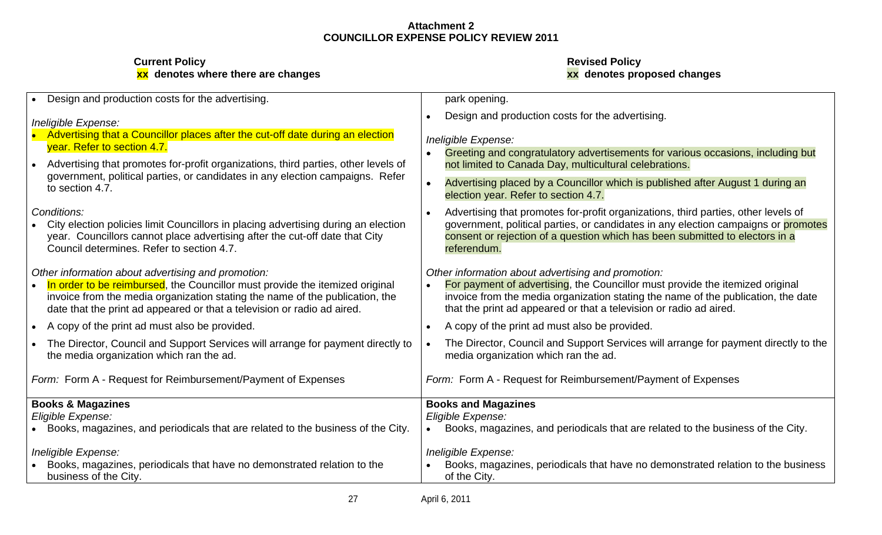**Attachment 2**
**COUNCILLOR EXPENSE POLICY REVIEW 2011**

| **Current Policy** <br> **xx denotes where there are changes** | **Revised Policy** <br> **xx denotes proposed changes** |
|---|---|
| • Design and production costs for the advertising.<br><br>*Ineligible Expense:*<br>• Advertising that a Councillor places after the cut-off date during an election year. Refer to section 4.7.<br>• Advertising that promotes for-profit organizations, third parties, other levels of government, political parties, or candidates in any election campaigns. Refer to section 4.7.<br><br>*Conditions:*<br>• City election policies limit Councillors in placing advertising during an election year. Councillors cannot place advertising after the cut-off date that City Council determines. Refer to section 4.7.<br><br>*Other information about advertising and promotion:*<br>• In order to be reimbursed, the Councillor must provide the itemized original invoice from the media organization stating the name of the publication, the date that the print ad appeared or that a television or radio ad aired.<br>• A copy of the print ad must also be provided.<br>• The Director, Council and Support Services will arrange for payment directly to the media organization which ran the ad.<br><br>*Form:* Form A - Request for Reimbursement/Payment of Expenses | park opening.<br>• Design and production costs for the advertising.<br><br>*Ineligible Expense:*<br>• Greeting and congratulatory advertisements for various occasions, including but not limited to Canada Day, multicultural celebrations.<br>• Advertising placed by a Councillor which is published after August 1 during an election year. Refer to section 4.7.<br>• Advertising that promotes for-profit organizations, third parties, other levels of government, political parties, or candidates in any election campaigns or promotes consent or rejection of a question which has been submitted to electors in a referendum.<br><br>*Other information about advertising and promotion:*<br>• For payment of advertising, the Councillor must provide the itemized original invoice from the media organization stating the name of the publication, the date that the print ad appeared or that a television or radio ad aired.<br>• A copy of the print ad must also be provided.<br>• The Director, Council and Support Services will arrange for payment directly to the media organization which ran the ad.<br><br>*Form:* Form A - Request for Reimbursement/Payment of Expenses |
| **Books & Magazines**<br>*Eligible Expense:*<br>• Books, magazines, and periodicals that are related to the business of the City.<br><br>*Ineligible Expense:*<br>• Books, magazines, periodicals that have no demonstrated relation to the business of the City. | **Books and Magazines**<br>*Eligible Expense:*<br>• Books, magazines, and periodicals that are related to the business of the City.<br><br>*Ineligible Expense:*<br>• Books, magazines, periodicals that have no demonstrated relation to the business of the City. |

April 6, 2011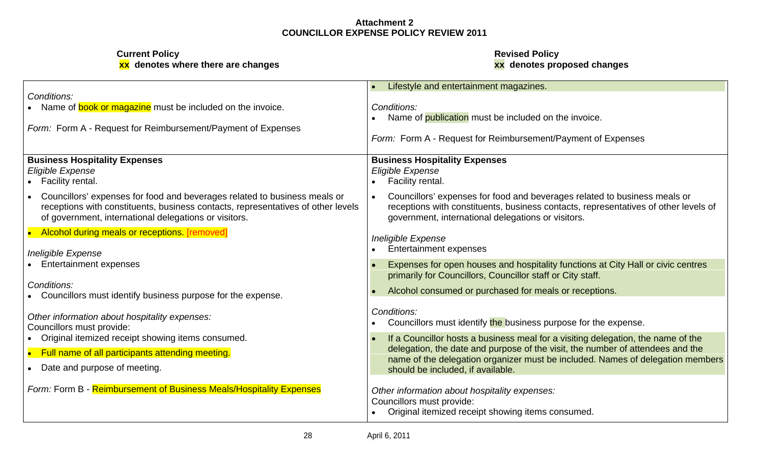**Attachment 2**
**COUNCILLOR EXPENSE POLICY REVIEW 2011**

| **Current Policy**<br>**xx denotes where there are changes** | **Revised Policy**<br>**xx denotes proposed changes** |
|---|---|
| *Conditions:*<br>• Name of book or magazine must be included on the invoice.<br><br>*Form:* Form A - Request for Reimbursement/Payment of Expenses | • Lifestyle and entertainment magazines.<br><br>*Conditions:*<br>• Name of publication must be included on the invoice.<br><br>*Form:* Form A - Request for Reimbursement/Payment of Expenses |
| **Business Hospitality Expenses**<br>*Eligible Expense*<br>• Facility rental.<br>• Councillors' expenses for food and beverages related to business meals or receptions with constituents, business contacts, representatives of other levels of government, international delegations or visitors.<br>• Alcohol during meals or receptions. [removed]<br><br>*Ineligible Expense*<br>• Entertainment expenses<br><br>*Conditions:*<br>• Councillors must identify business purpose for the expense.<br><br>*Other information about hospitality expenses:*<br>Councillors must provide:<br>• Original itemized receipt showing items consumed.<br>• Full name of all participants attending meeting.<br>• Date and purpose of meeting.<br><br>*Form:* Form B - Reimbursement of Business Meals/Hospitality Expenses | **Business Hospitality Expenses**<br>*Eligible Expense*<br>• Facility rental.<br>• Councillors' expenses for food and beverages related to business meals or receptions with constituents, business contacts, representatives of other levels of government, international delegations or visitors.<br><br>*Ineligible Expense*<br>• Entertainment expenses<br>• Expenses for open houses and hospitality functions at City Hall or civic centres primarily for Councillors, Councillor staff or City staff.<br>• Alcohol consumed or purchased for meals or receptions.<br><br>*Conditions:*<br>• Councillors must identify the business purpose for the expense.<br>• If a Councillor hosts a business meal for a visiting delegation, the name of the delegation, the date and purpose of the visit, the number of attendees and the name of the delegation organizer must be included. Names of delegation members should be included, if available.<br><br>*Other information about hospitality expenses:*<br>Councillors must provide:<br>• Original itemized receipt showing items consumed. |

April 6, 2011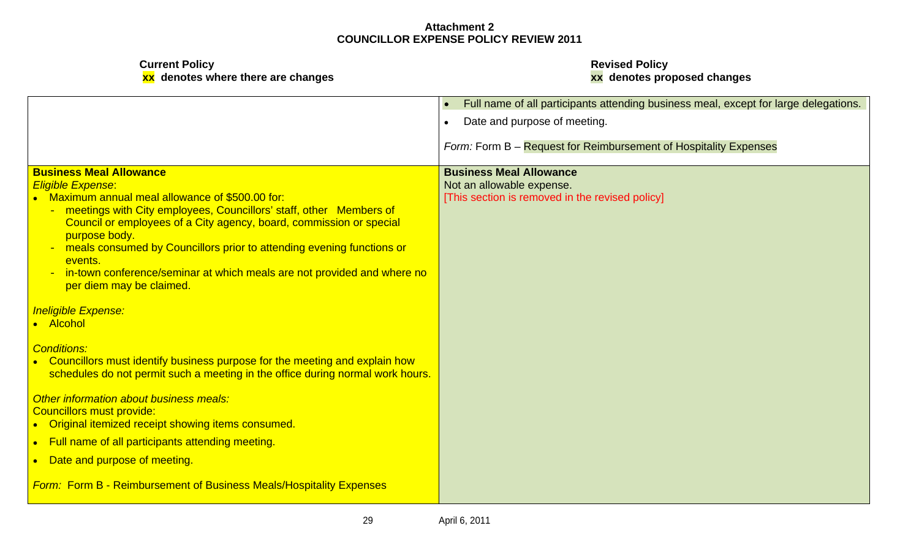**Attachment 2**
**COUNCILLOR EXPENSE POLICY REVIEW 2011**

| **Current Policy** **xx denotes where there are changes** | **Revised Policy** **xx denotes proposed changes** |
|---|---|
| | • Full name of all participants attending business meal, except for large delegations.<br>• Date and purpose of meeting.<br><br>*Form:* Form B – Request for Reimbursement of Hospitality Expenses |
| **Business Meal Allowance**<br>*Eligible Expense*:<br>• Maximum annual meal allowance of $500.00 for:<br>- meetings with City employees, Councillors' staff, other Members of Council or employees of a City agency, board, commission or special purpose body.<br>- meals consumed by Councillors prior to attending evening functions or events.<br>- in-town conference/seminar at which meals are not provided and where no per diem may be claimed.<br><br>*Ineligible Expense:*<br>• Alcohol<br><br>*Conditions:*<br>• Councillors must identify business purpose for the meeting and explain how schedules do not permit such a meeting in the office during normal work hours.<br><br>*Other information about business meals:*<br>Councillors must provide:<br>• Original itemized receipt showing items consumed.<br>• Full name of all participants attending meeting.<br>• Date and purpose of meeting.<br><br>*Form:* Form B - Reimbursement of Business Meals/Hospitality Expenses | **Business Meal Allowance**<br>Not an allowable expense.<br>[This section is removed in the revised policy] |

April 6, 2011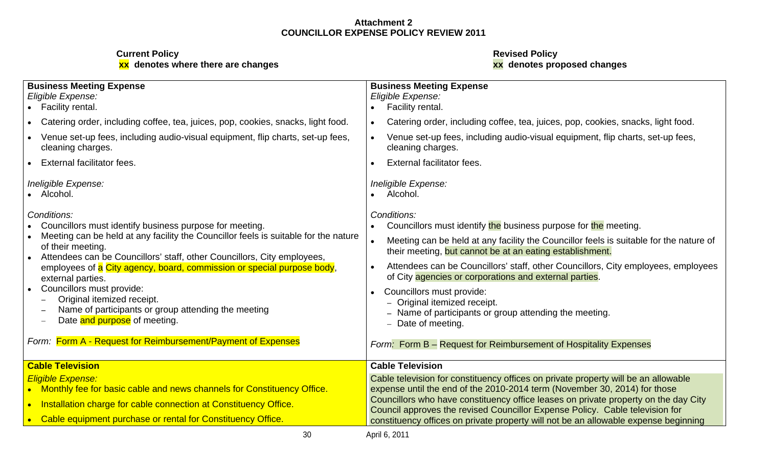**Attachment 2**
**COUNCILLOR EXPENSE POLICY REVIEW 2011**

| **Current Policy**<br>**xx denotes where there are changes** | **Revised Policy**<br>**xx denotes proposed changes** |
|---|---|
| **Business Meeting Expense**<br>*Eligible Expense:*<br>• Facility rental.<br>• Catering order, including coffee, tea, juices, pop, cookies, snacks, light food.<br>• Venue set-up fees, including audio-visual equipment, flip charts, set-up fees, cleaning charges.<br>• External facilitator fees.<br><br>*Ineligible Expense:*<br>• Alcohol.<br><br>*Conditions:*<br>• Councillors must identify business purpose for meeting.<br>• Meeting can be held at any facility the Councillor feels is suitable for the nature of their meeting.<br>• Attendees can be Councillors' staff, other Councillors, City employees, employees of a City agency, board, commission or special purpose body, external parties.<br>• Councillors must provide:<br>  – Original itemized receipt.<br>  – Name of participants or group attending the meeting<br>  – Date and purpose of meeting.<br><br>Form: Form A - Request for Reimbursement/Payment of Expenses | **Business Meeting Expense**<br>*Eligible Expense:*<br>• Facility rental.<br>• Catering order, including coffee, tea, juices, pop, cookies, snacks, light food.<br>• Venue set-up fees, including audio-visual equipment, flip charts, set-up fees, cleaning charges.<br>• External facilitator fees.<br><br>*Ineligible Expense:*<br>• Alcohol.<br><br>*Conditions:*<br>• Councillors must identify the business purpose for the meeting.<br>• Meeting can be held at any facility the Councillor feels is suitable for the nature of their meeting, but cannot be at an eating establishment.<br>• Attendees can be Councillors' staff, other Councillors, City employees, employees of City agencies or corporations and external parties.<br>• Councillors must provide:<br>  – Original itemized receipt.<br>  – Name of participants or group attending the meeting.<br>  – Date of meeting.<br><br>*Form:* Form B – Request for Reimbursement of Hospitality Expenses |
| **Cable Television**<br>*Eligible Expense:*<br>• Monthly fee for basic cable and news channels for Constituency Office.<br>• Installation charge for cable connection at Constituency Office.<br>• Cable equipment purchase or rental for Constituency Office. | **Cable Television**<br>Cable television for constituency offices on private property will be an allowable expense until the end of the 2010-2014 term (November 30, 2014) for those Councillors who have constituency office leases on private property on the day City Council approves the revised Councillor Expense Policy. Cable television for constituency offices on private property will not be an allowable expense beginning |

April 6, 2011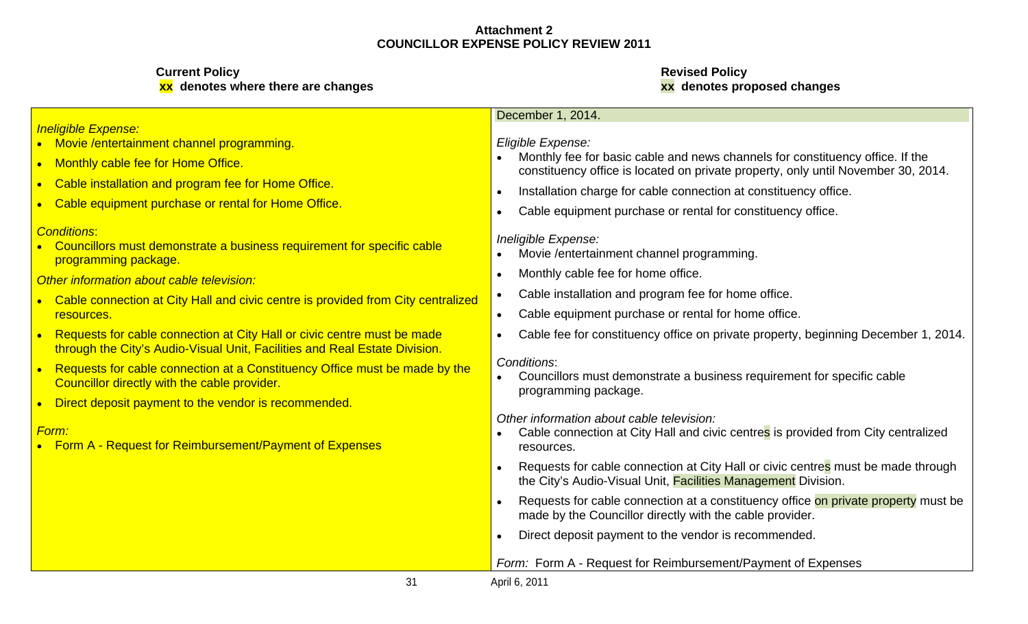**Attachment 2**
**COUNCILLOR EXPENSE POLICY REVIEW 2011**

| **Current Policy**<br>**xx denotes where there are changes** | **Revised Policy**<br>**xx denotes proposed changes** |
|---|---|
| *Ineligible Expense:*<br>• Movie /entertainment channel programming.<br>• Monthly cable fee for Home Office.<br>• Cable installation and program fee for Home Office.<br>• Cable equipment purchase or rental for Home Office.<br><br>*Conditions*:<br>• Councillors must demonstrate a business requirement for specific cable programming package.<br><br>*Other information about cable television:*<br>• Cable connection at City Hall and civic centre is provided from City centralized resources.<br>• Requests for cable connection at City Hall or civic centre must be made through the City's Audio-Visual Unit, Facilities and Real Estate Division.<br>• Requests for cable connection at a Constituency Office must be made by the Councillor directly with the cable provider.<br>• Direct deposit payment to the vendor is recommended.<br><br>*Form:*<br>• Form A - Request for Reimbursement/Payment of Expenses | December 1, 2014.<br><br>*Eligible Expense:*<br>• Monthly fee for basic cable and news channels for constituency office. If the constituency office is located on private property, only until November 30, 2014.<br>• Installation charge for cable connection at constituency office.<br>• Cable equipment purchase or rental for constituency office.<br><br>*Ineligible Expense:*<br>• Movie /entertainment channel programming.<br>• Monthly cable fee for home office.<br>• Cable installation and program fee for home office.<br>• Cable equipment purchase or rental for home office.<br>• Cable fee for constituency office on private property, beginning December 1, 2014.<br><br>*Conditions*:<br>• Councillors must demonstrate a business requirement for specific cable programming package.<br><br>*Other information about cable television:*<br>• Cable connection at City Hall and civic centres is provided from City centralized resources.<br>• Requests for cable connection at City Hall or civic centres must be made through the City's Audio-Visual Unit, Facilities Management Division.<br>• Requests for cable connection at a constituency office on private property must be made by the Councillor directly with the cable provider.<br>• Direct deposit payment to the vendor is recommended.<br><br>*Form:* Form A - Request for Reimbursement/Payment of Expenses |

April 6, 2011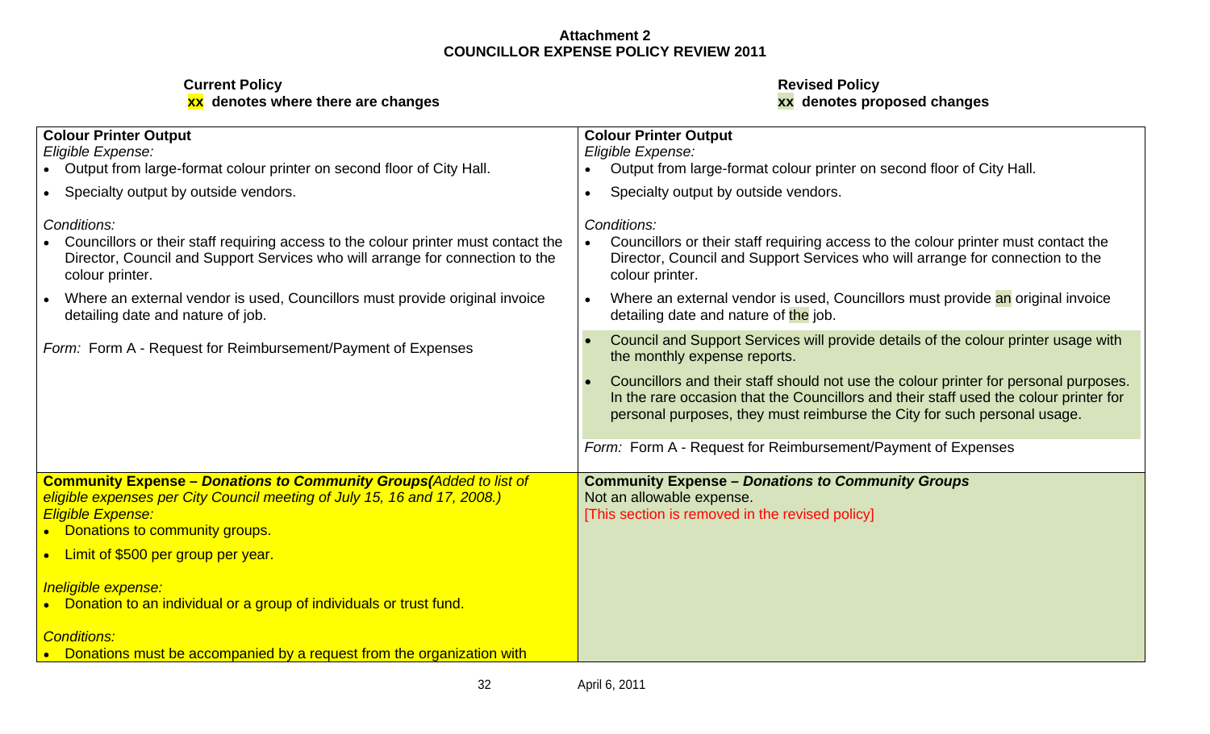**Attachment 2**
**COUNCILLOR EXPENSE POLICY REVIEW 2011**

| **Current Policy**<br>**xx denotes where there are changes** | **Revised Policy**<br>**xx denotes proposed changes** |
|---|---|
| **Colour Printer Output**<br>*Eligible Expense:*<br>• Output from large-format colour printer on second floor of City Hall.<br>• Specialty output by outside vendors.<br><br>*Conditions:*<br>• Councillors or their staff requiring access to the colour printer must contact the Director, Council and Support Services who will arrange for connection to the colour printer.<br>• Where an external vendor is used, Councillors must provide original invoice detailing date and nature of job.<br><br>*Form:* Form A - Request for Reimbursement/Payment of Expenses | **Colour Printer Output**<br>*Eligible Expense:*<br>• Output from large-format colour printer on second floor of City Hall.<br>• Specialty output by outside vendors.<br><br>*Conditions:*<br>• Councillors or their staff requiring access to the colour printer must contact the Director, Council and Support Services who will arrange for connection to the colour printer.<br>• Where an external vendor is used, Councillors must provide an original invoice detailing date and nature of the job.<br>• Council and Support Services will provide details of the colour printer usage with the monthly expense reports.<br>• Councillors and their staff should not use the colour printer for personal purposes. In the rare occasion that the Councillors and their staff used the colour printer for personal purposes, they must reimburse the City for such personal usage.<br><br>*Form:* Form A - Request for Reimbursement/Payment of Expenses |
| **Community Expense – *Donations to Community Groups*** *(Added to list of eligible expenses per City Council meeting of July 15, 16 and 17, 2008.)*<br>*Eligible Expense:*<br>• Donations to community groups.<br>• Limit of $500 per group per year.<br><br>*Ineligible expense:*<br>• Donation to an individual or a group of individuals or trust fund.<br><br>*Conditions:*<br>• Donations must be accompanied by a request from the organization with | **Community Expense – *Donations to Community Groups***<br>Not an allowable expense.<br>[This section is removed in the revised policy] |

April 6, 2011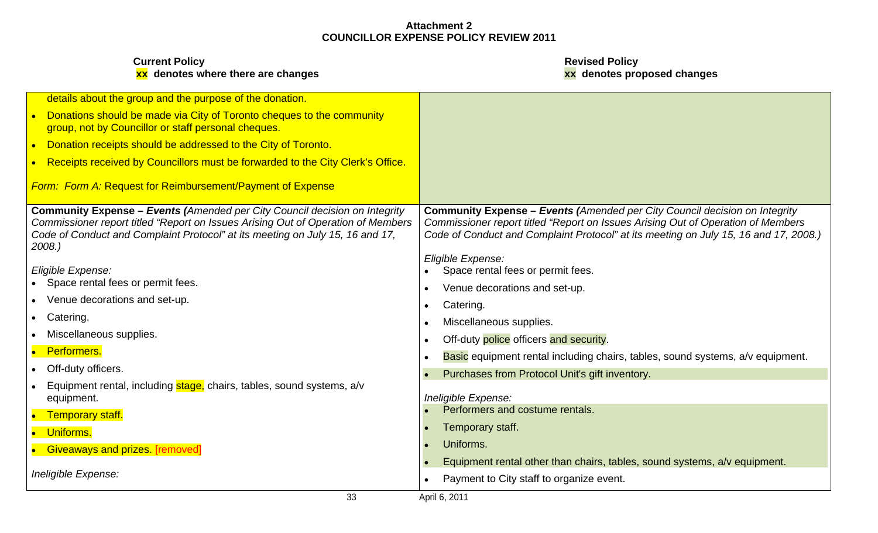**Attachment 2**
**COUNCILLOR EXPENSE POLICY REVIEW 2011**

| **Current Policy**<br>**xx denotes where there are changes** | **Revised Policy**<br>**xx denotes proposed changes** |
|---|---|
| details about the group and the purpose of the donation.<br>• Donations should be made via City of Toronto cheques to the community group, not by Councillor or staff personal cheques.<br>• Donation receipts should be addressed to the City of Toronto.<br>• Receipts received by Councillors must be forwarded to the City Clerk's Office.<br><br>*Form: Form A:* Request for Reimbursement/Payment of Expense | |
| **Community Expense – *Events (****Amended per City Council decision on Integrity Commissioner report titled "Report on Issues Arising Out of Operation of Members Code of Conduct and Complaint Protocol" at its meeting on July 15, 16 and 17, 2008.)*<br><br>*Eligible Expense:*<br>• Space rental fees or permit fees.<br>• Venue decorations and set-up.<br>• Catering.<br>• Miscellaneous supplies.<br>• Performers.<br>• Off-duty officers.<br>• Equipment rental, including stage, chairs, tables, sound systems, a/v equipment.<br>• Temporary staff.<br>• Uniforms.<br>• Giveaways and prizes. [removed]<br><br>*Ineligible Expense:* | **Community Expense – *Events (****Amended per City Council decision on Integrity Commissioner report titled "Report on Issues Arising Out of Operation of Members Code of Conduct and Complaint Protocol" at its meeting on July 15, 16 and 17, 2008.)*<br><br>*Eligible Expense:*<br>• Space rental fees or permit fees.<br>• Venue decorations and set-up.<br>• Catering.<br>• Miscellaneous supplies.<br>• Off-duty police officers and security.<br>• Basic equipment rental including chairs, tables, sound systems, a/v equipment.<br>• Purchases from Protocol Unit's gift inventory.<br><br>*Ineligible Expense:*<br>• Performers and costume rentals.<br>• Temporary staff.<br>• Uniforms.<br>• Equipment rental other than chairs, tables, sound systems, a/v equipment.<br>• Payment to City staff to organize event. |

April 6, 2011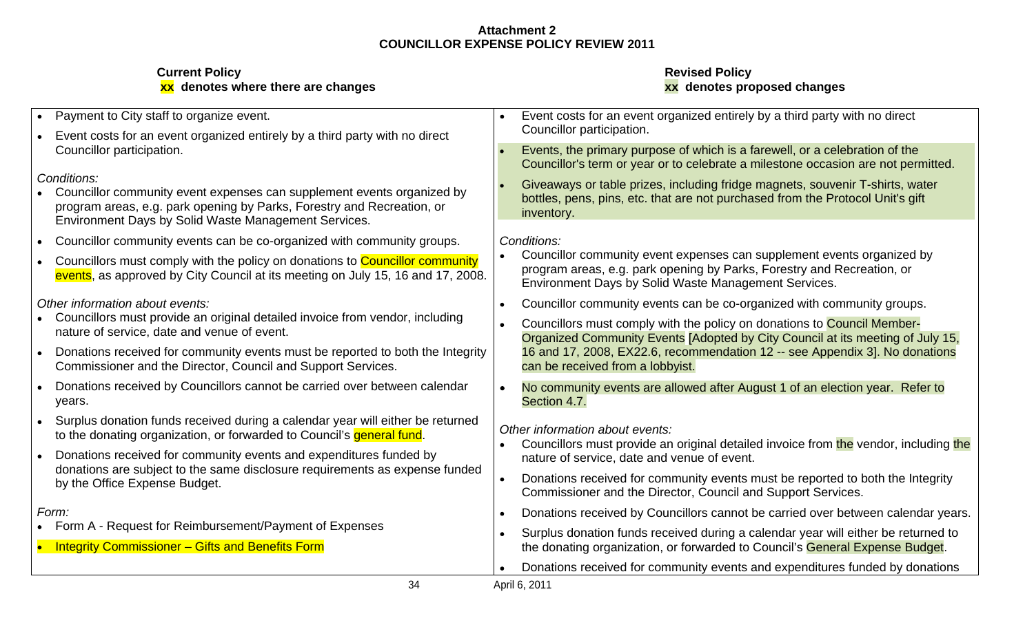**Attachment 2**
**COUNCILLOR EXPENSE POLICY REVIEW 2011**

| **Current Policy**<br>**xx denotes where there are changes** | **Revised Policy**<br>**xx denotes proposed changes** |
|---|---|
| • Payment to City staff to organize event.<br>• Event costs for an event organized entirely by a third party with no direct Councillor participation.<br><br>*Conditions:*<br>• Councillor community event expenses can supplement events organized by program areas, e.g. park opening by Parks, Forestry and Recreation, or Environment Days by Solid Waste Management Services.<br>• Councillor community events can be co-organized with community groups.<br>• Councillors must comply with the policy on donations to Councillor community events, as approved by City Council at its meeting on July 15, 16 and 17, 2008.<br><br>*Other information about events:*<br>• Councillors must provide an original detailed invoice from vendor, including nature of service, date and venue of event.<br>• Donations received for community events must be reported to both the Integrity Commissioner and the Director, Council and Support Services.<br>• Donations received by Councillors cannot be carried over between calendar years.<br>• Surplus donation funds received during a calendar year will either be returned to the donating organization, or forwarded to Council's general fund.<br>• Donations received for community events and expenditures funded by donations are subject to the same disclosure requirements as expense funded by the Office Expense Budget.<br><br>*Form:*<br>• Form A - Request for Reimbursement/Payment of Expenses<br>• Integrity Commissioner – Gifts and Benefits Form | • Event costs for an event organized entirely by a third party with no direct Councillor participation.<br>• Events, the primary purpose of which is a farewell, or a celebration of the Councillor's term or year or to celebrate a milestone occasion are not permitted.<br>• Giveaways or table prizes, including fridge magnets, souvenir T-shirts, water bottles, pens, pins, etc. that are not purchased from the Protocol Unit's gift inventory.<br><br>*Conditions:*<br>• Councillor community event expenses can supplement events organized by program areas, e.g. park opening by Parks, Forestry and Recreation, or Environment Days by Solid Waste Management Services.<br>• Councillor community events can be co-organized with community groups.<br>• Councillors must comply with the policy on donations to Council Member-Organized Community Events [Adopted by City Council at its meeting of July 15, 16 and 17, 2008, EX22.6, recommendation 12 -- see Appendix 3]. No donations can be received from a lobbyist.<br>• No community events are allowed after August 1 of an election year. Refer to Section 4.7.<br><br>*Other information about events:*<br>• Councillors must provide an original detailed invoice from the vendor, including the nature of service, date and venue of event.<br>• Donations received for community events must be reported to both the Integrity Commissioner and the Director, Council and Support Services.<br>• Donations received by Councillors cannot be carried over between calendar years.<br>• Surplus donation funds received during a calendar year will either be returned to the donating organization, or forwarded to Council's General Expense Budget.<br>• Donations received for community events and expenditures funded by donations |

April 6, 2011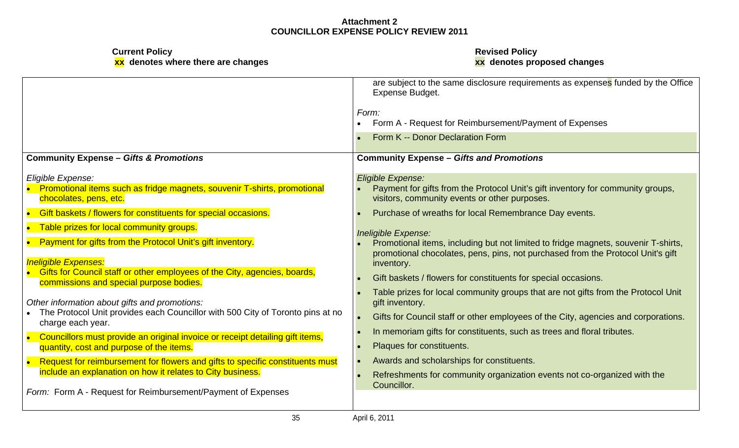**Attachment 2**
**COUNCILLOR EXPENSE POLICY REVIEW 2011**

| **Current Policy**<br>**xx denotes where there are changes** | **Revised Policy**<br>**xx denotes proposed changes** |
|---|---|
| | are subject to the same disclosure requirements as expenses funded by the Office Expense Budget.<br><br>*Form:*<br>• Form A - Request for Reimbursement/Payment of Expenses<br>• Form K -- Donor Declaration Form |
| **Community Expense – *Gifts & Promotions*** | **Community Expense – *Gifts and Promotions*** |
| *Eligible Expense:*<br>• Promotional items such as fridge magnets, souvenir T-shirts, promotional chocolates, pens, etc.<br>• Gift baskets / flowers for constituents for special occasions.<br>• Table prizes for local community groups.<br>• Payment for gifts from the Protocol Unit's gift inventory.<br><br>*Ineligible Expenses:*<br>• Gifts for Council staff or other employees of the City, agencies, boards, commissions and special purpose bodies.<br><br>*Other information about gifts and promotions:*<br>• The Protocol Unit provides each Councillor with 500 City of Toronto pins at no charge each year.<br>• Councillors must provide an original invoice or receipt detailing gift items, quantity, cost and purpose of the items.<br>• Request for reimbursement for flowers and gifts to specific constituents must include an explanation on how it relates to City business.<br><br>*Form:* Form A - Request for Reimbursement/Payment of Expenses | *Eligible Expense:*<br>• Payment for gifts from the Protocol Unit's gift inventory for community groups, visitors, community events or other purposes.<br>• Purchase of wreaths for local Remembrance Day events.<br><br>*Ineligible Expense:*<br>• Promotional items, including but not limited to fridge magnets, souvenir T-shirts, promotional chocolates, pens, pins, not purchased from the Protocol Unit's gift inventory.<br>• Gift baskets / flowers for constituents for special occasions.<br>• Table prizes for local community groups that are not gifts from the Protocol Unit gift inventory.<br>• Gifts for Council staff or other employees of the City, agencies and corporations.<br>• In memoriam gifts for constituents, such as trees and floral tributes.<br>• Plaques for constituents.<br>• Awards and scholarships for constituents.<br>• Refreshments for community organization events not co-organized with the Councillor. |

April 6, 2011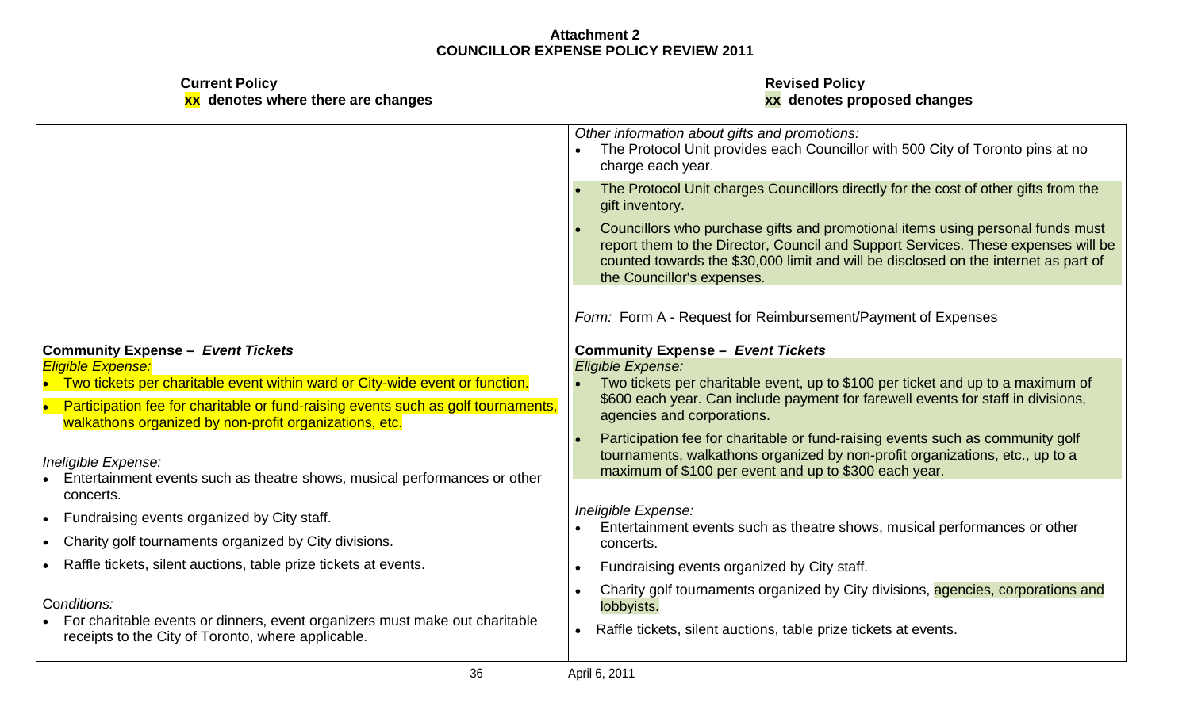**Attachment 2**
**COUNCILLOR EXPENSE POLICY REVIEW 2011**

| **Current Policy**<br>**xx denotes where there are changes** | **Revised Policy**<br>**xx denotes proposed changes** |
|---|---|
| | *Other information about gifts and promotions:*<br>• The Protocol Unit provides each Councillor with 500 City of Toronto pins at no charge each year.<br>• The Protocol Unit charges Councillors directly for the cost of other gifts from the gift inventory.<br>• Councillors who purchase gifts and promotional items using personal funds must report them to the Director, Council and Support Services. These expenses will be counted towards the $30,000 limit and will be disclosed on the internet as part of the Councillor's expenses.<br><br>*Form:* Form A - Request for Reimbursement/Payment of Expenses |
| **Community Expense – *Event Tickets***<br>*Eligible Expense:*<br>• Two tickets per charitable event within ward or City-wide event or function.<br>• Participation fee for charitable or fund-raising events such as golf tournaments, walkathons organized by non-profit organizations, etc.<br><br>*Ineligible Expense:*<br>• Entertainment events such as theatre shows, musical performances or other concerts.<br>• Fundraising events organized by City staff.<br>• Charity golf tournaments organized by City divisions.<br>• Raffle tickets, silent auctions, table prize tickets at events.<br><br>*Conditions:*<br>• For charitable events or dinners, event organizers must make out charitable receipts to the City of Toronto, where applicable. | **Community Expense – *Event Tickets***<br>*Eligible Expense:*<br>• Two tickets per charitable event, up to $100 per ticket and up to a maximum of $600 each year. Can include payment for farewell events for staff in divisions, agencies and corporations.<br>• Participation fee for charitable or fund-raising events such as community golf tournaments, walkathons organized by non-profit organizations, etc., up to a maximum of $100 per event and up to $300 each year.<br><br>*Ineligible Expense:*<br>• Entertainment events such as theatre shows, musical performances or other concerts.<br>• Fundraising events organized by City staff.<br>• Charity golf tournaments organized by City divisions, agencies, corporations and lobbyists.<br>• Raffle tickets, silent auctions, table prize tickets at events. |

April 6, 2011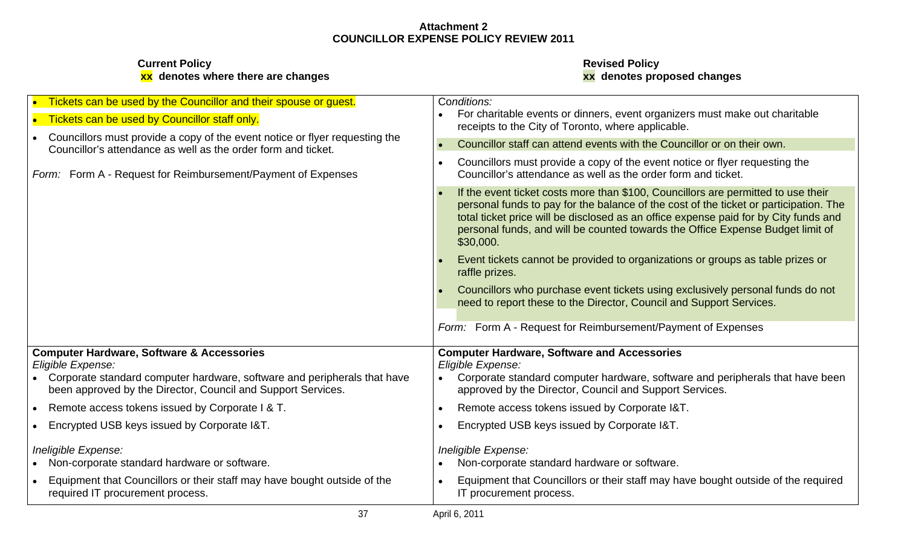**Attachment 2**
**COUNCILLOR EXPENSE POLICY REVIEW 2011**

| **Current Policy**<br>**xx denotes where there are changes** | **Revised Policy**<br>**xx denotes proposed changes** |
|---|---|
| • Tickets can be used by the Councillor and their spouse or guest.<br>• Tickets can be used by Councillor staff only.<br>• Councillors must provide a copy of the event notice or flyer requesting the Councillor's attendance as well as the order form and ticket.<br><br>*Form:* Form A - Request for Reimbursement/Payment of Expenses | *Conditions:*<br>• For charitable events or dinners, event organizers must make out charitable receipts to the City of Toronto, where applicable.<br>• Councillor staff can attend events with the Councillor or on their own.<br>• Councillors must provide a copy of the event notice or flyer requesting the Councillor's attendance as well as the order form and ticket.<br>• If the event ticket costs more than $100, Councillors are permitted to use their personal funds to pay for the balance of the cost of the ticket or participation. The total ticket price will be disclosed as an office expense paid for by City funds and personal funds, and will be counted towards the Office Expense Budget limit of $30,000.<br>• Event tickets cannot be provided to organizations or groups as table prizes or raffle prizes.<br>• Councillors who purchase event tickets using exclusively personal funds do not need to report these to the Director, Council and Support Services.<br><br>*Form:* Form A - Request for Reimbursement/Payment of Expenses |
| **Computer Hardware, Software & Accessories**<br>*Eligible Expense:*<br>• Corporate standard computer hardware, software and peripherals that have been approved by the Director, Council and Support Services.<br>• Remote access tokens issued by Corporate I & T.<br>• Encrypted USB keys issued by Corporate I&T.<br><br>*Ineligible Expense:*<br>• Non-corporate standard hardware or software.<br>• Equipment that Councillors or their staff may have bought outside of the required IT procurement process. | **Computer Hardware, Software and Accessories**<br>*Eligible Expense:*<br>• Corporate standard computer hardware, software and peripherals that have been approved by the Director, Council and Support Services.<br>• Remote access tokens issued by Corporate I&T.<br>• Encrypted USB keys issued by Corporate I&T.<br><br>*Ineligible Expense:*<br>• Non-corporate standard hardware or software.<br>• Equipment that Councillors or their staff may have bought outside of the required IT procurement process. |

April 6, 2011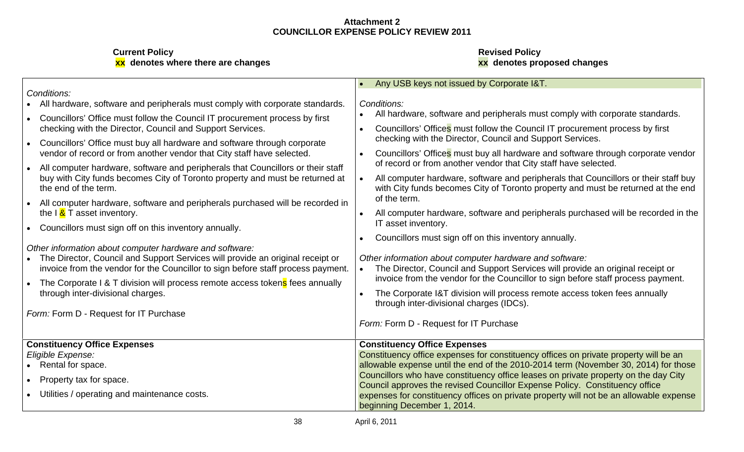**Attachment 2**
**COUNCILLOR EXPENSE POLICY REVIEW 2011**

| **Current Policy**<br>**xx denotes where there are changes** | **Revised Policy**<br>**xx denotes proposed changes** |
| --- | --- |
| *Conditions:*<br>• All hardware, software and peripherals must comply with corporate standards.<br>• Councillors' Office must follow the Council IT procurement process by first checking with the Director, Council and Support Services.<br>• Councillors' Office must buy all hardware and software through corporate vendor of record or from another vendor that City staff have selected.<br>• All computer hardware, software and peripherals that Councillors or their staff buy with City funds becomes City of Toronto property and must be returned at the end of the term.<br>• All computer hardware, software and peripherals purchased will be recorded in the I & T asset inventory.<br>• Councillors must sign off on this inventory annually.<br><br>*Other information about computer hardware and software:*<br>• The Director, Council and Support Services will provide an original receipt or invoice from the vendor for the Councillor to sign before staff process payment.<br>• The Corporate I & T division will process remote access tokens fees annually through inter-divisional charges.<br><br>*Form:* Form D - Request for IT Purchase | • Any USB keys not issued by Corporate I&T.<br><br>*Conditions:*<br>• All hardware, software and peripherals must comply with corporate standards.<br>• Councillors' Offices must follow the Council IT procurement process by first checking with the Director, Council and Support Services.<br>• Councillors' Offices must buy all hardware and software through corporate vendor of record or from another vendor that City staff have selected.<br>• All computer hardware, software and peripherals that Councillors or their staff buy with City funds becomes City of Toronto property and must be returned at the end of the term.<br>• All computer hardware, software and peripherals purchased will be recorded in the IT asset inventory.<br>• Councillors must sign off on this inventory annually.<br><br>*Other information about computer hardware and software:*<br>• The Director, Council and Support Services will provide an original receipt or invoice from the vendor for the Councillor to sign before staff process payment.<br>• The Corporate I&T division will process remote access token fees annually through inter-divisional charges (IDCs).<br><br>*Form:* Form D - Request for IT Purchase |
| **Constituency Office Expenses**<br>*Eligible Expense:*<br>• Rental for space.<br>• Property tax for space.<br>• Utilities / operating and maintenance costs. | **Constituency Office Expenses**<br>Constituency office expenses for constituency offices on private property will be an allowable expense until the end of the 2010-2014 term (November 30, 2014) for those Councillors who have constituency office leases on private property on the day City Council approves the revised Councillor Expense Policy. Constituency office expenses for constituency offices on private property will not be an allowable expense beginning December 1, 2014. |

April 6, 2011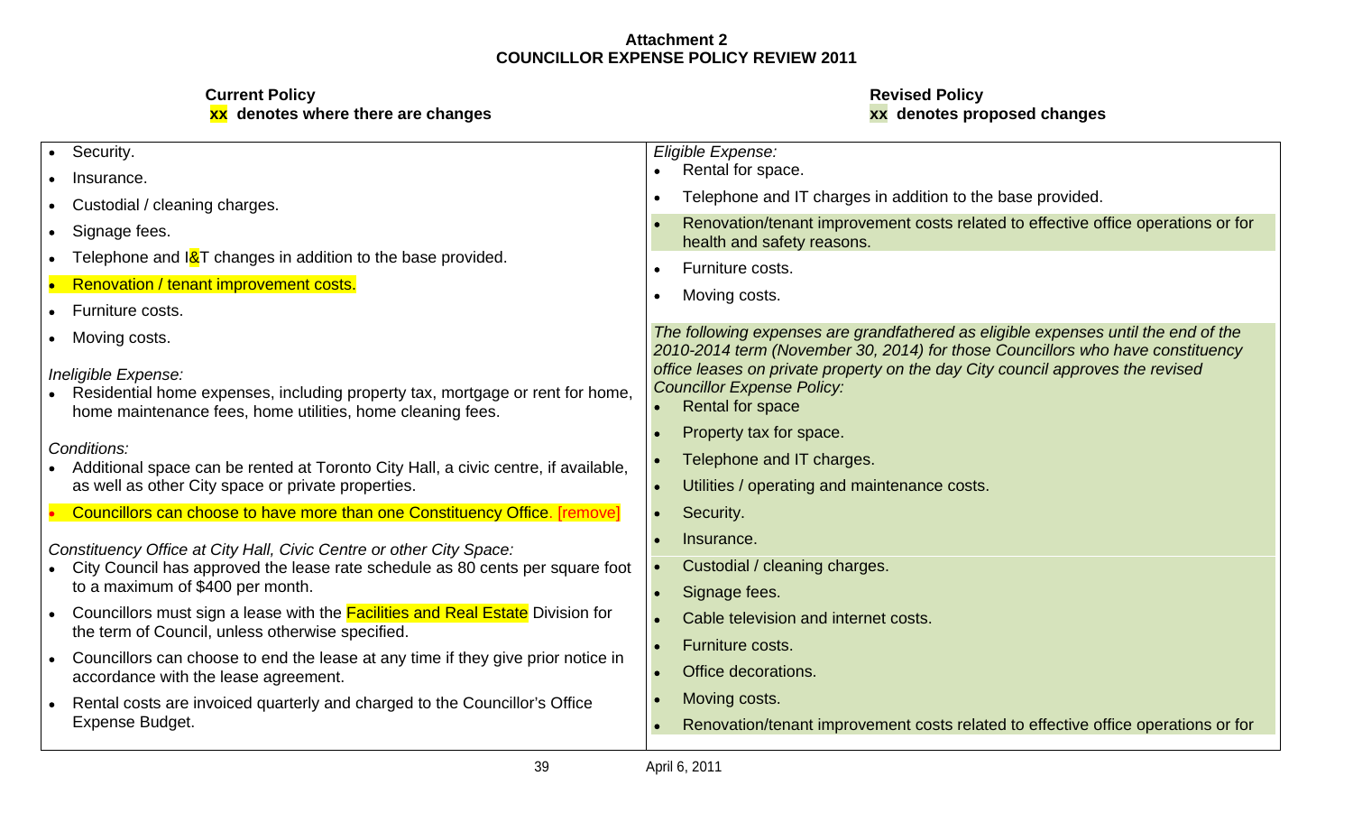**Attachment 2**
**COUNCILLOR EXPENSE POLICY REVIEW 2011**

| **Current Policy** **xx denotes where there are changes** | **Revised Policy** **xx denotes proposed changes** |
|---|---|
| • Security.<br>• Insurance.<br>• Custodial / cleaning charges.<br>• Signage fees.<br>• Telephone and I&T changes in addition to the base provided.<br>• Renovation / tenant improvement costs.<br>• Furniture costs.<br>• Moving costs.<br><br>*Ineligible Expense:*<br>• Residential home expenses, including property tax, mortgage or rent for home, home maintenance fees, home utilities, home cleaning fees.<br><br>*Conditions:*<br>• Additional space can be rented at Toronto City Hall, a civic centre, if available, as well as other City space or private properties.<br>• Councillors can choose to have more than one Constituency Office. [remove]<br><br>*Constituency Office at City Hall, Civic Centre or other City Space:*<br>• City Council has approved the lease rate schedule as 80 cents per square foot to a maximum of $400 per month.<br>• Councillors must sign a lease with the Facilities and Real Estate Division for the term of Council, unless otherwise specified.<br>• Councillors can choose to end the lease at any time if they give prior notice in accordance with the lease agreement.<br>• Rental costs are invoiced quarterly and charged to the Councillor's Office Expense Budget. | *Eligible Expense:*<br>• Rental for space.<br>• Telephone and IT charges in addition to the base provided.<br>• Renovation/tenant improvement costs related to effective office operations or for health and safety reasons.<br>• Furniture costs.<br>• Moving costs.<br><br>*The following expenses are grandfathered as eligible expenses until the end of the 2010-2014 term (November 30, 2014) for those Councillors who have constituency office leases on private property on the day City council approves the revised Councillor Expense Policy:*<br>• Rental for space<br>• Property tax for space.<br>• Telephone and IT charges.<br>• Utilities / operating and maintenance costs.<br>• Security.<br>• Insurance.<br>• Custodial / cleaning charges.<br>• Signage fees.<br>• Cable television and internet costs.<br>• Furniture costs.<br>• Office decorations.<br>• Moving costs.<br>• Renovation/tenant improvement costs related to effective office operations or for |

April 6, 2011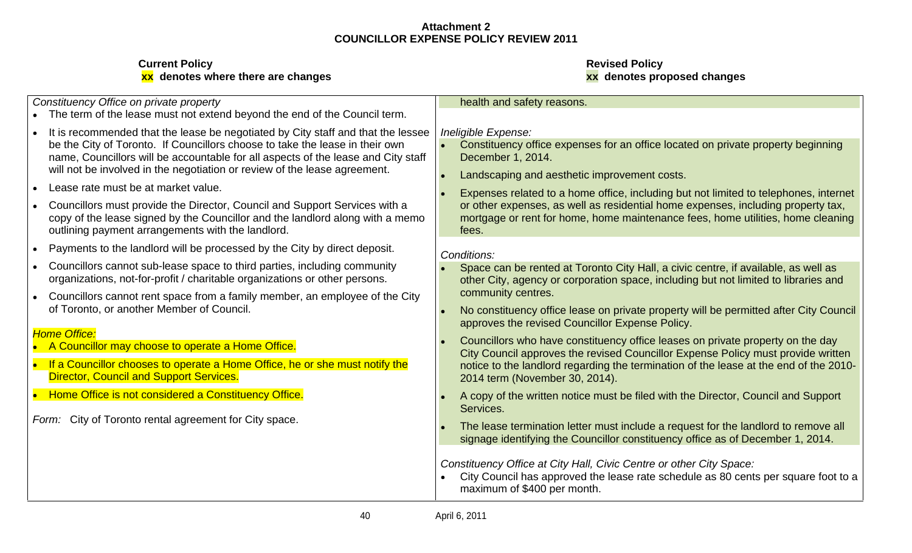**Attachment 2**
**COUNCILLOR EXPENSE POLICY REVIEW 2011**

| **Current Policy**<br>**xx denotes where there are changes** | **Revised Policy**<br>**xx denotes proposed changes** |
|---|---|
| *Constituency Office on private property*<br>• The term of the lease must not extend beyond the end of the Council term.<br>• It is recommended that the lease be negotiated by City staff and that the lessee be the City of Toronto. If Councillors choose to take the lease in their own name, Councillors will be accountable for all aspects of the lease and City staff will not be involved in the negotiation or review of the lease agreement.<br>• Lease rate must be at market value.<br>• Councillors must provide the Director, Council and Support Services with a copy of the lease signed by the Councillor and the landlord along with a memo outlining payment arrangements with the landlord.<br>• Payments to the landlord will be processed by the City by direct deposit.<br>• Councillors cannot sub-lease space to third parties, including community organizations, not-for-profit / charitable organizations or other persons.<br>• Councillors cannot rent space from a family member, an employee of the City of Toronto, or another Member of Council.<br><br>*Home Office:*<br>• A Councillor may choose to operate a Home Office.<br>• If a Councillor chooses to operate a Home Office, he or she must notify the Director, Council and Support Services.<br>• Home Office is not considered a Constituency Office.<br><br>*Form:* City of Toronto rental agreement for City space. | health and safety reasons.<br><br>*Ineligible Expense:*<br>• Constituency office expenses for an office located on private property beginning December 1, 2014.<br>• Landscaping and aesthetic improvement costs.<br>• Expenses related to a home office, including but not limited to telephones, internet or other expenses, as well as residential home expenses, including property tax, mortgage or rent for home, home maintenance fees, home utilities, home cleaning fees.<br><br>*Conditions:*<br>• Space can be rented at Toronto City Hall, a civic centre, if available, as well as other City, agency or corporation space, including but not limited to libraries and community centres.<br>• No constituency office lease on private property will be permitted after City Council approves the revised Councillor Expense Policy.<br>• Councillors who have constituency office leases on private property on the day City Council approves the revised Councillor Expense Policy must provide written notice to the landlord regarding the termination of the lease at the end of the 2010-2014 term (November 30, 2014).<br>• A copy of the written notice must be filed with the Director, Council and Support Services.<br>• The lease termination letter must include a request for the landlord to remove all signage identifying the Councillor constituency office as of December 1, 2014.<br><br>*Constituency Office at City Hall, Civic Centre or other City Space:*<br>• City Council has approved the lease rate schedule as 80 cents per square foot to a maximum of $400 per month. |

April 6, 2011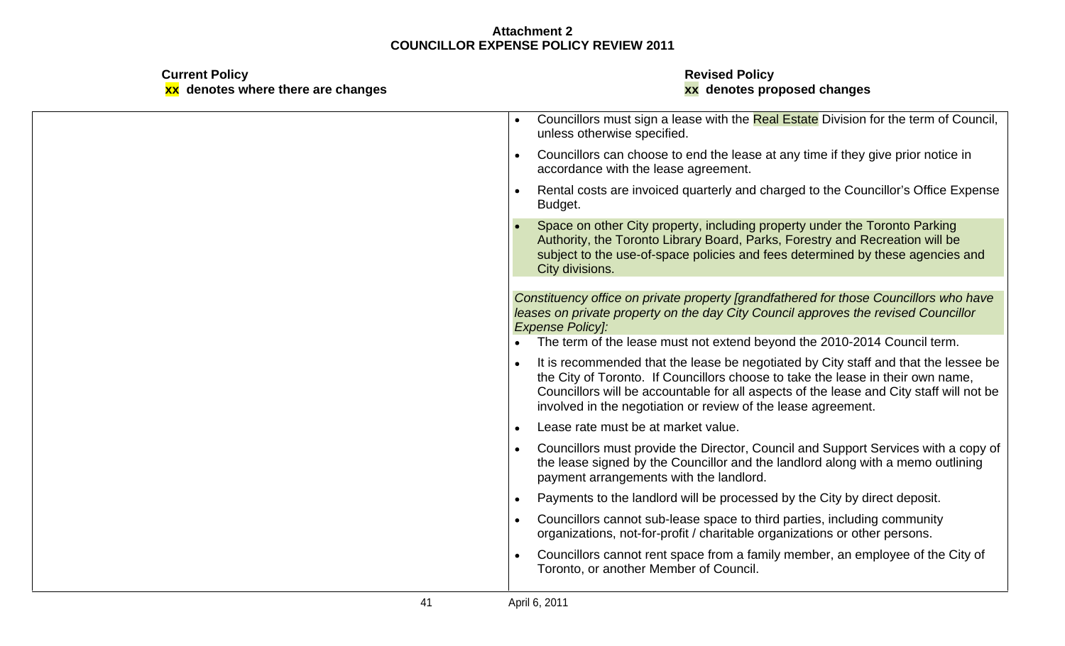**Attachment 2**
**COUNCILLOR EXPENSE POLICY REVIEW 2011**

| Current Policy<br>**xx** denotes where there are changes | Revised Policy<br>**xx** denotes proposed changes |
|---|---|
| | • Councillors must sign a lease with the Real Estate Division for the term of Council, unless otherwise specified.<br>• Councillors can choose to end the lease at any time if they give prior notice in accordance with the lease agreement.<br>• Rental costs are invoiced quarterly and charged to the Councillor's Office Expense Budget.<br>• Space on other City property, including property under the Toronto Parking Authority, the Toronto Library Board, Parks, Forestry and Recreation will be subject to the use-of-space policies and fees determined by these agencies and City divisions.<br><br>*Constituency office on private property [grandfathered for those Councillors who have leases on private property on the day City Council approves the revised Councillor Expense Policy]:*<br>• The term of the lease must not extend beyond the 2010-2014 Council term.<br>• It is recommended that the lease be negotiated by City staff and that the lessee be the City of Toronto. If Councillors choose to take the lease in their own name, Councillors will be accountable for all aspects of the lease and City staff will not be involved in the negotiation or review of the lease agreement.<br>• Lease rate must be at market value.<br>• Councillors must provide the Director, Council and Support Services with a copy of the lease signed by the Councillor and the landlord along with a memo outlining payment arrangements with the landlord.<br>• Payments to the landlord will be processed by the City by direct deposit.<br>• Councillors cannot sub-lease space to third parties, including community organizations, not-for-profit / charitable organizations or other persons.<br>• Councillors cannot rent space from a family member, an employee of the City of Toronto, or another Member of Council. |

April 6, 2011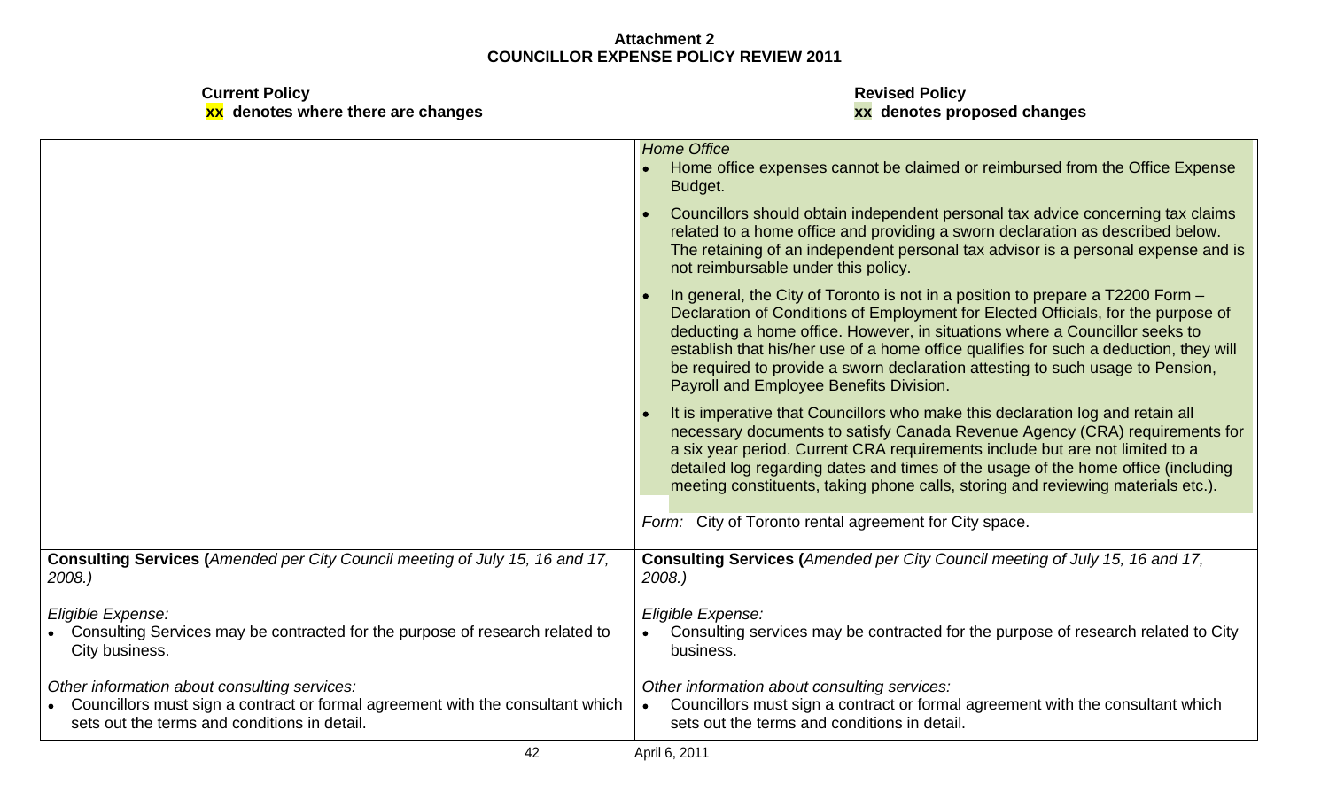**Attachment 2**
**COUNCILLOR EXPENSE POLICY REVIEW 2011**

| **Current Policy**<br>**xx denotes where there are changes** | **Revised Policy**<br>**xx denotes proposed changes** |
|---|---|
| | *Home Office*<br>• Home office expenses cannot be claimed or reimbursed from the Office Expense Budget.<br>• Councillors should obtain independent personal tax advice concerning tax claims related to a home office and providing a sworn declaration as described below. The retaining of an independent personal tax advisor is a personal expense and is not reimbursable under this policy.<br>• In general, the City of Toronto is not in a position to prepare a T2200 Form – Declaration of Conditions of Employment for Elected Officials, for the purpose of deducting a home office. However, in situations where a Councillor seeks to establish that his/her use of a home office qualifies for such a deduction, they will be required to provide a sworn declaration attesting to such usage to Pension, Payroll and Employee Benefits Division.<br>• It is imperative that Councillors who make this declaration log and retain all necessary documents to satisfy Canada Revenue Agency (CRA) requirements for a six year period. Current CRA requirements include but are not limited to a detailed log regarding dates and times of the usage of the home office (including meeting constituents, taking phone calls, storing and reviewing materials etc.).<br><br>*Form:* City of Toronto rental agreement for City space. |
| **Consulting Services (***Amended per City Council meeting of July 15, 16 and 17, 2008.)*<br><br>*Eligible Expense:*<br>• Consulting Services may be contracted for the purpose of research related to City business.<br><br>*Other information about consulting services:*<br>• Councillors must sign a contract or formal agreement with the consultant which sets out the terms and conditions in detail. | **Consulting Services (***Amended per City Council meeting of July 15, 16 and 17, 2008.)*<br><br>*Eligible Expense:*<br>• Consulting services may be contracted for the purpose of research related to City business.<br><br>*Other information about consulting services:*<br>• Councillors must sign a contract or formal agreement with the consultant which sets out the terms and conditions in detail. |

April 6, 2011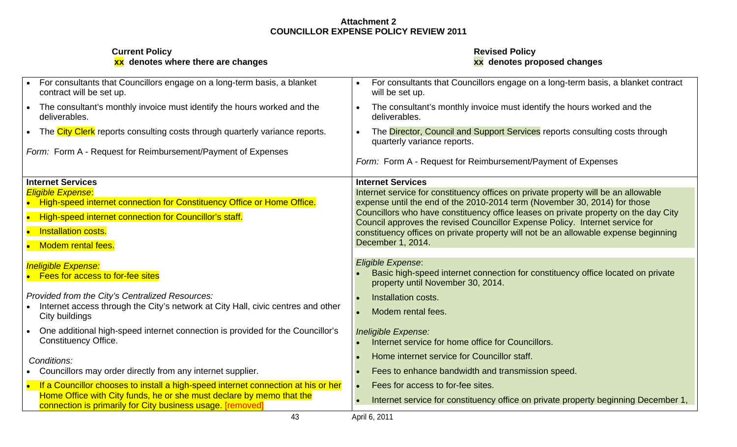**Attachment 2**
**COUNCILLOR EXPENSE POLICY REVIEW 2011**

| **Current Policy**<br>**xx denotes where there are changes** | **Revised Policy**<br>**xx denotes proposed changes** |
|---|---|
| • For consultants that Councillors engage on a long-term basis, a blanket contract will be set up.<br>• The consultant's monthly invoice must identify the hours worked and the deliverables.<br>• The City Clerk reports consulting costs through quarterly variance reports.<br><br>*Form:* Form A - Request for Reimbursement/Payment of Expenses | • For consultants that Councillors engage on a long-term basis, a blanket contract will be set up.<br>• The consultant's monthly invoice must identify the hours worked and the deliverables.<br>• The Director, Council and Support Services reports consulting costs through quarterly variance reports.<br><br>*Form:* Form A - Request for Reimbursement/Payment of Expenses |
| **Internet Services**<br>*Eligible Expense*:<br>• High-speed internet connection for Constituency Office or Home Office.<br>• High-speed internet connection for Councillor's staff.<br>• Installation costs.<br>• Modem rental fees.<br><br>*Ineligible Expense:*<br>• Fees for access to for-fee sites<br><br>*Provided from the City's Centralized Resources:*<br>• Internet access through the City's network at City Hall, civic centres and other City buildings<br>• One additional high-speed internet connection is provided for the Councillor's Constituency Office.<br><br>*Conditions:*<br>• Councillors may order directly from any internet supplier.<br>• If a Councillor chooses to install a high-speed internet connection at his or her Home Office with City funds, he or she must declare by memo that the connection is primarily for City business usage. [removed] | **Internet Services**<br>Internet service for constituency offices on private property will be an allowable expense until the end of the 2010-2014 term (November 30, 2014) for those Councillors who have constituency office leases on private property on the day City Council approves the revised Councillor Expense Policy. Internet service for constituency offices on private property will not be an allowable expense beginning December 1, 2014.<br><br>*Eligible Expense*:<br>• Basic high-speed internet connection for constituency office located on private property until November 30, 2014.<br>• Installation costs.<br>• Modem rental fees.<br><br>*Ineligible Expense:*<br>• Internet service for home office for Councillors.<br>• Home internet service for Councillor staff.<br>• Fees to enhance bandwidth and transmission speed.<br>• Fees for access to for-fee sites.<br>• Internet service for constituency office on private property beginning December 1, |

April 6, 2011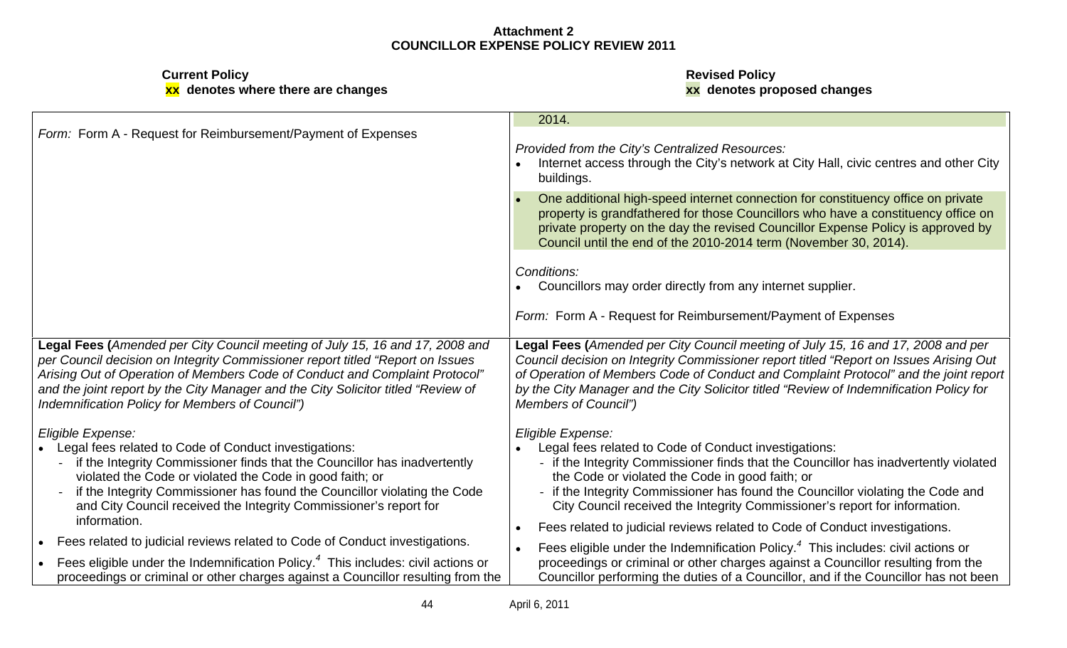**Attachment 2**
**COUNCILLOR EXPENSE POLICY REVIEW 2011**

| **Current Policy**<br>**xx denotes where there are changes** | **Revised Policy**<br>**xx denotes proposed changes** |
|---|---|
| *Form:* Form A - Request for Reimbursement/Payment of Expenses | 2014.<br><br>*Provided from the City's Centralized Resources:*<br>• Internet access through the City's network at City Hall, civic centres and other City buildings.<br>• One additional high-speed internet connection for constituency office on private property is grandfathered for those Councillors who have a constituency office on private property on the day the revised Councillor Expense Policy is approved by Council until the end of the 2010-2014 term (November 30, 2014).<br><br>*Conditions:*<br>• Councillors may order directly from any internet supplier.<br><br>*Form:* Form A - Request for Reimbursement/Payment of Expenses |
| **Legal Fees (***Amended per City Council meeting of July 15, 16 and 17, 2008 and per Council decision on Integrity Commissioner report titled "Report on Issues Arising Out of Operation of Members Code of Conduct and Complaint Protocol" and the joint report by the City Manager and the City Solicitor titled "Review of Indemnification Policy for Members of Council")*<br><br>*Eligible Expense:*<br>• Legal fees related to Code of Conduct investigations:<br>- if the Integrity Commissioner finds that the Councillor has inadvertently violated the Code or violated the Code in good faith; or<br>- if the Integrity Commissioner has found the Councillor violating the Code and City Council received the Integrity Commissioner's report for information.<br>• Fees related to judicial reviews related to Code of Conduct investigations.<br>• Fees eligible under the Indemnification Policy.[4] This includes: civil actions or proceedings or criminal or other charges against a Councillor resulting from the | **Legal Fees (***Amended per City Council meeting of July 15, 16 and 17, 2008 and per Council decision on Integrity Commissioner report titled "Report on Issues Arising Out of Operation of Members Code of Conduct and Complaint Protocol" and the joint report by the City Manager and the City Solicitor titled "Review of Indemnification Policy for Members of Council")*<br><br>*Eligible Expense:*<br>• Legal fees related to Code of Conduct investigations:<br>- if the Integrity Commissioner finds that the Councillor has inadvertently violated the Code or violated the Code in good faith; or<br>- if the Integrity Commissioner has found the Councillor violating the Code and City Council received the Integrity Commissioner's report for information.<br>• Fees related to judicial reviews related to Code of Conduct investigations.<br>• Fees eligible under the Indemnification Policy.[4] This includes: civil actions or proceedings or criminal or other charges against a Councillor resulting from the Councillor performing the duties of a Councillor, and if the Councillor has not been |

April 6, 2011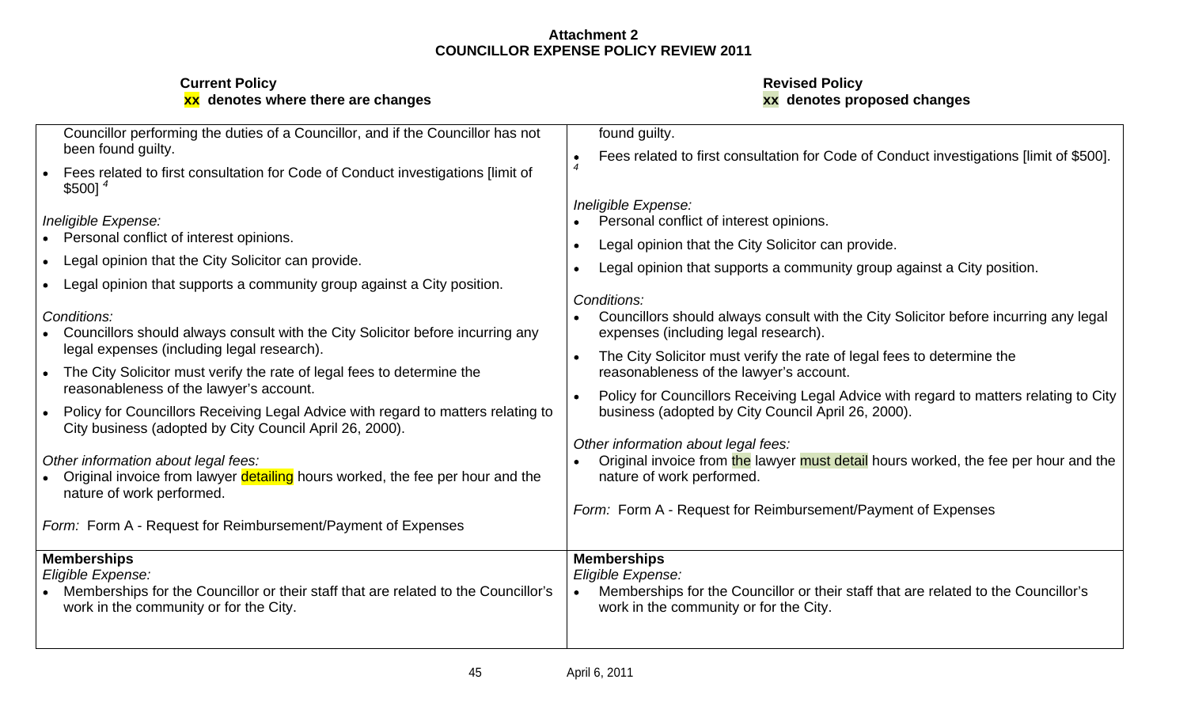**Attachment 2**
**COUNCILLOR EXPENSE POLICY REVIEW 2011**

| **Current Policy**<br>**xx denotes where there are changes** | **Revised Policy**<br>**xx denotes proposed changes** |
|---|---|
| Councillor performing the duties of a Councillor, and if the Councillor has not been found guilty.<br>• Fees related to first consultation for Code of Conduct investigations [limit of $500] [4]<br><br>*Ineligible Expense:*<br>• Personal conflict of interest opinions.<br>• Legal opinion that the City Solicitor can provide.<br>• Legal opinion that supports a community group against a City position.<br><br>*Conditions:*<br>• Councillors should always consult with the City Solicitor before incurring any legal expenses (including legal research).<br>• The City Solicitor must verify the rate of legal fees to determine the reasonableness of the lawyer's account.<br>• Policy for Councillors Receiving Legal Advice with regard to matters relating to City business (adopted by City Council April 26, 2000).<br><br>*Other information about legal fees:*<br>• Original invoice from lawyer detailing hours worked, the fee per hour and the nature of work performed.<br><br>*Form:* Form A - Request for Reimbursement/Payment of Expenses | found guilty.<br>• Fees related to first consultation for Code of Conduct investigations [limit of $500]. [4]<br><br>*Ineligible Expense:*<br>• Personal conflict of interest opinions.<br>• Legal opinion that the City Solicitor can provide.<br>• Legal opinion that supports a community group against a City position.<br><br>*Conditions:*<br>• Councillors should always consult with the City Solicitor before incurring any legal expenses (including legal research).<br>• The City Solicitor must verify the rate of legal fees to determine the reasonableness of the lawyer's account.<br>• Policy for Councillors Receiving Legal Advice with regard to matters relating to City business (adopted by City Council April 26, 2000).<br><br>*Other information about legal fees:*<br>• Original invoice from the lawyer must detail hours worked, the fee per hour and the nature of work performed.<br><br>*Form:* Form A - Request for Reimbursement/Payment of Expenses |
| **Memberships**<br>*Eligible Expense:*<br>• Memberships for the Councillor or their staff that are related to the Councillor's work in the community or for the City. | **Memberships**<br>*Eligible Expense:*<br>• Memberships for the Councillor or their staff that are related to the Councillor's work in the community or for the City. |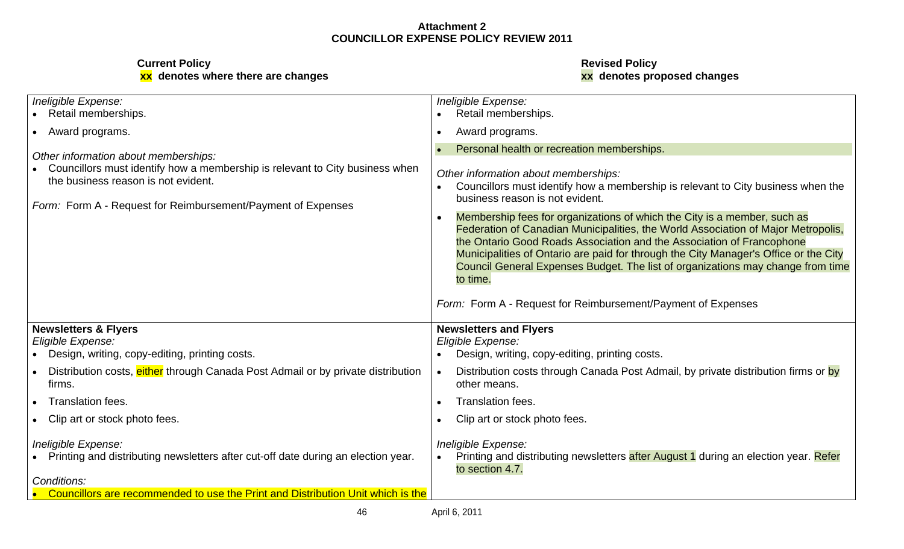**Attachment 2**
**COUNCILLOR EXPENSE POLICY REVIEW 2011**

| **Current Policy**<br>**xx denotes where there are changes** | **Revised Policy**<br>**xx denotes proposed changes** |
|---|---|
| *Ineligible Expense:*<br>• Retail memberships.<br>• Award programs.<br><br>*Other information about memberships:*<br>• Councillors must identify how a membership is relevant to City business when the business reason is not evident.<br><br>*Form:* Form A - Request for Reimbursement/Payment of Expenses | *Ineligible Expense:*<br>• Retail memberships.<br>• Award programs.<br>• Personal health or recreation memberships.<br><br>*Other information about memberships:*<br>• Councillors must identify how a membership is relevant to City business when the business reason is not evident.<br>• Membership fees for organizations of which the City is a member, such as Federation of Canadian Municipalities, the World Association of Major Metropolis, the Ontario Good Roads Association and the Association of Francophone Municipalities of Ontario are paid for through the City Manager's Office or the City Council General Expenses Budget. The list of organizations may change from time to time.<br><br>*Form:* Form A - Request for Reimbursement/Payment of Expenses |
| **Newsletters & Flyers**<br>*Eligible Expense:*<br>• Design, writing, copy-editing, printing costs.<br>• Distribution costs, either through Canada Post Admail or by private distribution firms.<br>• Translation fees.<br>• Clip art or stock photo fees.<br><br>*Ineligible Expense:*<br>• Printing and distributing newsletters after cut-off date during an election year.<br><br>*Conditions:*<br>• Councillors are recommended to use the Print and Distribution Unit which is the | **Newsletters and Flyers**<br>*Eligible Expense:*<br>• Design, writing, copy-editing, printing costs.<br>• Distribution costs through Canada Post Admail, by private distribution firms or by other means.<br>• Translation fees.<br>• Clip art or stock photo fees.<br><br>*Ineligible Expense:*<br>• Printing and distributing newsletters after August 1 during an election year. Refer to section 4.7. |

April 6, 2011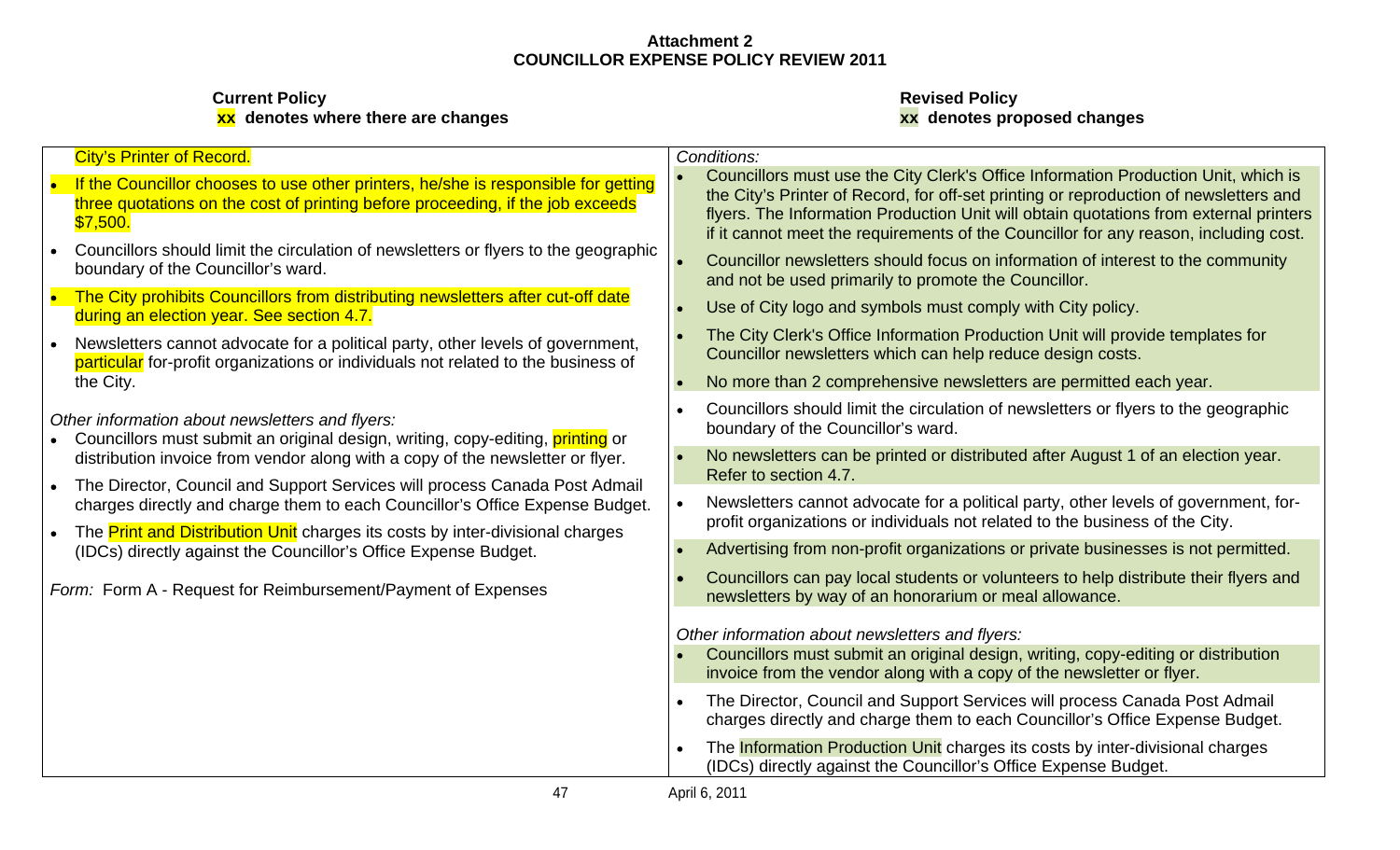**Attachment 2**
**COUNCILLOR EXPENSE POLICY REVIEW 2011**

| **Current Policy**<br>**xx denotes where there are changes** | **Revised Policy**<br>**xx denotes proposed changes** |
|---|---|
| City's Printer of Record.<br><br>• If the Councillor chooses to use other printers, he/she is responsible for getting three quotations on the cost of printing before proceeding, if the job exceeds $7,500.<br><br>• Councillors should limit the circulation of newsletters or flyers to the geographic boundary of the Councillor's ward.<br><br>• The City prohibits Councillors from distributing newsletters after cut-off date during an election year. See section 4.7.<br><br>• Newsletters cannot advocate for a political party, other levels of government, particular for-profit organizations or individuals not related to the business of the City.<br><br>*Other information about newsletters and flyers:*<br>• Councillors must submit an original design, writing, copy-editing, printing or distribution invoice from vendor along with a copy of the newsletter or flyer.<br><br>• The Director, Council and Support Services will process Canada Post Admail charges directly and charge them to each Councillor's Office Expense Budget.<br><br>• The Print and Distribution Unit charges its costs by inter-divisional charges (IDCs) directly against the Councillor's Office Expense Budget.<br><br>*Form:* Form A - Request for Reimbursement/Payment of Expenses | *Conditions:*<br>• Councillors must use the City Clerk's Office Information Production Unit, which is the City's Printer of Record, for off-set printing or reproduction of newsletters and flyers. The Information Production Unit will obtain quotations from external printers if it cannot meet the requirements of the Councillor for any reason, including cost.<br><br>• Councillor newsletters should focus on information of interest to the community and not be used primarily to promote the Councillor.<br><br>• Use of City logo and symbols must comply with City policy.<br><br>• The City Clerk's Office Information Production Unit will provide templates for Councillor newsletters which can help reduce design costs.<br><br>• No more than 2 comprehensive newsletters are permitted each year.<br><br>• Councillors should limit the circulation of newsletters or flyers to the geographic boundary of the Councillor's ward.<br><br>• No newsletters can be printed or distributed after August 1 of an election year. Refer to section 4.7.<br><br>• Newsletters cannot advocate for a political party, other levels of government, for-profit organizations or individuals not related to the business of the City.<br><br>• Advertising from non-profit organizations or private businesses is not permitted.<br><br>• Councillors can pay local students or volunteers to help distribute their flyers and newsletters by way of an honorarium or meal allowance.<br><br>*Other information about newsletters and flyers:*<br>• Councillors must submit an original design, writing, copy-editing or distribution invoice from the vendor along with a copy of the newsletter or flyer.<br><br>• The Director, Council and Support Services will process Canada Post Admail charges directly and charge them to each Councillor's Office Expense Budget.<br><br>• The Information Production Unit charges its costs by inter-divisional charges (IDCs) directly against the Councillor's Office Expense Budget. |

April 6, 2011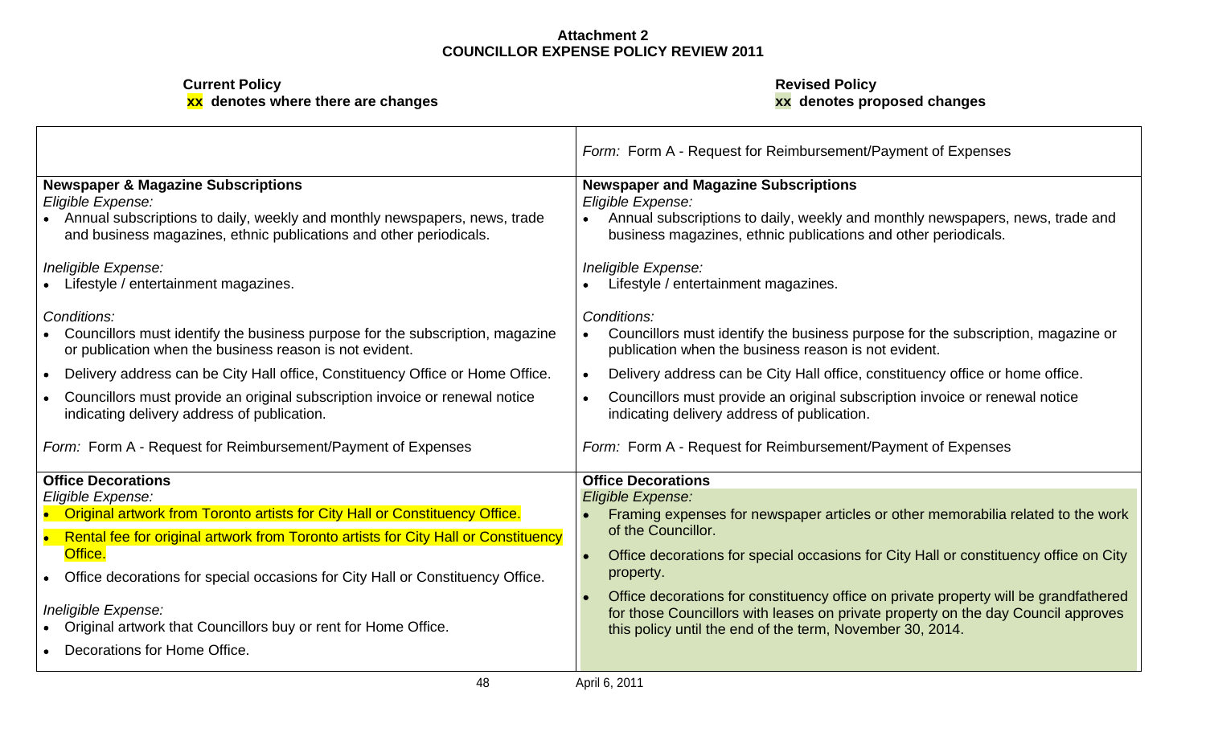**Attachment 2**
**COUNCILLOR EXPENSE POLICY REVIEW 2011**

| **Current Policy**<br>**xx denotes where there are changes** | **Revised Policy**<br>**xx denotes proposed changes** |
|---|---|
| | *Form:* Form A - Request for Reimbursement/Payment of Expenses |
| **Newspaper & Magazine Subscriptions**<br>*Eligible Expense:*<br>• Annual subscriptions to daily, weekly and monthly newspapers, news, trade and business magazines, ethnic publications and other periodicals.<br><br>*Ineligible Expense:*<br>• Lifestyle / entertainment magazines.<br><br>*Conditions:*<br>• Councillors must identify the business purpose for the subscription, magazine or publication when the business reason is not evident.<br>• Delivery address can be City Hall office, Constituency Office or Home Office.<br>• Councillors must provide an original subscription invoice or renewal notice indicating delivery address of publication.<br><br>*Form:* Form A - Request for Reimbursement/Payment of Expenses | **Newspaper and Magazine Subscriptions**<br>*Eligible Expense:*<br>• Annual subscriptions to daily, weekly and monthly newspapers, news, trade and business magazines, ethnic publications and other periodicals.<br><br>*Ineligible Expense:*<br>• Lifestyle / entertainment magazines.<br><br>*Conditions:*<br>• Councillors must identify the business purpose for the subscription, magazine or publication when the business reason is not evident.<br>• Delivery address can be City Hall office, constituency office or home office.<br>• Councillors must provide an original subscription invoice or renewal notice indicating delivery address of publication.<br><br>*Form:* Form A - Request for Reimbursement/Payment of Expenses |
| **Office Decorations**<br>*Eligible Expense:*<br>• Original artwork from Toronto artists for City Hall or Constituency Office.<br>• Rental fee for original artwork from Toronto artists for City Hall or Constituency Office.<br>• Office decorations for special occasions for City Hall or Constituency Office.<br><br>*Ineligible Expense:*<br>• Original artwork that Councillors buy or rent for Home Office.<br>• Decorations for Home Office. | **Office Decorations**<br>*Eligible Expense:*<br>• Framing expenses for newspaper articles or other memorabilia related to the work of the Councillor.<br>• Office decorations for special occasions for City Hall or constituency office on City property.<br>• Office decorations for constituency office on private property will be grandfathered for those Councillors with leases on private property on the day Council approves this policy until the end of the term, November 30, 2014. |

April 6, 2011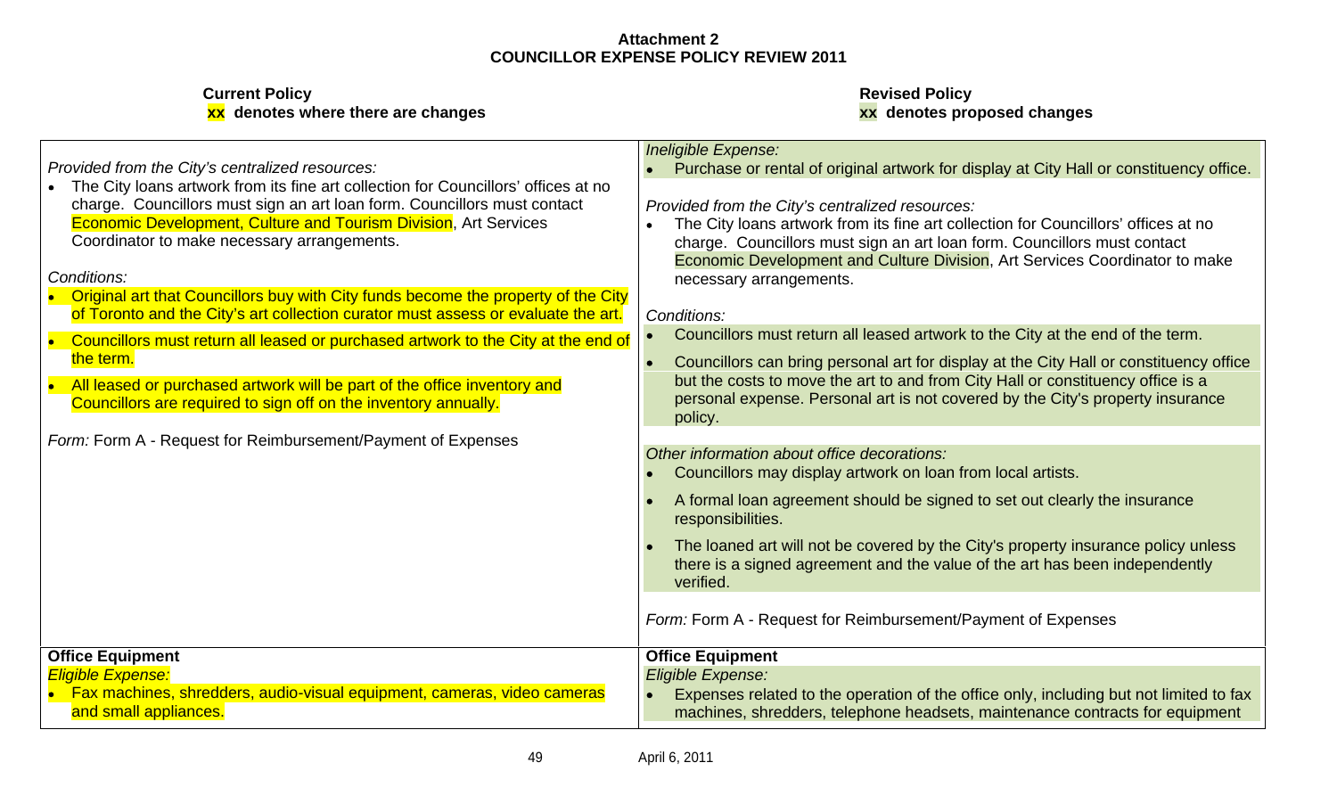**Attachment 2**
**COUNCILLOR EXPENSE POLICY REVIEW 2011**

| **Current Policy**<br>**xx denotes where there are changes** | **Revised Policy**<br>**xx denotes proposed changes** |
|---|---|
| *Provided from the City's centralized resources:*<br>• The City loans artwork from its fine art collection for Councillors' offices at no charge. Councillors must sign an art loan form. Councillors must contact Economic Development, Culture and Tourism Division, Art Services Coordinator to make necessary arrangements.<br><br>*Conditions:*<br>• Original art that Councillors buy with City funds become the property of the City of Toronto and the City's art collection curator must assess or evaluate the art.<br>• Councillors must return all leased or purchased artwork to the City at the end of the term.<br>• All leased or purchased artwork will be part of the office inventory and Councillors are required to sign off on the inventory annually.<br><br>*Form:* Form A - Request for Reimbursement/Payment of Expenses | *Ineligible Expense:*<br>• Purchase or rental of original artwork for display at City Hall or constituency office.<br><br>*Provided from the City's centralized resources:*<br>• The City loans artwork from its fine art collection for Councillors' offices at no charge. Councillors must sign an art loan form. Councillors must contact Economic Development and Culture Division, Art Services Coordinator to make necessary arrangements.<br><br>*Conditions:*<br>• Councillors must return all leased artwork to the City at the end of the term.<br>• Councillors can bring personal art for display at the City Hall or constituency office but the costs to move the art to and from City Hall or constituency office is a personal expense. Personal art is not covered by the City's property insurance policy.<br><br>*Other information about office decorations:*<br>• Councillors may display artwork on loan from local artists.<br>• A formal loan agreement should be signed to set out clearly the insurance responsibilities.<br>• The loaned art will not be covered by the City's property insurance policy unless there is a signed agreement and the value of the art has been independently verified.<br><br>*Form:* Form A - Request for Reimbursement/Payment of Expenses |
| **Office Equipment**<br>*Eligible Expense:*<br>• Fax machines, shredders, audio-visual equipment, cameras, video cameras and small appliances. | **Office Equipment**<br>*Eligible Expense:*<br>• Expenses related to the operation of the office only, including but not limited to fax machines, shredders, telephone headsets, maintenance contracts for equipment |

April 6, 2011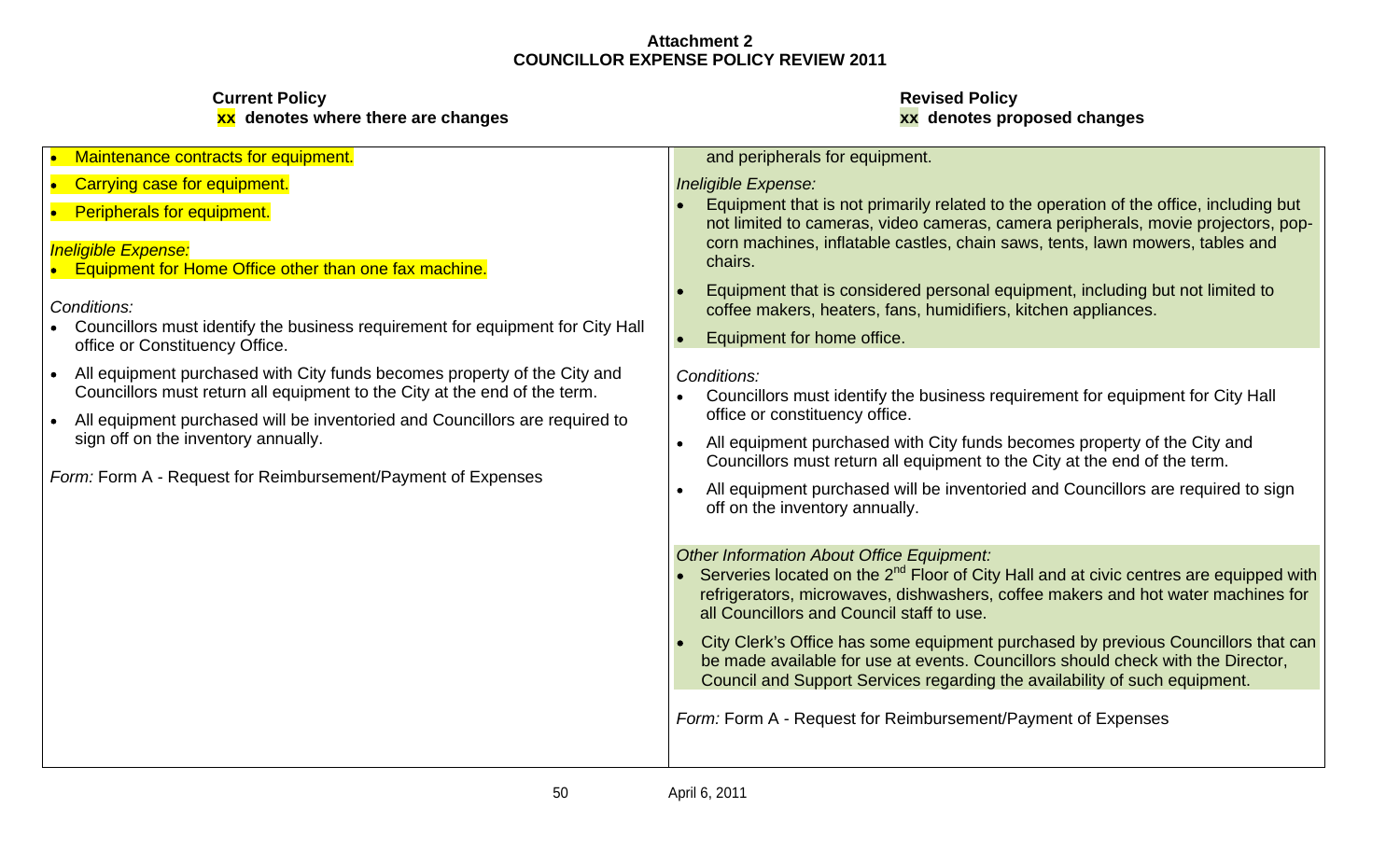**Attachment 2**
**COUNCILLOR EXPENSE POLICY REVIEW 2011**

| **Current Policy**<br>**xx denotes where there are changes** | **Revised Policy**<br>**xx denotes proposed changes** |
|---|---|
| • Maintenance contracts for equipment.<br>• Carrying case for equipment.<br>• Peripherals for equipment.<br><br>*Ineligible Expense:*<br>• Equipment for Home Office other than one fax machine.<br><br>*Conditions:*<br>• Councillors must identify the business requirement for equipment for City Hall office or Constituency Office.<br>• All equipment purchased with City funds becomes property of the City and Councillors must return all equipment to the City at the end of the term.<br>• All equipment purchased will be inventoried and Councillors are required to sign off on the inventory annually.<br><br>*Form:* Form A - Request for Reimbursement/Payment of Expenses | and peripherals for equipment.<br><br>*Ineligible Expense:*<br>• Equipment that is not primarily related to the operation of the office, including but not limited to cameras, video cameras, camera peripherals, movie projectors, pop-corn machines, inflatable castles, chain saws, tents, lawn mowers, tables and chairs.<br>• Equipment that is considered personal equipment, including but not limited to coffee makers, heaters, fans, humidifiers, kitchen appliances.<br>• Equipment for home office.<br><br>*Conditions:*<br>• Councillors must identify the business requirement for equipment for City Hall office or constituency office.<br>• All equipment purchased with City funds becomes property of the City and Councillors must return all equipment to the City at the end of the term.<br>• All equipment purchased will be inventoried and Councillors are required to sign off on the inventory annually.<br><br>*Other Information About Office Equipment:*<br>• Serveries located on the 2nd Floor of City Hall and at civic centres are equipped with refrigerators, microwaves, dishwashers, coffee makers and hot water machines for all Councillors and Council staff to use.<br>• City Clerk's Office has some equipment purchased by previous Councillors that can be made available for use at events. Councillors should check with the Director, Council and Support Services regarding the availability of such equipment.<br><br>*Form:* Form A - Request for Reimbursement/Payment of Expenses |

April 6, 2011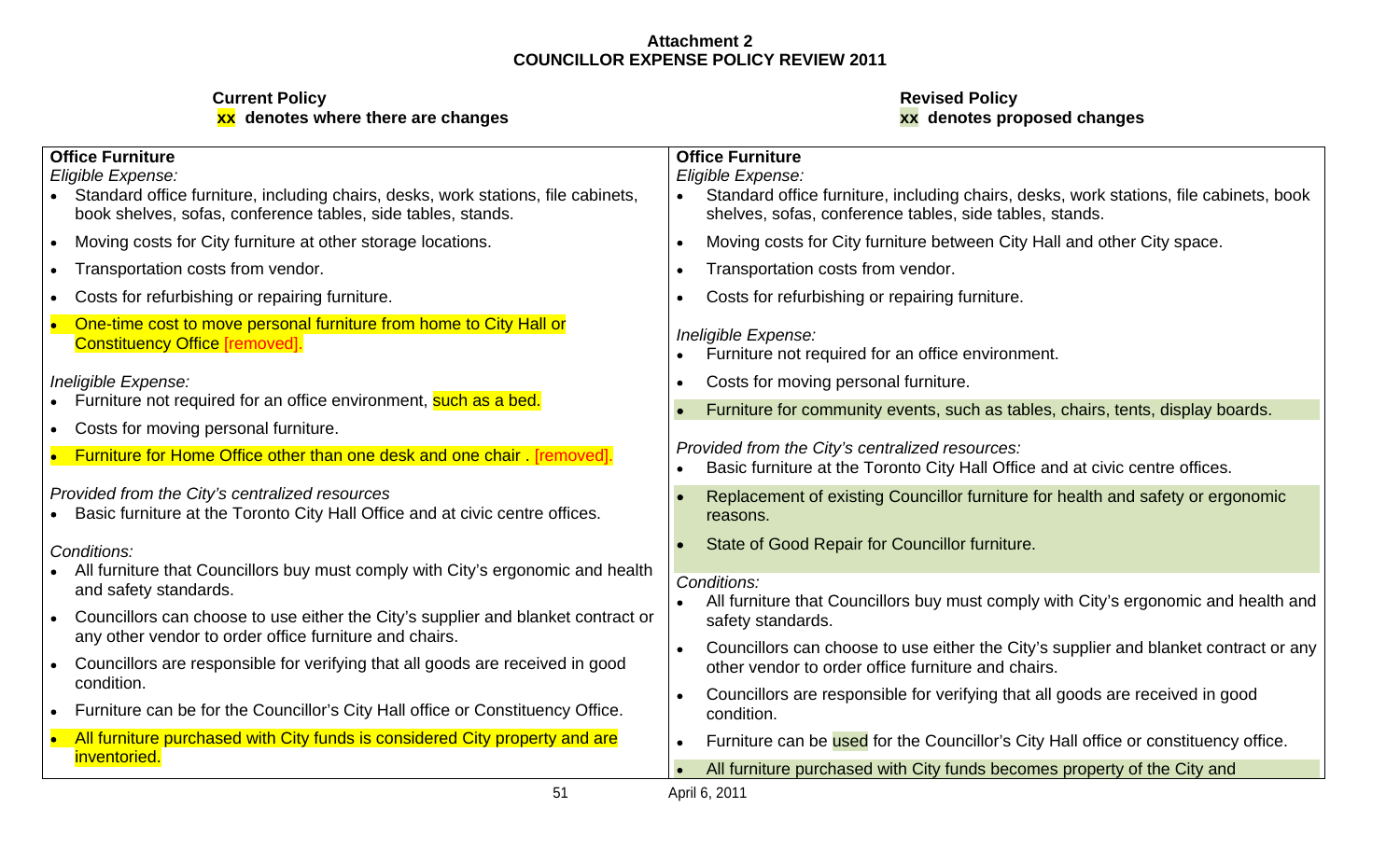**Attachment 2**
**COUNCILLOR EXPENSE POLICY REVIEW 2011**

| **Current Policy**<br>**xx denotes where there are changes** | **Revised Policy**<br>**xx denotes proposed changes** |
|---|---|
| **Office Furniture**<br>*Eligible Expense:*<br>• Standard office furniture, including chairs, desks, work stations, file cabinets, book shelves, sofas, conference tables, side tables, stands.<br>• Moving costs for City furniture at other storage locations.<br>• Transportation costs from vendor.<br>• Costs for refurbishing or repairing furniture.<br>• One-time cost to move personal furniture from home to City Hall or Constituency Office [removed].<br><br>*Ineligible Expense:*<br>• Furniture not required for an office environment, such as a bed.<br>• Costs for moving personal furniture.<br>• Furniture for Home Office other than one desk and one chair . [removed].<br><br>*Provided from the City's centralized resources*<br>• Basic furniture at the Toronto City Hall Office and at civic centre offices.<br><br>*Conditions:*<br>• All furniture that Councillors buy must comply with City's ergonomic and health and safety standards.<br>• Councillors can choose to use either the City's supplier and blanket contract or any other vendor to order office furniture and chairs.<br>• Councillors are responsible for verifying that all goods are received in good condition.<br>• Furniture can be for the Councillor's City Hall office or Constituency Office.<br>• All furniture purchased with City funds is considered City property and are inventoried. | **Office Furniture**<br>*Eligible Expense:*<br>• Standard office furniture, including chairs, desks, work stations, file cabinets, book shelves, sofas, conference tables, side tables, stands.<br>• Moving costs for City furniture between City Hall and other City space.<br>• Transportation costs from vendor.<br>• Costs for refurbishing or repairing furniture.<br><br>*Ineligible Expense:*<br>• Furniture not required for an office environment.<br>• Costs for moving personal furniture.<br>• Furniture for community events, such as tables, chairs, tents, display boards.<br><br>*Provided from the City's centralized resources:*<br>• Basic furniture at the Toronto City Hall Office and at civic centre offices.<br>• Replacement of existing Councillor furniture for health and safety or ergonomic reasons.<br>• State of Good Repair for Councillor furniture.<br><br>*Conditions:*<br>• All furniture that Councillors buy must comply with City's ergonomic and health and safety standards.<br>• Councillors can choose to use either the City's supplier and blanket contract or any other vendor to order office furniture and chairs.<br>• Councillors are responsible for verifying that all goods are received in good condition.<br>• Furniture can be used for the Councillor's City Hall office or constituency office.<br>• All furniture purchased with City funds becomes property of the City and |

April 6, 2011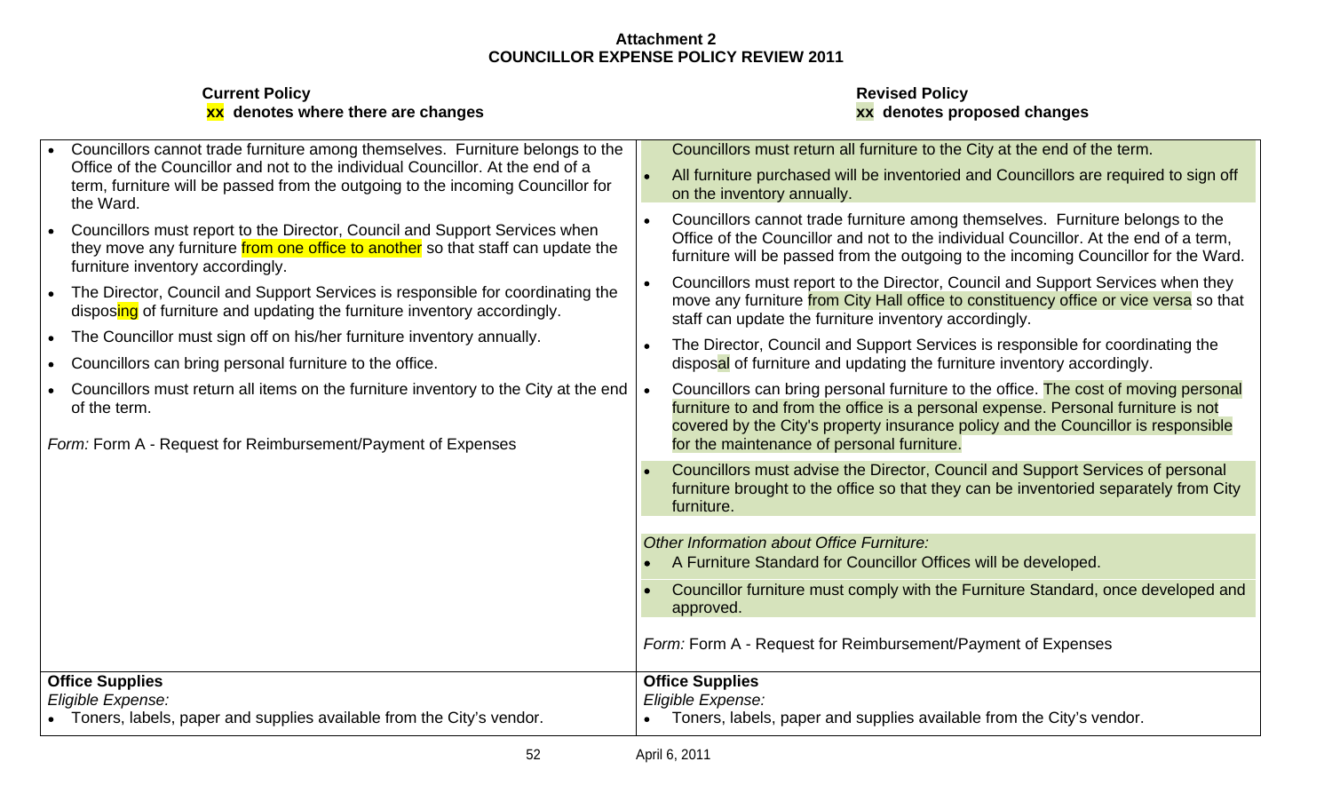**Attachment 2**
**COUNCILLOR EXPENSE POLICY REVIEW 2011**

| **Current Policy**<br>**xx denotes where there are changes** | **Revised Policy**<br>**xx denotes proposed changes** |
|---|---|
| • Councillors cannot trade furniture among themselves. Furniture belongs to the Office of the Councillor and not to the individual Councillor. At the end of a term, furniture will be passed from the outgoing to the incoming Councillor for the Ward.<br>• Councillors must report to the Director, Council and Support Services when they move any furniture from one office to another so that staff can update the furniture inventory accordingly.<br>• The Director, Council and Support Services is responsible for coordinating the disposing of furniture and updating the furniture inventory accordingly.<br>• The Councillor must sign off on his/her furniture inventory annually.<br>• Councillors can bring personal furniture to the office.<br>• Councillors must return all items on the furniture inventory to the City at the end of the term.<br><br>*Form:* Form A - Request for Reimbursement/Payment of Expenses | Councillors must return all furniture to the City at the end of the term.<br>• All furniture purchased will be inventoried and Councillors are required to sign off on the inventory annually.<br>• Councillors cannot trade furniture among themselves. Furniture belongs to the Office of the Councillor and not to the individual Councillor. At the end of a term, furniture will be passed from the outgoing to the incoming Councillor for the Ward.<br>• Councillors must report to the Director, Council and Support Services when they move any furniture from City Hall office to constituency office or vice versa so that staff can update the furniture inventory accordingly.<br>• The Director, Council and Support Services is responsible for coordinating the disposal of furniture and updating the furniture inventory accordingly.<br>• Councillors can bring personal furniture to the office. The cost of moving personal furniture to and from the office is a personal expense. Personal furniture is not covered by the City's property insurance policy and the Councillor is responsible for the maintenance of personal furniture.<br>• Councillors must advise the Director, Council and Support Services of personal furniture brought to the office so that they can be inventoried separately from City furniture.<br><br>*Other Information about Office Furniture:*<br>• A Furniture Standard for Councillor Offices will be developed.<br>• Councillor furniture must comply with the Furniture Standard, once developed and approved.<br><br>*Form:* Form A - Request for Reimbursement/Payment of Expenses |
| **Office Supplies**<br>*Eligible Expense:*<br>• Toners, labels, paper and supplies available from the City's vendor. | **Office Supplies**<br>*Eligible Expense:*<br>• Toners, labels, paper and supplies available from the City's vendor. |

April 6, 2011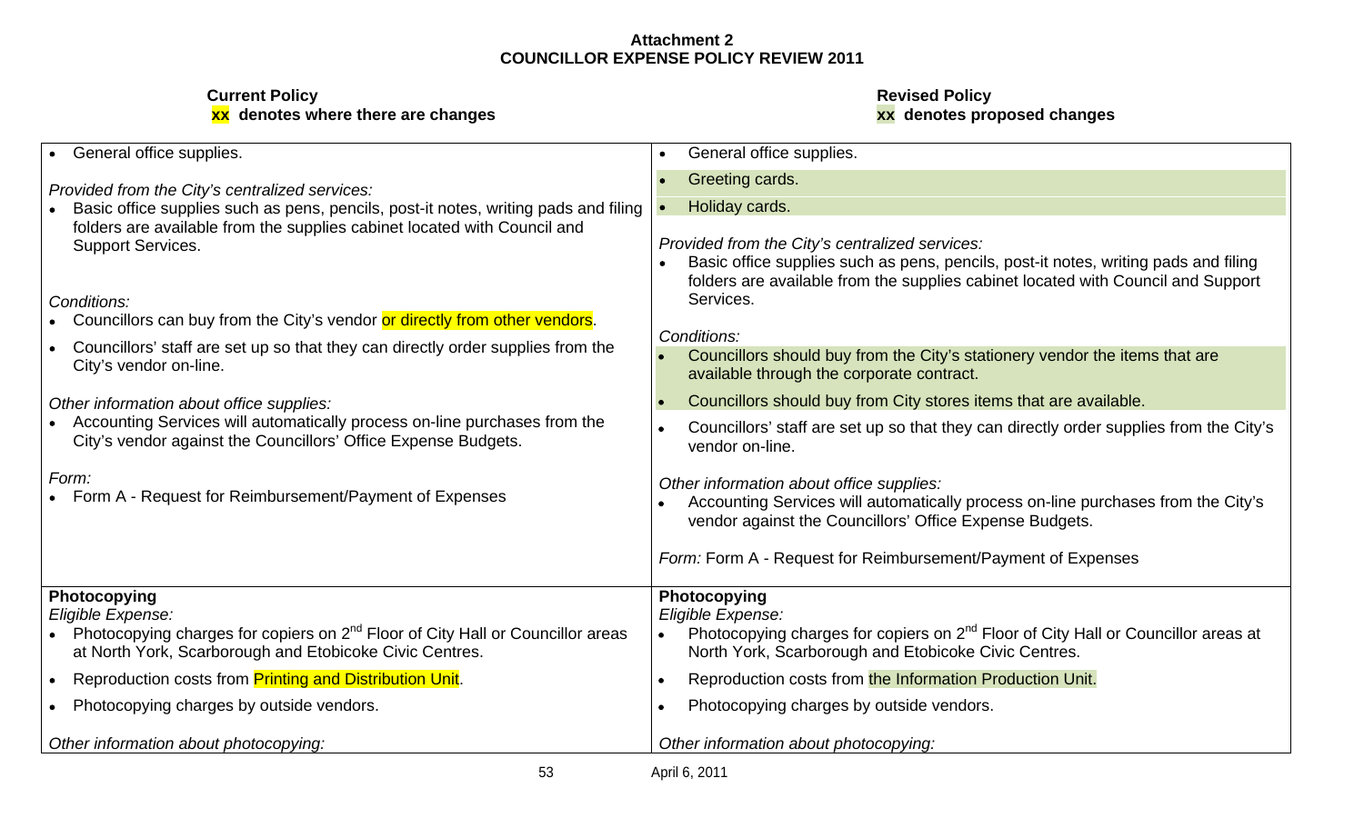**Attachment 2**
**COUNCILLOR EXPENSE POLICY REVIEW 2011**

| **Current Policy**<br>**xx denotes where there are changes** | **Revised Policy**<br>**xx denotes proposed changes** |
|---|---|
| • General office supplies.<br><br>*Provided from the City's centralized services:*<br>• Basic office supplies such as pens, pencils, post-it notes, writing pads and filing folders are available from the supplies cabinet located with Council and Support Services.<br><br>*Conditions:*<br>• Councillors can buy from the City's vendor or directly from other vendors.<br>• Councillors' staff are set up so that they can directly order supplies from the City's vendor on-line.<br><br>*Other information about office supplies:*<br>• Accounting Services will automatically process on-line purchases from the City's vendor against the Councillors' Office Expense Budgets.<br><br>*Form:*<br>• Form A - Request for Reimbursement/Payment of Expenses | • General office supplies.<br>• Greeting cards.<br>• Holiday cards.<br><br>*Provided from the City's centralized services:*<br>• Basic office supplies such as pens, pencils, post-it notes, writing pads and filing folders are available from the supplies cabinet located with Council and Support Services.<br><br>*Conditions:*<br>• Councillors should buy from the City's stationery vendor the items that are available through the corporate contract.<br>• Councillors should buy from City stores items that are available.<br>• Councillors' staff are set up so that they can directly order supplies from the City's vendor on-line.<br><br>*Other information about office supplies:*<br>• Accounting Services will automatically process on-line purchases from the City's vendor against the Councillors' Office Expense Budgets.<br><br>*Form:* Form A - Request for Reimbursement/Payment of Expenses |
| **Photocopying**<br>*Eligible Expense:*<br>• Photocopying charges for copiers on 2nd Floor of City Hall or Councillor areas at North York, Scarborough and Etobicoke Civic Centres.<br>• Reproduction costs from Printing and Distribution Unit.<br>• Photocopying charges by outside vendors.<br><br>*Other information about photocopying:* | **Photocopying**<br>*Eligible Expense:*<br>• Photocopying charges for copiers on 2nd Floor of City Hall or Councillor areas at North York, Scarborough and Etobicoke Civic Centres.<br>• Reproduction costs from the Information Production Unit.<br>• Photocopying charges by outside vendors.<br><br>*Other information about photocopying:* |

April 6, 2011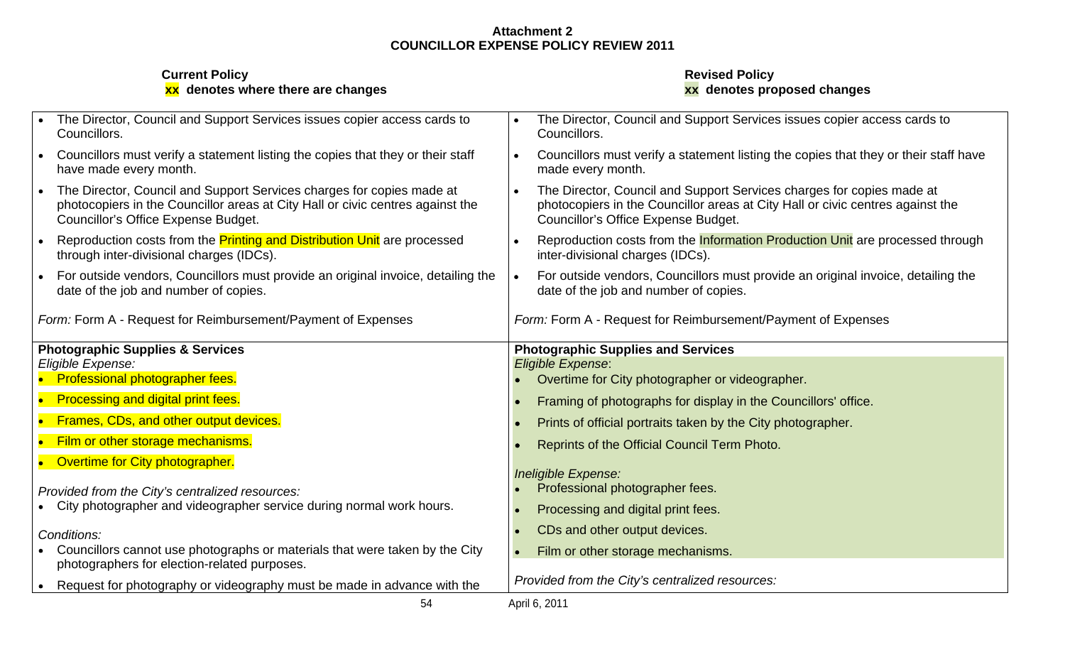**Attachment 2**
**COUNCILLOR EXPENSE POLICY REVIEW 2011**

| Current Policy<br>xx denotes where there are changes | Revised Policy<br>xx denotes proposed changes |
|---|---|
| • The Director, Council and Support Services issues copier access cards to Councillors.<br>• Councillors must verify a statement listing the copies that they or their staff have made every month.<br>• The Director, Council and Support Services charges for copies made at photocopiers in the Councillor areas at City Hall or civic centres against the Councillor's Office Expense Budget.<br>• Reproduction costs from the Printing and Distribution Unit are processed through inter-divisional charges (IDCs).<br>• For outside vendors, Councillors must provide an original invoice, detailing the date of the job and number of copies.<br><br>*Form:* Form A - Request for Reimbursement/Payment of Expenses | • The Director, Council and Support Services issues copier access cards to Councillors.<br>• Councillors must verify a statement listing the copies that they or their staff have made every month.<br>• The Director, Council and Support Services charges for copies made at photocopiers in the Councillor areas at City Hall or civic centres against the Councillor's Office Expense Budget.<br>• Reproduction costs from the Information Production Unit are processed through inter-divisional charges (IDCs).<br>• For outside vendors, Councillors must provide an original invoice, detailing the date of the job and number of copies.<br><br>*Form:* Form A - Request for Reimbursement/Payment of Expenses |
| **Photographic Supplies & Services**<br>*Eligible Expense:*<br>• Professional photographer fees.<br>• Processing and digital print fees.<br>• Frames, CDs, and other output devices.<br>• Film or other storage mechanisms.<br>• Overtime for City photographer.<br><br>*Provided from the City's centralized resources:*<br>• City photographer and videographer service during normal work hours.<br><br>*Conditions:*<br>• Councillors cannot use photographs or materials that were taken by the City photographers for election-related purposes.<br>• Request for photography or videography must be made in advance with the | **Photographic Supplies and Services**<br>*Eligible Expense*:<br>• Overtime for City photographer or videographer.<br>• Framing of photographs for display in the Councillors' office.<br>• Prints of official portraits taken by the City photographer.<br>• Reprints of the Official Council Term Photo.<br><br>*Ineligible Expense:*<br>• Professional photographer fees.<br>• Processing and digital print fees.<br>• CDs and other output devices.<br>• Film or other storage mechanisms.<br><br>*Provided from the City's centralized resources:* |

April 6, 2011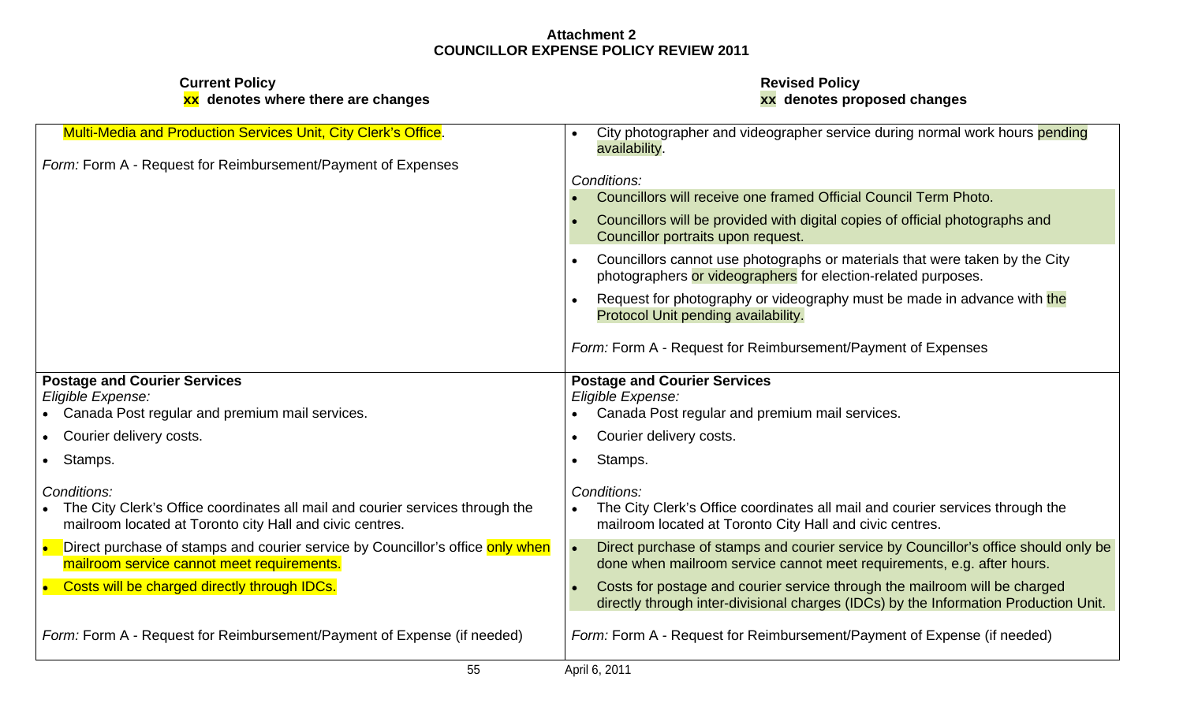# Attachment 2
## COUNCILLOR EXPENSE POLICY REVIEW 2011

| **Current Policy**<br>**xx denotes where there are changes** | **Revised Policy**<br>**xx denotes proposed changes** |
|---|---|
| Multi-Media and Production Services Unit, City Clerk's Office.<br><br>*Form:* Form A - Request for Reimbursement/Payment of Expenses | • City photographer and videographer service during normal work hours pending availability.<br><br>*Conditions:*<br>• Councillors will receive one framed Official Council Term Photo.<br>• Councillors will be provided with digital copies of official photographs and Councillor portraits upon request.<br>• Councillors cannot use photographs or materials that were taken by the City photographers or videographers for election-related purposes.<br>• Request for photography or videography must be made in advance with the Protocol Unit pending availability.<br><br>*Form:* Form A - Request for Reimbursement/Payment of Expenses |
| **Postage and Courier Services**<br>*Eligible Expense:*<br>• Canada Post regular and premium mail services.<br>• Courier delivery costs.<br>• Stamps.<br><br>*Conditions:*<br>• The City Clerk's Office coordinates all mail and courier services through the mailroom located at Toronto city Hall and civic centres.<br>• Direct purchase of stamps and courier service by Councillor's office only when mailroom service cannot meet requirements.<br>• Costs will be charged directly through IDCs.<br><br>*Form:* Form A - Request for Reimbursement/Payment of Expense (if needed) | **Postage and Courier Services**<br>*Eligible Expense:*<br>• Canada Post regular and premium mail services.<br>• Courier delivery costs.<br>• Stamps.<br><br>*Conditions:*<br>• The City Clerk's Office coordinates all mail and courier services through the mailroom located at Toronto City Hall and civic centres.<br>• Direct purchase of stamps and courier service by Councillor's office should only be done when mailroom service cannot meet requirements, e.g. after hours.<br>• Costs for postage and courier service through the mailroom will be charged directly through inter-divisional charges (IDCs) by the Information Production Unit.<br><br>*Form:* Form A - Request for Reimbursement/Payment of Expense (if needed) |

April 6, 2011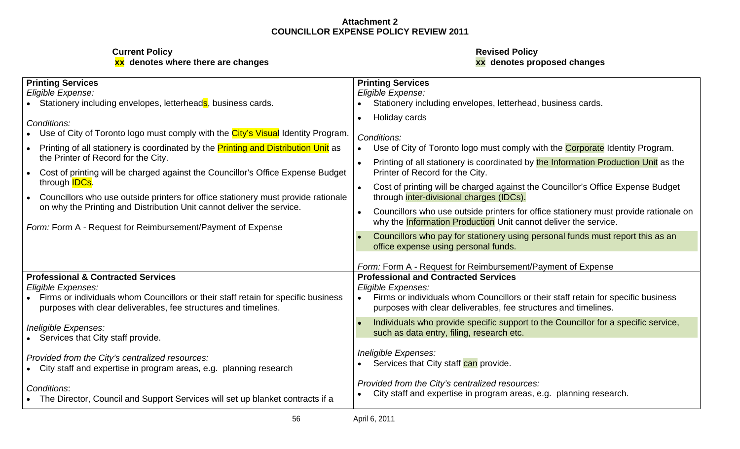**Attachment 2**
**COUNCILLOR EXPENSE POLICY REVIEW 2011**

| **Current Policy**<br>**xx denotes where there are changes** | **Revised Policy**<br>**xx denotes proposed changes** |
|---|---|
| **Printing Services**<br>*Eligible Expense:*<br>• Stationery including envelopes, letterheads, business cards.<br><br>*Conditions:*<br>• Use of City of Toronto logo must comply with the City's Visual Identity Program.<br>• Printing of all stationery is coordinated by the Printing and Distribution Unit as the Printer of Record for the City.<br>• Cost of printing will be charged against the Councillor's Office Expense Budget through IDCs.<br>• Councillors who use outside printers for office stationery must provide rationale on why the Printing and Distribution Unit cannot deliver the service.<br><br>*Form:* Form A - Request for Reimbursement/Payment of Expense | **Printing Services**<br>*Eligible Expense:*<br>• Stationery including envelopes, letterhead, business cards.<br>• Holiday cards<br><br>*Conditions:*<br>• Use of City of Toronto logo must comply with the Corporate Identity Program.<br>• Printing of all stationery is coordinated by the Information Production Unit as the Printer of Record for the City.<br>• Cost of printing will be charged against the Councillor's Office Expense Budget through inter-divisional charges (IDCs).<br>• Councillors who use outside printers for office stationery must provide rationale on why the Information Production Unit cannot deliver the service.<br>• Councillors who pay for stationery using personal funds must report this as an office expense using personal funds.<br><br>*Form:* Form A - Request for Reimbursement/Payment of Expense |
| **Professional & Contracted Services**<br>*Eligible Expenses:*<br>• Firms or individuals whom Councillors or their staff retain for specific business purposes with clear deliverables, fee structures and timelines.<br><br>*Ineligible Expenses:*<br>• Services that City staff provide.<br><br>*Provided from the City's centralized resources:*<br>• City staff and expertise in program areas, e.g. planning research<br><br>*Conditions*:<br>• The Director, Council and Support Services will set up blanket contracts if a | **Professional and Contracted Services**<br>*Eligible Expenses:*<br>• Firms or individuals whom Councillors or their staff retain for specific business purposes with clear deliverables, fee structures and timelines.<br>• Individuals who provide specific support to the Councillor for a specific service, such as data entry, filing, research etc.<br><br>*Ineligible Expenses:*<br>• Services that City staff can provide.<br><br>*Provided from the City's centralized resources:*<br>• City staff and expertise in program areas, e.g. planning research. |

April 6, 2011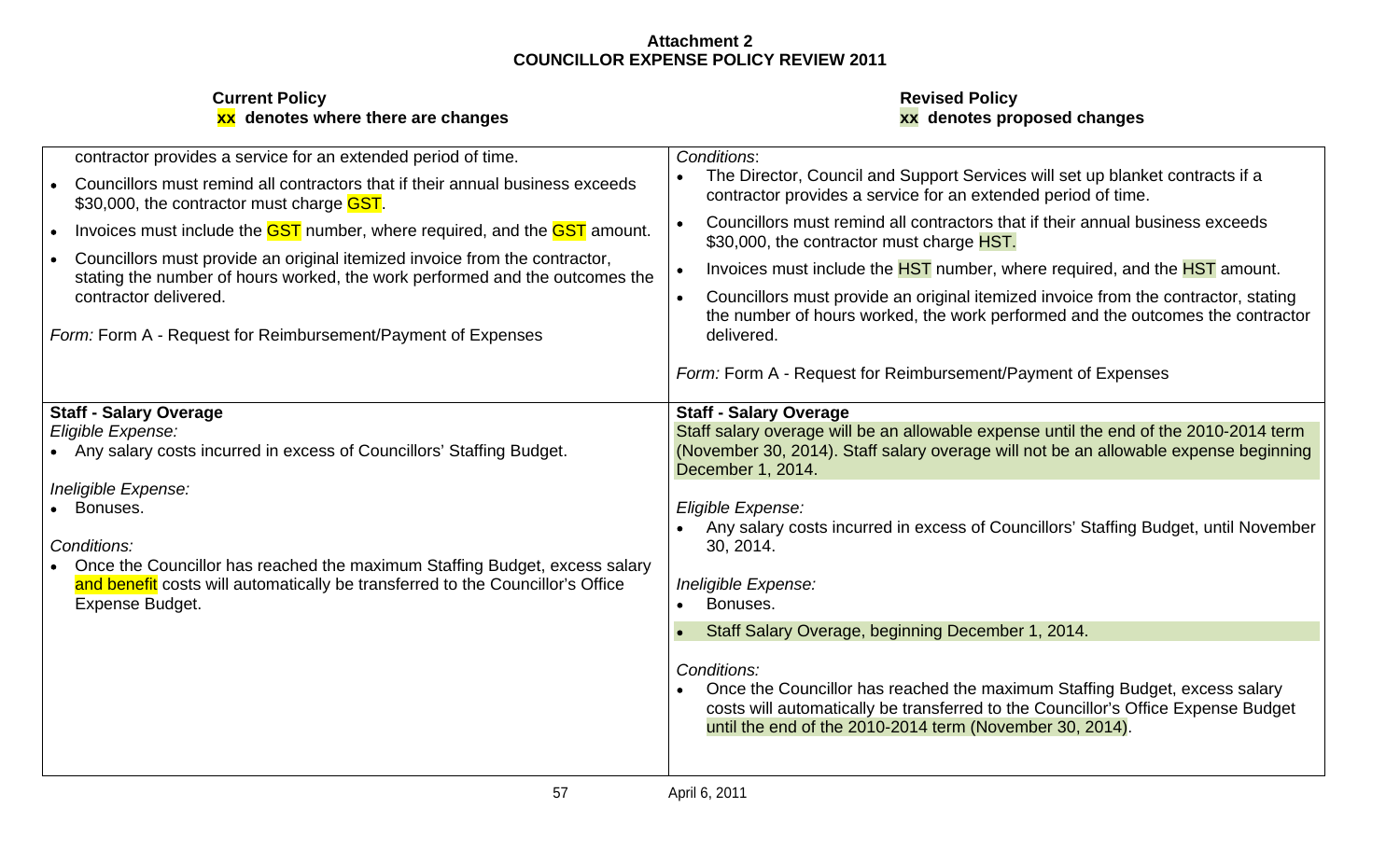**Attachment 2**
**COUNCILLOR EXPENSE POLICY REVIEW 2011**

| **Current Policy**<br>**xx denotes where there are changes** | **Revised Policy**<br>**xx denotes proposed changes** |
|---|---|
| contractor provides a service for an extended period of time.<br>• Councillors must remind all contractors that if their annual business exceeds $30,000, the contractor must charge GST.<br>• Invoices must include the GST number, where required, and the GST amount.<br>• Councillors must provide an original itemized invoice from the contractor, stating the number of hours worked, the work performed and the outcomes the contractor delivered.<br><br>*Form:* Form A - Request for Reimbursement/Payment of Expenses | *Conditions*:<br>• The Director, Council and Support Services will set up blanket contracts if a contractor provides a service for an extended period of time.<br>• Councillors must remind all contractors that if their annual business exceeds $30,000, the contractor must charge HST.<br>• Invoices must include the HST number, where required, and the HST amount.<br>• Councillors must provide an original itemized invoice from the contractor, stating the number of hours worked, the work performed and the outcomes the contractor delivered.<br><br>*Form:* Form A - Request for Reimbursement/Payment of Expenses |
| **Staff - Salary Overage**<br>*Eligible Expense:*<br>• Any salary costs incurred in excess of Councillors' Staffing Budget.<br><br>*Ineligible Expense:*<br>• Bonuses.<br><br>*Conditions:*<br>• Once the Councillor has reached the maximum Staffing Budget, excess salary and benefit costs will automatically be transferred to the Councillor's Office Expense Budget. | **Staff - Salary Overage**<br>Staff salary overage will be an allowable expense until the end of the 2010-2014 term (November 30, 2014). Staff salary overage will not be an allowable expense beginning December 1, 2014.<br><br>*Eligible Expense:*<br>• Any salary costs incurred in excess of Councillors' Staffing Budget, until November 30, 2014.<br><br>*Ineligible Expense:*<br>• Bonuses.<br>• Staff Salary Overage, beginning December 1, 2014.<br><br>*Conditions:*<br>• Once the Councillor has reached the maximum Staffing Budget, excess salary costs will automatically be transferred to the Councillor's Office Expense Budget until the end of the 2010-2014 term (November 30, 2014). |

April 6, 2011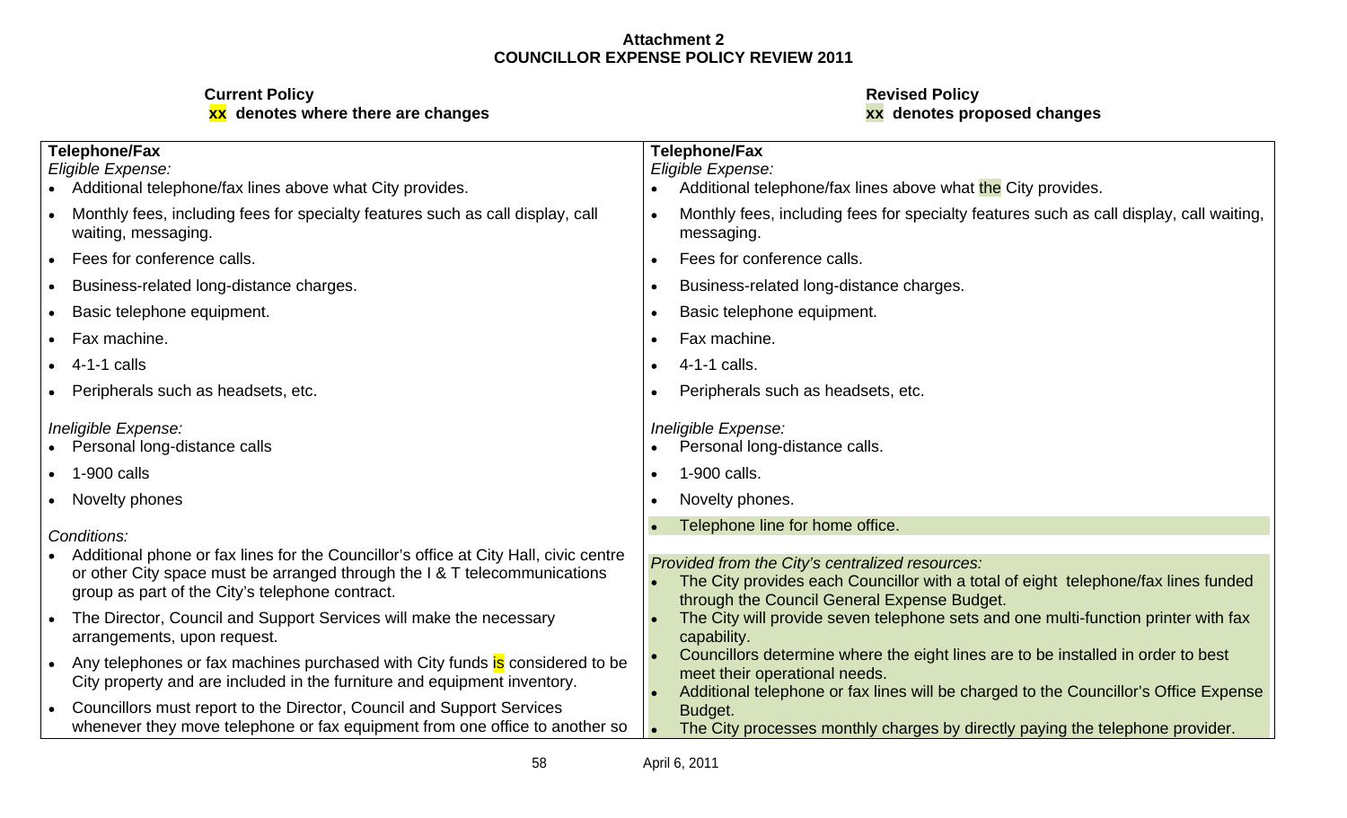**Attachment 2**
**COUNCILLOR EXPENSE POLICY REVIEW 2011**

| **Current Policy**<br>**xx denotes where there are changes** | **Revised Policy**<br>**xx denotes proposed changes** |
|---|---|
| **Telephone/Fax**<br>*Eligible Expense:*<br>• Additional telephone/fax lines above what City provides.<br>• Monthly fees, including fees for specialty features such as call display, call waiting, messaging.<br>• Fees for conference calls.<br>• Business-related long-distance charges.<br>• Basic telephone equipment.<br>• Fax machine.<br>• 4-1-1 calls<br>• Peripherals such as headsets, etc.<br><br>*Ineligible Expense:*<br>• Personal long-distance calls<br>• 1-900 calls<br>• Novelty phones<br><br>*Conditions:*<br>• Additional phone or fax lines for the Councillor's office at City Hall, civic centre or other City space must be arranged through the I & T telecommunications group as part of the City's telephone contract.<br>• The Director, Council and Support Services will make the necessary arrangements, upon request.<br>• Any telephones or fax machines purchased with City funds is considered to be City property and are included in the furniture and equipment inventory.<br>• Councillors must report to the Director, Council and Support Services whenever they move telephone or fax equipment from one office to another so | **Telephone/Fax**<br>*Eligible Expense:*<br>• Additional telephone/fax lines above what the City provides.<br>• Monthly fees, including fees for specialty features such as call display, call waiting, messaging.<br>• Fees for conference calls.<br>• Business-related long-distance charges.<br>• Basic telephone equipment.<br>• Fax machine.<br>• 4-1-1 calls.<br>• Peripherals such as headsets, etc.<br><br>*Ineligible Expense:*<br>• Personal long-distance calls.<br>• 1-900 calls.<br>• Novelty phones.<br>• Telephone line for home office.<br><br>*Provided from the City's centralized resources:*<br>• The City provides each Councillor with a total of eight telephone/fax lines funded through the Council General Expense Budget.<br>• The City will provide seven telephone sets and one multi-function printer with fax capability.<br>• Councillors determine where the eight lines are to be installed in order to best meet their operational needs.<br>• Additional telephone or fax lines will be charged to the Councillor's Office Expense Budget.<br>• The City processes monthly charges by directly paying the telephone provider. |

April 6, 2011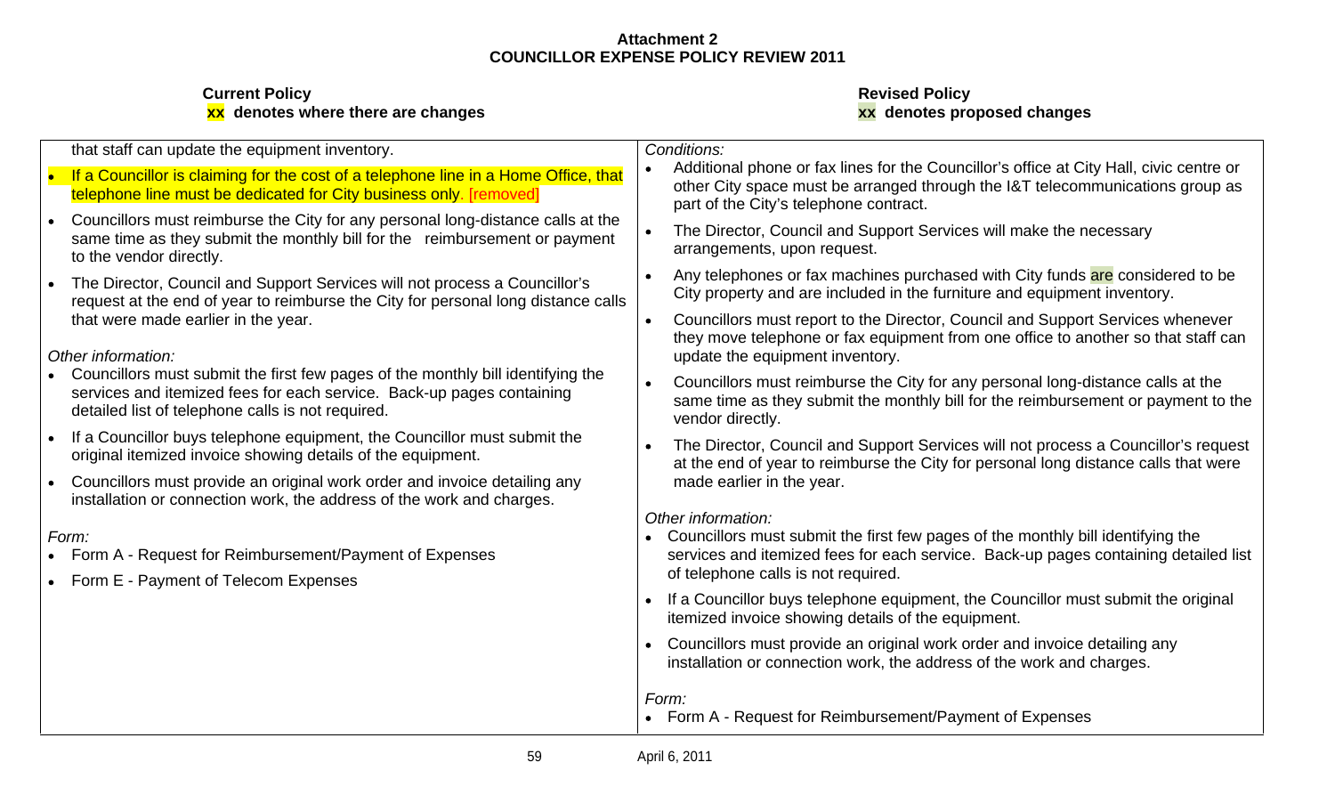**Attachment 2**
**COUNCILLOR EXPENSE POLICY REVIEW 2011**

| **Current Policy**<br>**xx denotes where there are changes** | **Revised Policy**<br>**xx denotes proposed changes** |
|---|---|
| that staff can update the equipment inventory.<br><br>• If a Councillor is claiming for the cost of a telephone line in a Home Office, that telephone line must be dedicated for City business only. [removed]<br><br>• Councillors must reimburse the City for any personal long-distance calls at the same time as they submit the monthly bill for the reimbursement or payment to the vendor directly.<br><br>• The Director, Council and Support Services will not process a Councillor's request at the end of year to reimburse the City for personal long distance calls that were made earlier in the year.<br><br>*Other information:*<br>• Councillors must submit the first few pages of the monthly bill identifying the services and itemized fees for each service. Back-up pages containing detailed list of telephone calls is not required.<br><br>• If a Councillor buys telephone equipment, the Councillor must submit the original itemized invoice showing details of the equipment.<br><br>• Councillors must provide an original work order and invoice detailing any installation or connection work, the address of the work and charges.<br><br>*Form:*<br>• Form A - Request for Reimbursement/Payment of Expenses<br>• Form E - Payment of Telecom Expenses | *Conditions:*<br>• Additional phone or fax lines for the Councillor's office at City Hall, civic centre or other City space must be arranged through the I&T telecommunications group as part of the City's telephone contract.<br><br>• The Director, Council and Support Services will make the necessary arrangements, upon request.<br><br>• Any telephones or fax machines purchased with City funds are considered to be City property and are included in the furniture and equipment inventory.<br><br>• Councillors must report to the Director, Council and Support Services whenever they move telephone or fax equipment from one office to another so that staff can update the equipment inventory.<br><br>• Councillors must reimburse the City for any personal long-distance calls at the same time as they submit the monthly bill for the reimbursement or payment to the vendor directly.<br><br>• The Director, Council and Support Services will not process a Councillor's request at the end of year to reimburse the City for personal long distance calls that were made earlier in the year.<br><br>*Other information:*<br>• Councillors must submit the first few pages of the monthly bill identifying the services and itemized fees for each service. Back-up pages containing detailed list of telephone calls is not required.<br><br>• If a Councillor buys telephone equipment, the Councillor must submit the original itemized invoice showing details of the equipment.<br><br>• Councillors must provide an original work order and invoice detailing any installation or connection work, the address of the work and charges.<br><br>*Form:*<br>• Form A - Request for Reimbursement/Payment of Expenses |

April 6, 2011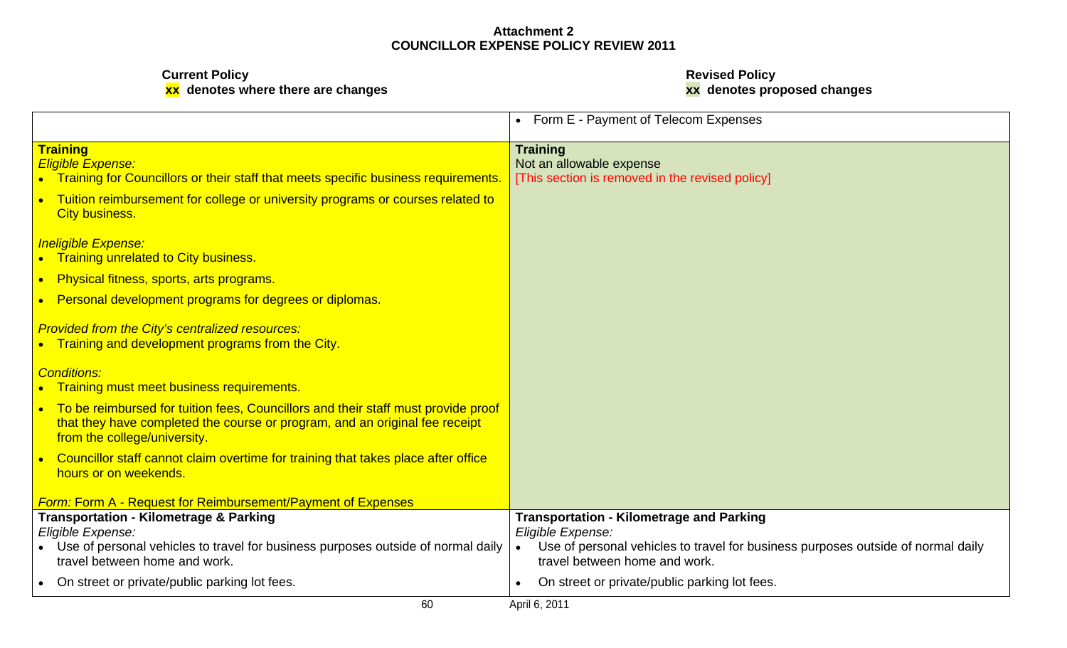**Attachment 2**
**COUNCILLOR EXPENSE POLICY REVIEW 2011**

| **Current Policy**<br>**xx denotes where there are changes** | **Revised Policy**<br>**xx denotes proposed changes** |
|---|---|
| | • Form E - Payment of Telecom Expenses |
| **Training**<br>*Eligible Expense:*<br>• Training for Councillors or their staff that meets specific business requirements.<br>• Tuition reimbursement for college or university programs or courses related to City business.<br><br>*Ineligible Expense:*<br>• Training unrelated to City business.<br>• Physical fitness, sports, arts programs.<br>• Personal development programs for degrees or diplomas.<br><br>*Provided from the City's centralized resources:*<br>• Training and development programs from the City.<br><br>*Conditions:*<br>• Training must meet business requirements.<br>• To be reimbursed for tuition fees, Councillors and their staff must provide proof that they have completed the course or program, and an original fee receipt from the college/university.<br>• Councillor staff cannot claim overtime for training that takes place after office hours or on weekends.<br><br>*Form:* Form A - Request for Reimbursement/Payment of Expenses | **Training**<br>Not an allowable expense<br>[This section is removed in the revised policy] |
| **Transportation - Kilometrage & Parking**<br>*Eligible Expense:*<br>• Use of personal vehicles to travel for business purposes outside of normal daily travel between home and work.<br>• On street or private/public parking lot fees. | **Transportation - Kilometrage and Parking**<br>*Eligible Expense:*<br>• Use of personal vehicles to travel for business purposes outside of normal daily travel between home and work.<br>• On street or private/public parking lot fees. |

April 6, 2011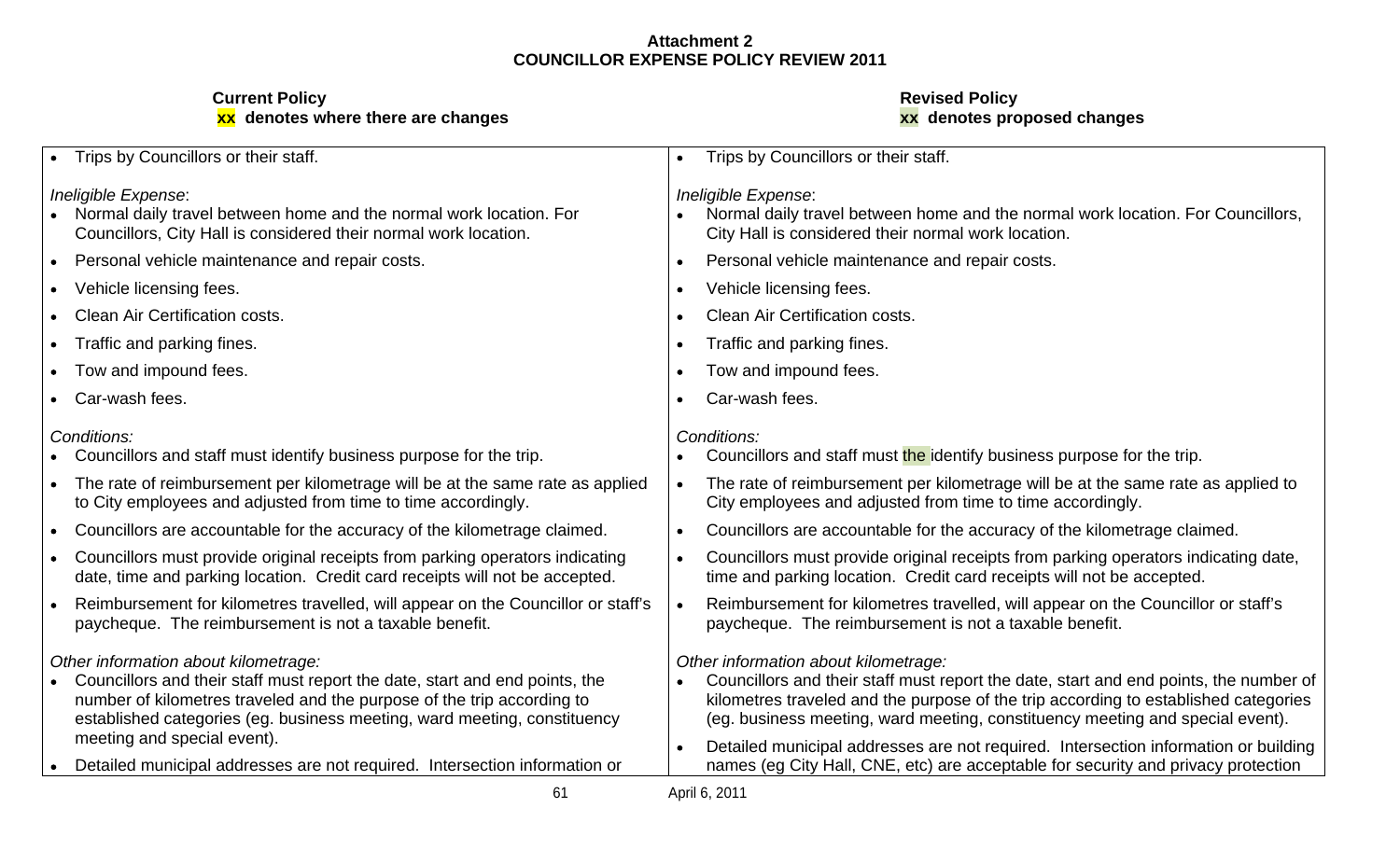**Attachment 2**
**COUNCILLOR EXPENSE POLICY REVIEW 2011**

| **Current Policy**<br>**xx denotes where there are changes** | **Revised Policy**<br>**xx denotes proposed changes** |
|---|---|
| • Trips by Councillors or their staff. | • Trips by Councillors or their staff. |
| *Ineligible Expense*:<br>• Normal daily travel between home and the normal work location. For Councillors, City Hall is considered their normal work location. | *Ineligible Expense*:<br>• Normal daily travel between home and the normal work location. For Councillors, City Hall is considered their normal work location. |
| • Personal vehicle maintenance and repair costs. | • Personal vehicle maintenance and repair costs. |
| • Vehicle licensing fees. | • Vehicle licensing fees. |
| • Clean Air Certification costs. | • Clean Air Certification costs. |
| • Traffic and parking fines. | • Traffic and parking fines. |
| • Tow and impound fees. | • Tow and impound fees. |
| • Car-wash fees. | • Car-wash fees. |
| *Conditions:*<br>• Councillors and staff must identify business purpose for the trip. | *Conditions:*<br>• Councillors and staff must the identify business purpose for the trip. |
| • The rate of reimbursement per kilometrage will be at the same rate as applied to City employees and adjusted from time to time accordingly. | • The rate of reimbursement per kilometrage will be at the same rate as applied to City employees and adjusted from time to time accordingly. |
| • Councillors are accountable for the accuracy of the kilometrage claimed. | • Councillors are accountable for the accuracy of the kilometrage claimed. |
| • Councillors must provide original receipts from parking operators indicating date, time and parking location. Credit card receipts will not be accepted. | • Councillors must provide original receipts from parking operators indicating date, time and parking location. Credit card receipts will not be accepted. |
| • Reimbursement for kilometres travelled, will appear on the Councillor or staff's paycheque. The reimbursement is not a taxable benefit. | • Reimbursement for kilometres travelled, will appear on the Councillor or staff's paycheque. The reimbursement is not a taxable benefit. |
| *Other information about kilometrage:*<br>• Councillors and their staff must report the date, start and end points, the number of kilometres traveled and the purpose of the trip according to established categories (eg. business meeting, ward meeting, constituency meeting and special event). | *Other information about kilometrage:*<br>• Councillors and their staff must report the date, start and end points, the number of kilometres traveled and the purpose of the trip according to established categories (eg. business meeting, ward meeting, constituency meeting and special event). |
| • Detailed municipal addresses are not required. Intersection information or | • Detailed municipal addresses are not required. Intersection information or building names (eg City Hall, CNE, etc) are acceptable for security and privacy protection |

April 6, 2011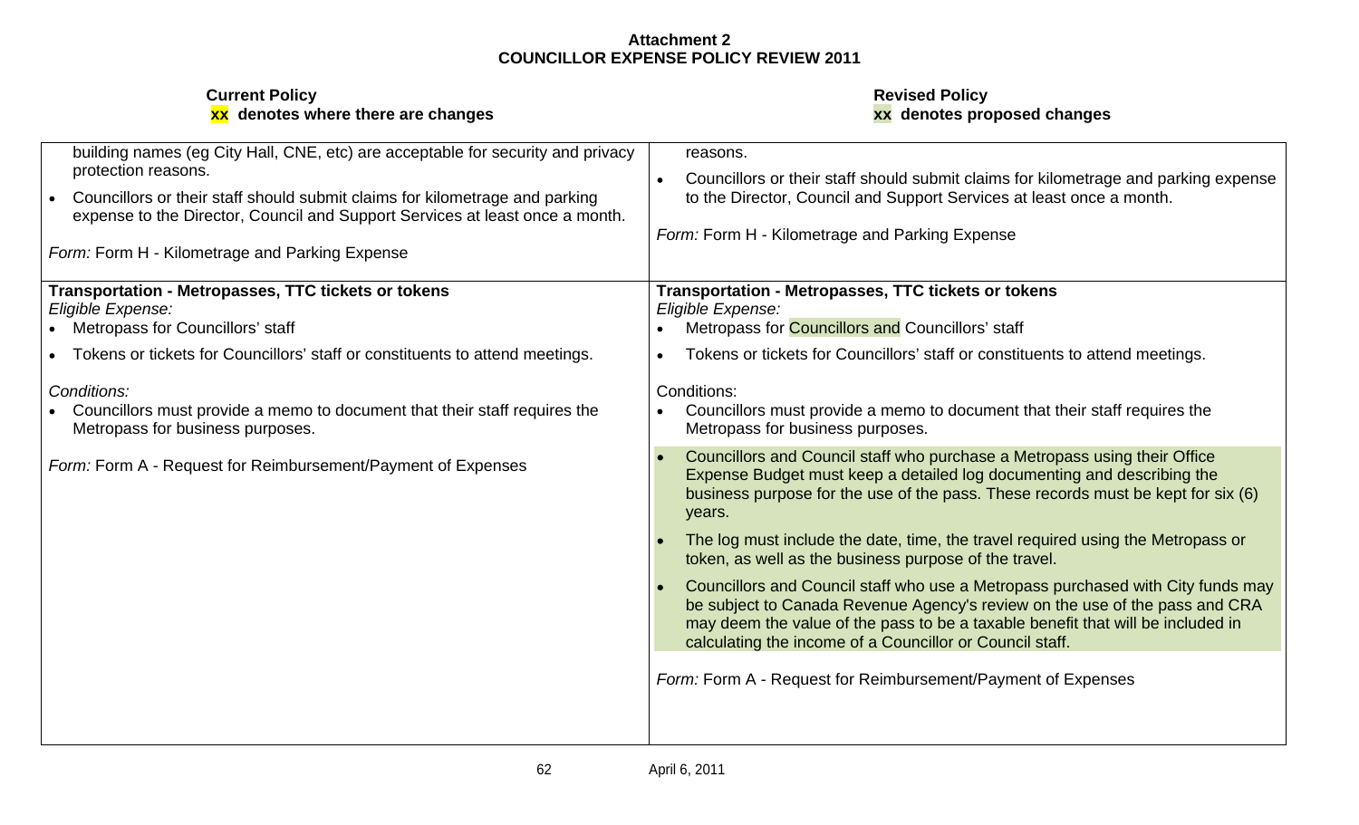**Attachment 2**
**COUNCILLOR EXPENSE POLICY REVIEW 2011**

| **Current Policy**<br>**xx denotes where there are changes** | **Revised Policy**<br>**xx denotes proposed changes** |
|---|---|
| building names (eg City Hall, CNE, etc) are acceptable for security and privacy protection reasons.<br>• Councillors or their staff should submit claims for kilometrage and parking expense to the Director, Council and Support Services at least once a month.<br>*Form:* Form H - Kilometrage and Parking Expense | reasons.<br>• Councillors or their staff should submit claims for kilometrage and parking expense to the Director, Council and Support Services at least once a month.<br>*Form:* Form H - Kilometrage and Parking Expense |
| **Transportation - Metropasses, TTC tickets or tokens**<br>*Eligible Expense:*<br>• Metropass for Councillors' staff<br>• Tokens or tickets for Councillors' staff or constituents to attend meetings.<br>*Conditions:*<br>• Councillors must provide a memo to document that their staff requires the Metropass for business purposes.<br>*Form:* Form A - Request for Reimbursement/Payment of Expenses | **Transportation - Metropasses, TTC tickets or tokens**<br>*Eligible Expense:*<br>• Metropass for Councillors and Councillors' staff<br>• Tokens or tickets for Councillors' staff or constituents to attend meetings.<br>Conditions:<br>• Councillors must provide a memo to document that their staff requires the Metropass for business purposes.<br>• Councillors and Council staff who purchase a Metropass using their Office Expense Budget must keep a detailed log documenting and describing the business purpose for the use of the pass. These records must be kept for six (6) years.<br>• The log must include the date, time, the travel required using the Metropass or token, as well as the business purpose of the travel.<br>• Councillors and Council staff who use a Metropass purchased with City funds may be subject to Canada Revenue Agency's review on the use of the pass and CRA may deem the value of the pass to be a taxable benefit that will be included in calculating the income of a Councillor or Council staff.<br>*Form:* Form A - Request for Reimbursement/Payment of Expenses |

April 6, 2011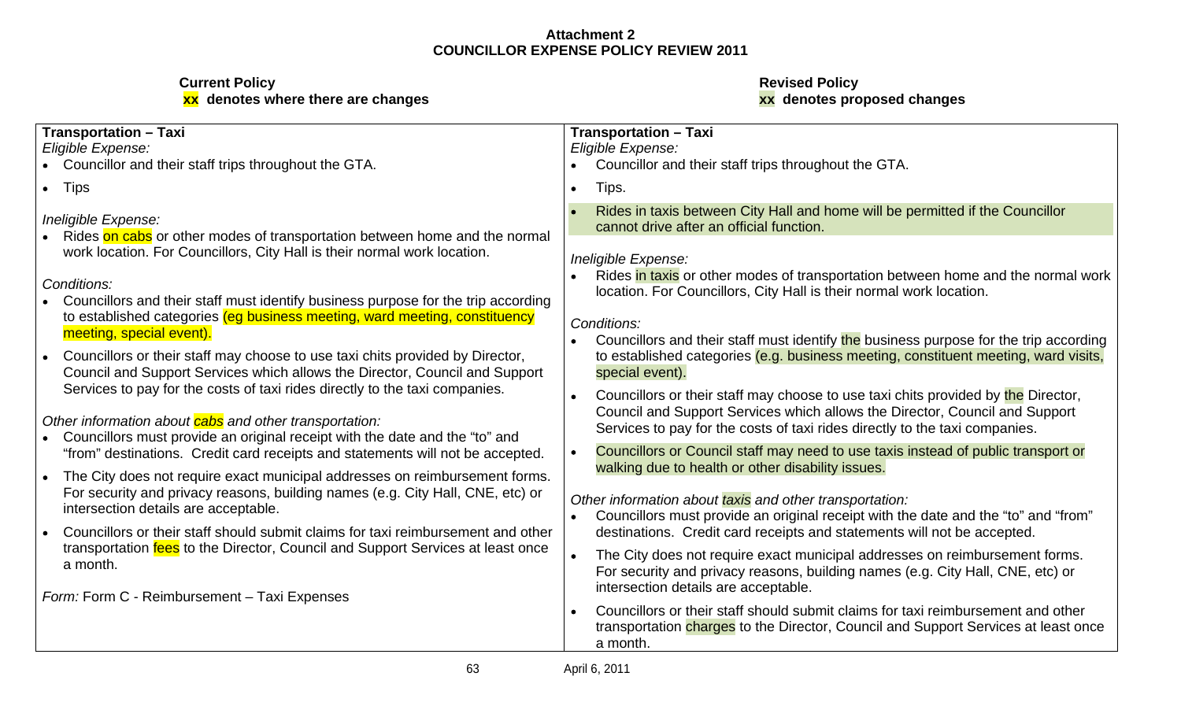**Attachment 2**
**COUNCILLOR EXPENSE POLICY REVIEW 2011**

| **Current Policy**<br>**xx denotes where there are changes** | **Revised Policy**<br>**xx denotes proposed changes** |
|---|---|
| **Transportation – Taxi**<br>*Eligible Expense:*<br>• Councillor and their staff trips throughout the GTA.<br>• Tips<br><br>*Ineligible Expense:*<br>• Rides on cabs or other modes of transportation between home and the normal work location. For Councillors, City Hall is their normal work location.<br><br>*Conditions:*<br>• Councillors and their staff must identify business purpose for the trip according to established categories (eg business meeting, ward meeting, constituency meeting, special event).<br>• Councillors or their staff may choose to use taxi chits provided by Director, Council and Support Services which allows the Director, Council and Support Services to pay for the costs of taxi rides directly to the taxi companies.<br><br>*Other information about cabs and other transportation:*<br>• Councillors must provide an original receipt with the date and the "to" and "from" destinations. Credit card receipts and statements will not be accepted.<br>• The City does not require exact municipal addresses on reimbursement forms. For security and privacy reasons, building names (e.g. City Hall, CNE, etc) or intersection details are acceptable.<br>• Councillors or their staff should submit claims for taxi reimbursement and other transportation fees to the Director, Council and Support Services at least once a month.<br><br>*Form:* Form C - Reimbursement – Taxi Expenses | **Transportation – Taxi**<br>*Eligible Expense:*<br>• Councillor and their staff trips throughout the GTA.<br>• Tips.<br>• Rides in taxis between City Hall and home will be permitted if the Councillor cannot drive after an official function.<br><br>*Ineligible Expense:*<br>• Rides in taxis or other modes of transportation between home and the normal work location. For Councillors, City Hall is their normal work location.<br><br>*Conditions:*<br>• Councillors and their staff must identify the business purpose for the trip according to established categories (e.g. business meeting, constituent meeting, ward visits, special event).<br>• Councillors or their staff may choose to use taxi chits provided by the Director, Council and Support Services which allows the Director, Council and Support Services to pay for the costs of taxi rides directly to the taxi companies.<br>• Councillors or Council staff may need to use taxis instead of public transport or walking due to health or other disability issues.<br><br>*Other information about taxis and other transportation:*<br>• Councillors must provide an original receipt with the date and the "to" and "from" destinations. Credit card receipts and statements will not be accepted.<br>• The City does not require exact municipal addresses on reimbursement forms. For security and privacy reasons, building names (e.g. City Hall, CNE, etc) or intersection details are acceptable.<br>• Councillors or their staff should submit claims for taxi reimbursement and other transportation charges to the Director, Council and Support Services at least once a month. |

April 6, 2011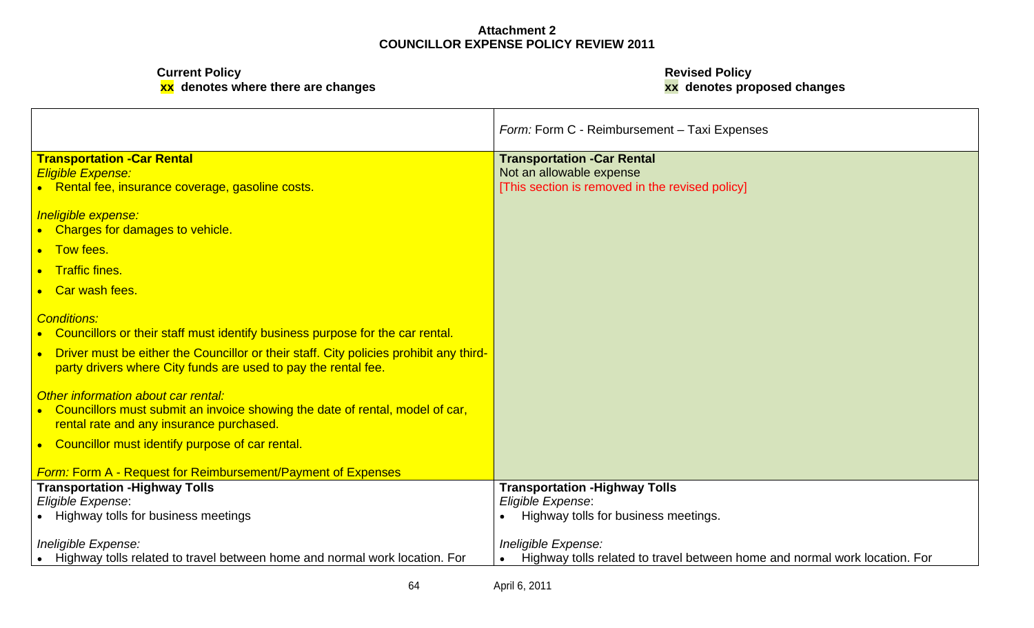**Attachment 2**
**COUNCILLOR EXPENSE POLICY REVIEW 2011**

| **Current Policy**<br>**xx denotes where there are changes** | **Revised Policy**<br>**xx denotes proposed changes** |
|---|---|
| | *Form:* Form C - Reimbursement – Taxi Expenses |
| **Transportation -Car Rental**<br>*Eligible Expense:*<br>• Rental fee, insurance coverage, gasoline costs.<br><br>*Ineligible expense:*<br>• Charges for damages to vehicle.<br>• Tow fees.<br>• Traffic fines.<br>• Car wash fees.<br><br>*Conditions:*<br>• Councillors or their staff must identify business purpose for the car rental.<br>• Driver must be either the Councillor or their staff. City policies prohibit any third-party drivers where City funds are used to pay the rental fee.<br><br>*Other information about car rental:*<br>• Councillors must submit an invoice showing the date of rental, model of car, rental rate and any insurance purchased.<br>• Councillor must identify purpose of car rental.<br><br>*Form:* Form A - Request for Reimbursement/Payment of Expenses | **Transportation -Car Rental**<br>Not an allowable expense<br>[This section is removed in the revised policy] |
| **Transportation -Highway Tolls**<br>*Eligible Expense*:<br>• Highway tolls for business meetings<br><br>*Ineligible Expense:*<br>• Highway tolls related to travel between home and normal work location. For | **Transportation -Highway Tolls**<br>*Eligible Expense*:<br>• Highway tolls for business meetings.<br><br>*Ineligible Expense:*<br>• Highway tolls related to travel between home and normal work location. For |

April 6, 2011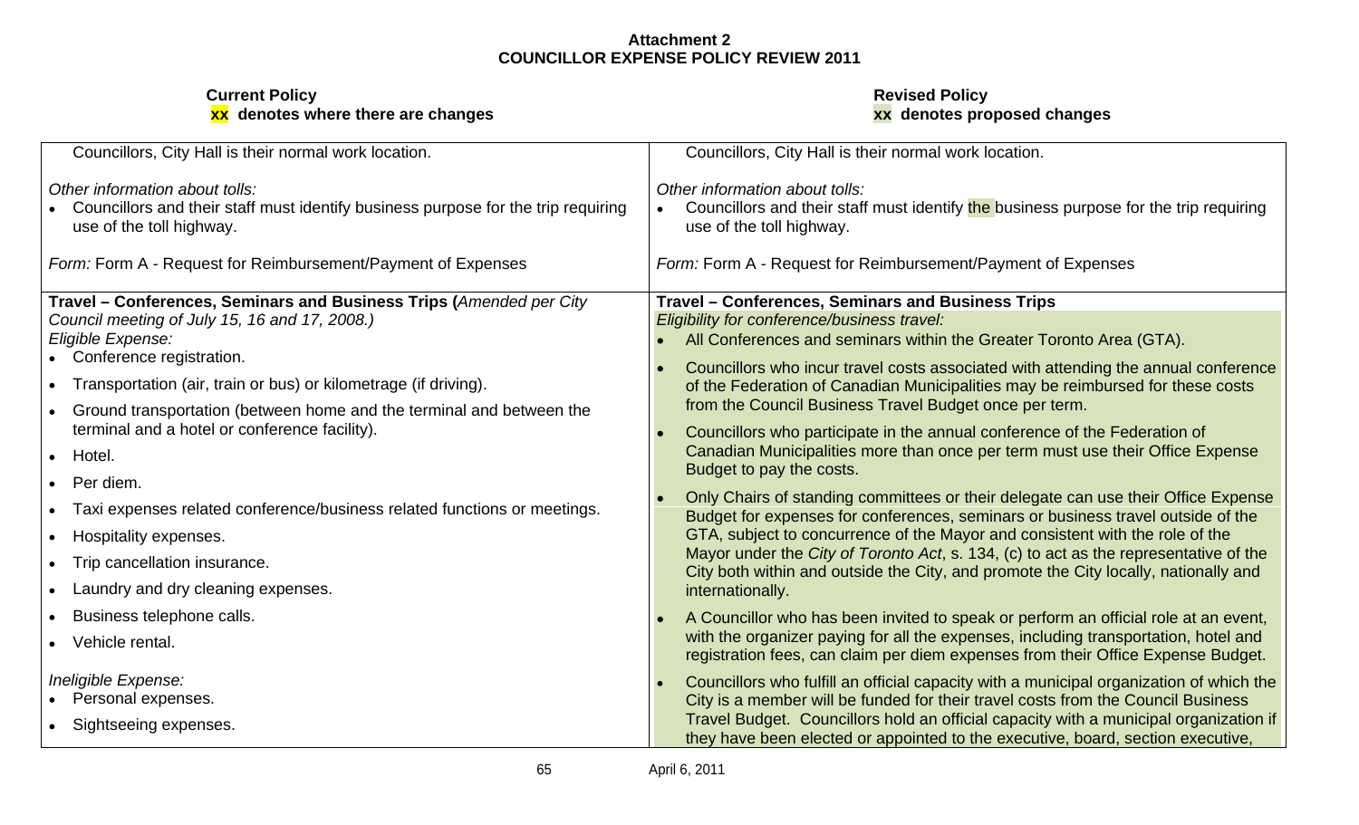**Attachment 2**
**COUNCILLOR EXPENSE POLICY REVIEW 2011**

| **Current Policy**<br>**xx denotes where there are changes** | **Revised Policy**<br>**xx denotes proposed changes** |
|---|---|
| Councillors, City Hall is their normal work location.<br><br>*Other information about tolls:*<br>• Councillors and their staff must identify business purpose for the trip requiring use of the toll highway.<br><br>*Form:* Form A - Request for Reimbursement/Payment of Expenses | Councillors, City Hall is their normal work location.<br><br>*Other information about tolls:*<br>• Councillors and their staff must identify the business purpose for the trip requiring use of the toll highway.<br><br>*Form:* Form A - Request for Reimbursement/Payment of Expenses |
| **Travel – Conferences, Seminars and Business Trips (***Amended per City Council meeting of July 15, 16 and 17, 2008.)*<br>*Eligible Expense:*<br>• Conference registration.<br>• Transportation (air, train or bus) or kilometrage (if driving).<br>• Ground transportation (between home and the terminal and between the terminal and a hotel or conference facility).<br>• Hotel.<br>• Per diem.<br>• Taxi expenses related conference/business related functions or meetings.<br>• Hospitality expenses.<br>• Trip cancellation insurance.<br>• Laundry and dry cleaning expenses.<br>• Business telephone calls.<br>• Vehicle rental.<br><br>*Ineligible Expense:*<br>• Personal expenses.<br>• Sightseeing expenses. | **Travel – Conferences, Seminars and Business Trips**<br>*Eligibility for conference/business travel:*<br>• All Conferences and seminars within the Greater Toronto Area (GTA).<br>• Councillors who incur travel costs associated with attending the annual conference of the Federation of Canadian Municipalities may be reimbursed for these costs from the Council Business Travel Budget once per term.<br>• Councillors who participate in the annual conference of the Federation of Canadian Municipalities more than once per term must use their Office Expense Budget to pay the costs.<br>• Only Chairs of standing committees or their delegate can use their Office Expense Budget for expenses for conferences, seminars or business travel outside of the GTA, subject to concurrence of the Mayor and consistent with the role of the Mayor under the *City of Toronto Act*, s. 134, (c) to act as the representative of the City both within and outside the City, and promote the City locally, nationally and internationally.<br>• A Councillor who has been invited to speak or perform an official role at an event, with the organizer paying for all the expenses, including transportation, hotel and registration fees, can claim per diem expenses from their Office Expense Budget.<br>• Councillors who fulfill an official capacity with a municipal organization of which the City is a member will be funded for their travel costs from the Council Business Travel Budget. Councillors hold an official capacity with a municipal organization if they have been elected or appointed to the executive, board, section executive, |

April 6, 2011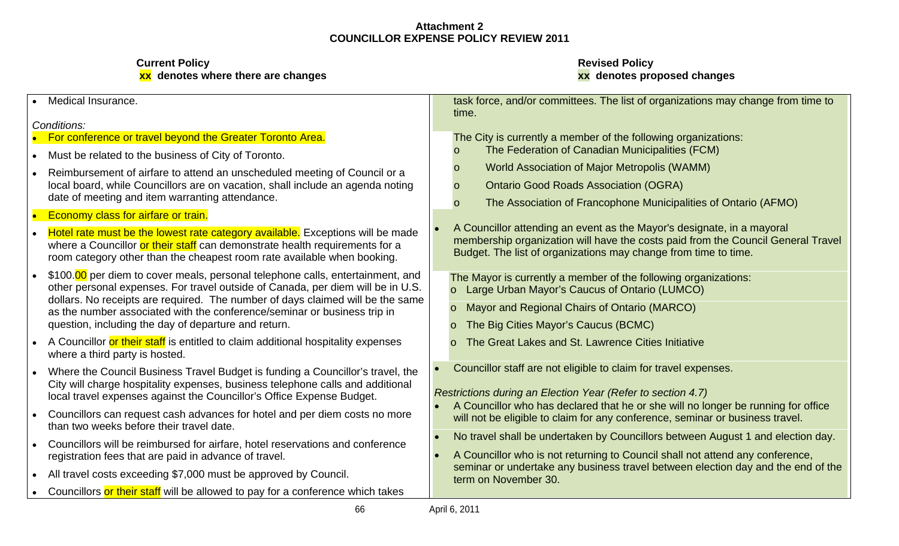**Attachment 2**
**COUNCILLOR EXPENSE POLICY REVIEW 2011**

| **Current Policy**<br>**xx denotes where there are changes** | **Revised Policy**<br>**xx denotes proposed changes** |
|---|---|
| • Medical Insurance.<br><br>*Conditions:*<br>• For conference or travel beyond the Greater Toronto Area.<br>• Must be related to the business of City of Toronto.<br>• Reimbursement of airfare to attend an unscheduled meeting of Council or a local board, while Councillors are on vacation, shall include an agenda noting date of meeting and item warranting attendance.<br>• Economy class for airfare or train.<br>• Hotel rate must be the lowest rate category available. Exceptions will be made where a Councillor or their staff can demonstrate health requirements for a room category other than the cheapest room rate available when booking.<br>• $100.00 per diem to cover meals, personal telephone calls, entertainment, and other personal expenses. For travel outside of Canada, per diem will be in U.S. dollars. No receipts are required. The number of days claimed will be the same as the number associated with the conference/seminar or business trip in question, including the day of departure and return.<br>• A Councillor or their staff is entitled to claim additional hospitality expenses where a third party is hosted.<br>• Where the Council Business Travel Budget is funding a Councillor's travel, the City will charge hospitality expenses, business telephone calls and additional local travel expenses against the Councillor's Office Expense Budget.<br>• Councillors can request cash advances for hotel and per diem costs no more than two weeks before their travel date.<br>• Councillors will be reimbursed for airfare, hotel reservations and conference registration fees that are paid in advance of travel.<br>• All travel costs exceeding $7,000 must be approved by Council.<br>• Councillors or their staff will be allowed to pay for a conference which takes | task force, and/or committees. The list of organizations may change from time to time.<br><br>The City is currently a member of the following organizations:<br>o The Federation of Canadian Municipalities (FCM)<br>o World Association of Major Metropolis (WAMM)<br>o Ontario Good Roads Association (OGRA)<br>o The Association of Francophone Municipalities of Ontario (AFMO)<br><br>• A Councillor attending an event as the Mayor's designate, in a mayoral membership organization will have the costs paid from the Council General Travel Budget. The list of organizations may change from time to time.<br><br>The Mayor is currently a member of the following organizations:<br>o Large Urban Mayor's Caucus of Ontario (LUMCO)<br>o Mayor and Regional Chairs of Ontario (MARCO)<br>o The Big Cities Mayor's Caucus (BCMC)<br>o The Great Lakes and St. Lawrence Cities Initiative<br><br>• Councillor staff are not eligible to claim for travel expenses.<br><br>*Restrictions during an Election Year (Refer to section 4.7)*<br>• A Councillor who has declared that he or she will no longer be running for office will not be eligible to claim for any conference, seminar or business travel.<br>• No travel shall be undertaken by Councillors between August 1 and election day.<br>• A Councillor who is not returning to Council shall not attend any conference, seminar or undertake any business travel between election day and the end of the term on November 30. |

April 6, 2011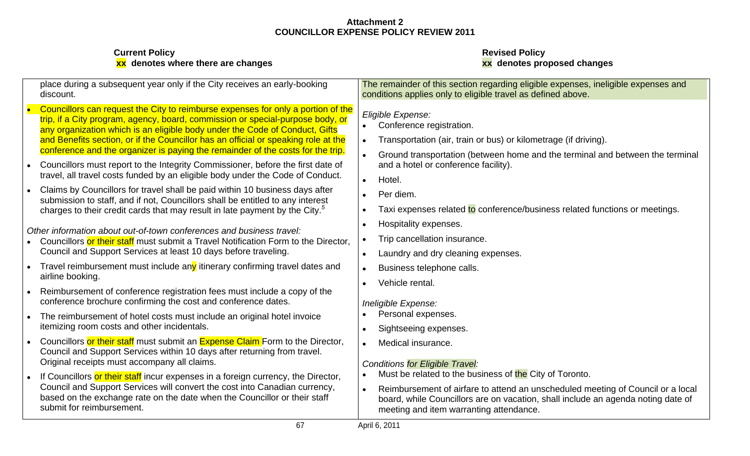**Attachment 2**
**COUNCILLOR EXPENSE POLICY REVIEW 2011**

| **Current Policy**<br>**xx denotes where there are changes** | **Revised Policy**<br>**xx denotes proposed changes** |
|---|---|
| place during a subsequent year only if the City receives an early-booking discount.<br><br>• Councillors can request the City to reimburse expenses for only a portion of the trip, if a City program, agency, board, commission or special-purpose body, or any organization which is an eligible body under the Code of Conduct, Gifts and Benefits section, or if the Councillor has an official or speaking role at the conference and the organizer is paying the remainder of the costs for the trip.<br>• Councillors must report to the Integrity Commissioner, before the first date of travel, all travel costs funded by an eligible body under the Code of Conduct.<br>• Claims by Councillors for travel shall be paid within 10 business days after submission to staff, and if not, Councillors shall be entitled to any interest charges to their credit cards that may result in late payment by the City.[5]<br><br>*Other information about out-of-town conferences and business travel:*<br>• Councillors or their staff must submit a Travel Notification Form to the Director, Council and Support Services at least 10 days before traveling.<br>• Travel reimbursement must include any itinerary confirming travel dates and airline booking.<br>• Reimbursement of conference registration fees must include a copy of the conference brochure confirming the cost and conference dates.<br>• The reimbursement of hotel costs must include an original hotel invoice itemizing room costs and other incidentals.<br>• Councillors or their staff must submit an Expense Claim Form to the Director, Council and Support Services within 10 days after returning from travel. Original receipts must accompany all claims.<br>• If Councillors or their staff incur expenses in a foreign currency, the Director, Council and Support Services will convert the cost into Canadian currency, based on the exchange rate on the date when the Councillor or their staff submit for reimbursement. | The remainder of this section regarding eligible expenses, ineligible expenses and conditions applies only to eligible travel as defined above.<br><br>*Eligible Expense:*<br>• Conference registration.<br>• Transportation (air, train or bus) or kilometrage (if driving).<br>• Ground transportation (between home and the terminal and between the terminal and a hotel or conference facility).<br>• Hotel.<br>• Per diem.<br>• Taxi expenses related to conference/business related functions or meetings.<br>• Hospitality expenses.<br>• Trip cancellation insurance.<br>• Laundry and dry cleaning expenses.<br>• Business telephone calls.<br>• Vehicle rental.<br><br>*Ineligible Expense:*<br>• Personal expenses.<br>• Sightseeing expenses.<br>• Medical insurance.<br><br>*Conditions for Eligible Travel:*<br>• Must be related to the business of the City of Toronto.<br>• Reimbursement of airfare to attend an unscheduled meeting of Council or a local board, while Councillors are on vacation, shall include an agenda noting date of meeting and item warranting attendance. |

April 6, 2011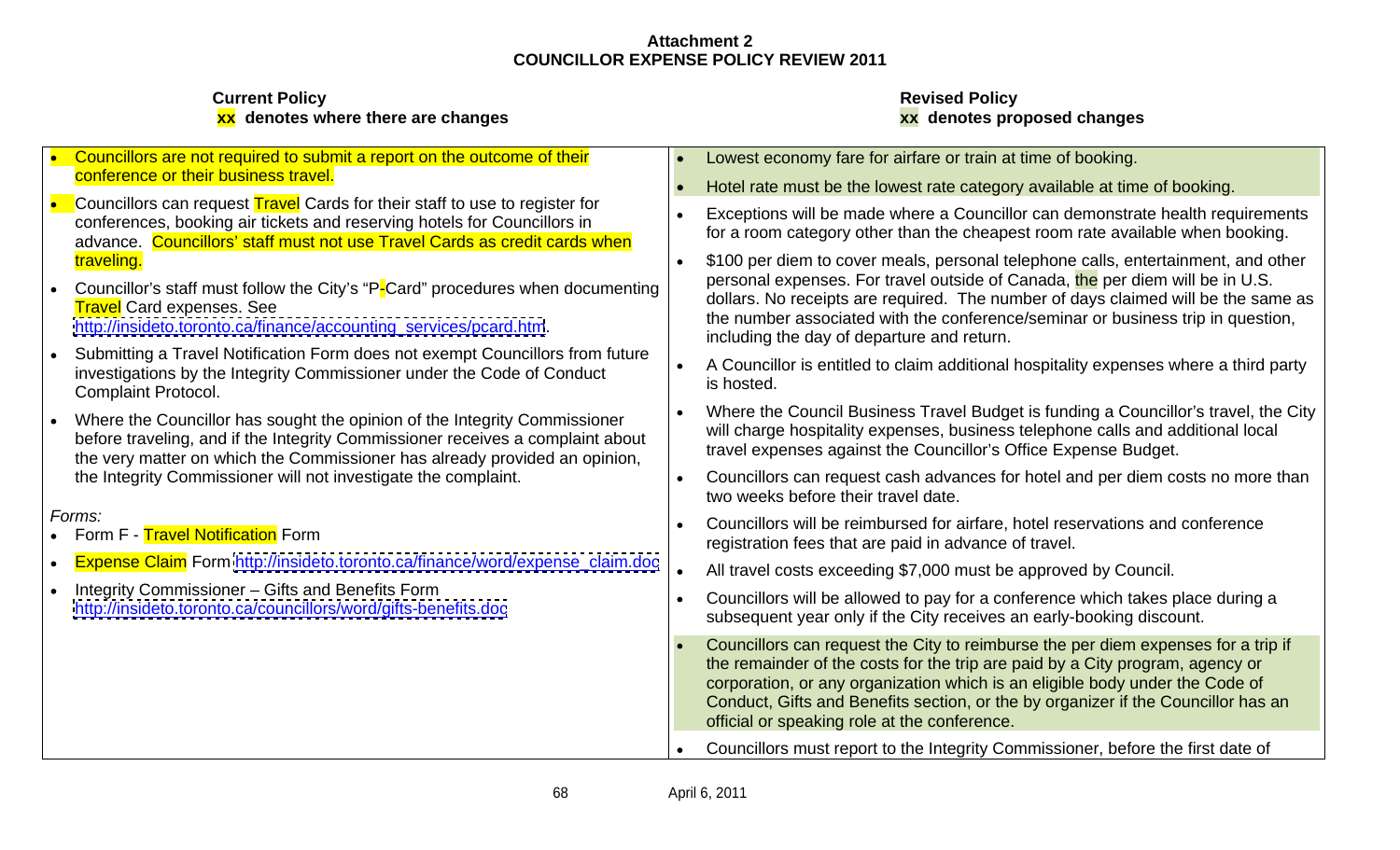**Attachment 2**
**COUNCILLOR EXPENSE POLICY REVIEW 2011**

| **Current Policy**<br>**xx denotes where there are changes** | **Revised Policy**<br>**xx denotes proposed changes** |
|---|---|
| • Councillors are not required to submit a report on the outcome of their conference or their business travel.<br>• Councillors can request Travel Cards for their staff to use to register for conferences, booking air tickets and reserving hotels for Councillors in advance. Councillors' staff must not use Travel Cards as credit cards when traveling.<br>• Councillor's staff must follow the City's "P-Card" procedures when documenting Travel Card expenses. See http://insideto.toronto.ca/finance/accounting_services/pcard.htm.<br>• Submitting a Travel Notification Form does not exempt Councillors from future investigations by the Integrity Commissioner under the Code of Conduct Complaint Protocol.<br>• Where the Councillor has sought the opinion of the Integrity Commissioner before traveling, and if the Integrity Commissioner receives a complaint about the very matter on which the Commissioner has already provided an opinion, the Integrity Commissioner will not investigate the complaint.<br><br>*Forms:*<br>• Form F - Travel Notification Form<br>• Expense Claim Form http://insideto.toronto.ca/finance/word/expense_claim.doc<br>• Integrity Commissioner – Gifts and Benefits Form http://insideto.toronto.ca/councillors/word/gifts-benefits.doc | • Lowest economy fare for airfare or train at time of booking.<br>• Hotel rate must be the lowest rate category available at time of booking.<br>• Exceptions will be made where a Councillor can demonstrate health requirements for a room category other than the cheapest room rate available when booking.<br>• $100 per diem to cover meals, personal telephone calls, entertainment, and other personal expenses. For travel outside of Canada, the per diem will be in U.S. dollars. No receipts are required. The number of days claimed will be the same as the number associated with the conference/seminar or business trip in question, including the day of departure and return.<br>• A Councillor is entitled to claim additional hospitality expenses where a third party is hosted.<br>• Where the Council Business Travel Budget is funding a Councillor's travel, the City will charge hospitality expenses, business telephone calls and additional local travel expenses against the Councillor's Office Expense Budget.<br>• Councillors can request cash advances for hotel and per diem costs no more than two weeks before their travel date.<br>• Councillors will be reimbursed for airfare, hotel reservations and conference registration fees that are paid in advance of travel.<br>• All travel costs exceeding $7,000 must be approved by Council.<br>• Councillors will be allowed to pay for a conference which takes place during a subsequent year only if the City receives an early-booking discount.<br>• Councillors can request the City to reimburse the per diem expenses for a trip if the remainder of the costs for the trip are paid by a City program, agency or corporation, or any organization which is an eligible body under the Code of Conduct, Gifts and Benefits section, or the by organizer if the Councillor has an official or speaking role at the conference.<br>• Councillors must report to the Integrity Commissioner, before the first date of |

April 6, 2011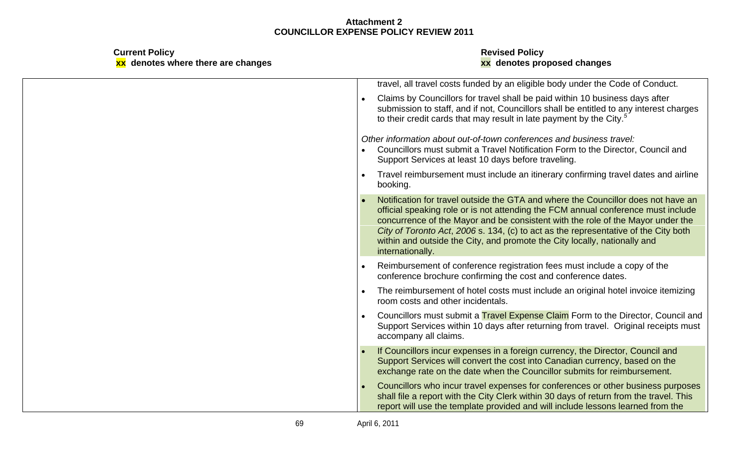**Attachment 2**
**COUNCILLOR EXPENSE POLICY REVIEW 2011**

| **Current Policy**<br>**xx denotes where there are changes** | **Revised Policy**<br>**xx denotes proposed changes** |
|---|---|
| | travel, all travel costs funded by an eligible body under the Code of Conduct.<br>• Claims by Councillors for travel shall be paid within 10 business days after submission to staff, and if not, Councillors shall be entitled to any interest charges to their credit cards that may result in late payment by the City.[5]<br><br>*Other information about out-of-town conferences and business travel:*<br>• Councillors must submit a Travel Notification Form to the Director, Council and Support Services at least 10 days before traveling.<br>• Travel reimbursement must include an itinerary confirming travel dates and airline booking.<br>• Notification for travel outside the GTA and where the Councillor does not have an official speaking role or is not attending the FCM annual conference must include concurrence of the Mayor and be consistent with the role of the Mayor under the *City of Toronto Act, 2006* s. 134, (c) to act as the representative of the City both within and outside the City, and promote the City locally, nationally and internationally.<br>• Reimbursement of conference registration fees must include a copy of the conference brochure confirming the cost and conference dates.<br>• The reimbursement of hotel costs must include an original hotel invoice itemizing room costs and other incidentals.<br>• Councillors must submit a Travel Expense Claim Form to the Director, Council and Support Services within 10 days after returning from travel. Original receipts must accompany all claims.<br>• If Councillors incur expenses in a foreign currency, the Director, Council and Support Services will convert the cost into Canadian currency, based on the exchange rate on the date when the Councillor submits for reimbursement.<br>• Councillors who incur travel expenses for conferences or other business purposes shall file a report with the City Clerk within 30 days of return from the travel. This report will use the template provided and will include lessons learned from the |

April 6, 2011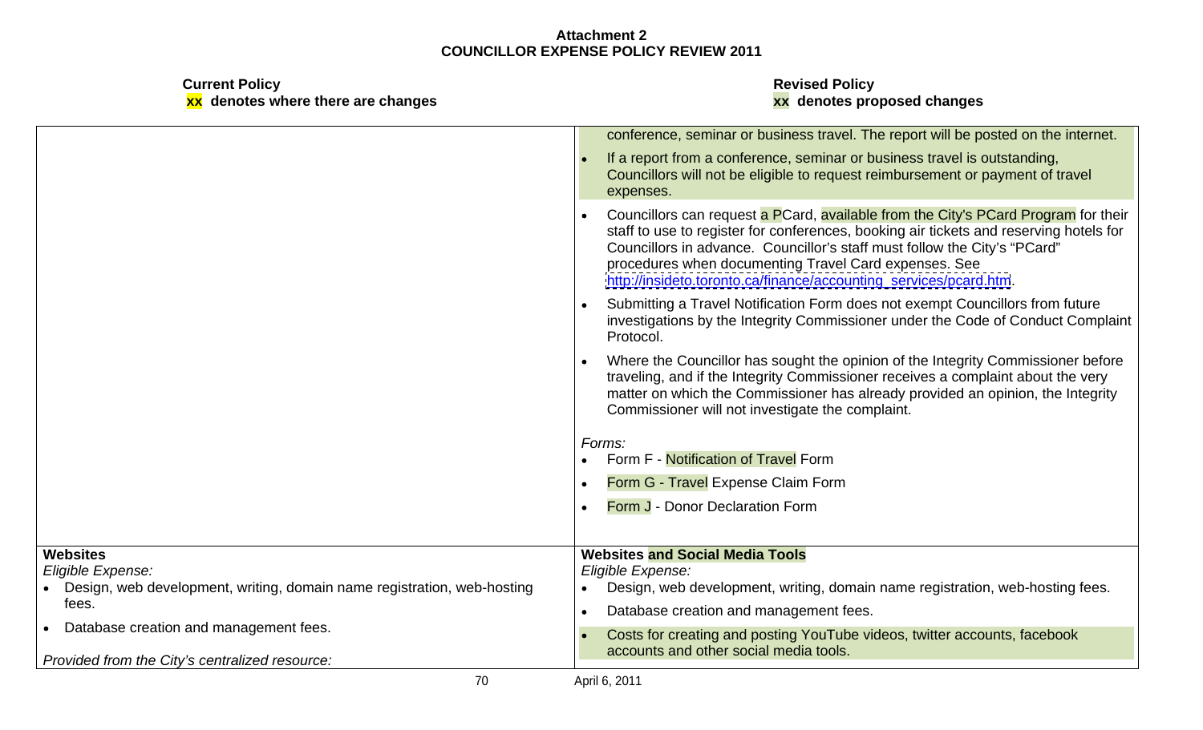**Attachment 2**
**COUNCILLOR EXPENSE POLICY REVIEW 2011**

| Current Policy<br>**xx** denotes where there are changes | Revised Policy<br>**xx** denotes proposed changes |
| --- | --- |
| | conference, seminar or business travel. The report will be posted on the internet.<br>• If a report from a conference, seminar or business travel is outstanding, Councillors will not be eligible to request reimbursement or payment of travel expenses.<br>• Councillors can request a PCard, available from the City's PCard Program for their staff to use to register for conferences, booking air tickets and reserving hotels for Councillors in advance. Councillor's staff must follow the City's "PCard" procedures when documenting Travel Card expenses. See http://insideto.toronto.ca/finance/accounting_services/pcard.htm.<br>• Submitting a Travel Notification Form does not exempt Councillors from future investigations by the Integrity Commissioner under the Code of Conduct Complaint Protocol.<br>• Where the Councillor has sought the opinion of the Integrity Commissioner before traveling, and if the Integrity Commissioner receives a complaint about the very matter on which the Commissioner has already provided an opinion, the Integrity Commissioner will not investigate the complaint.<br><br>*Forms:*<br>• Form F - Notification of Travel Form<br>• Form G - Travel Expense Claim Form<br>• Form J - Donor Declaration Form |
| **Websites**<br>*Eligible Expense:*<br>• Design, web development, writing, domain name registration, web-hosting fees.<br>• Database creation and management fees.<br><br>*Provided from the City's centralized resource:* | **Websites and Social Media Tools**<br>*Eligible Expense:*<br>• Design, web development, writing, domain name registration, web-hosting fees.<br>• Database creation and management fees.<br>• Costs for creating and posting YouTube videos, twitter accounts, facebook accounts and other social media tools. |

April 6, 2011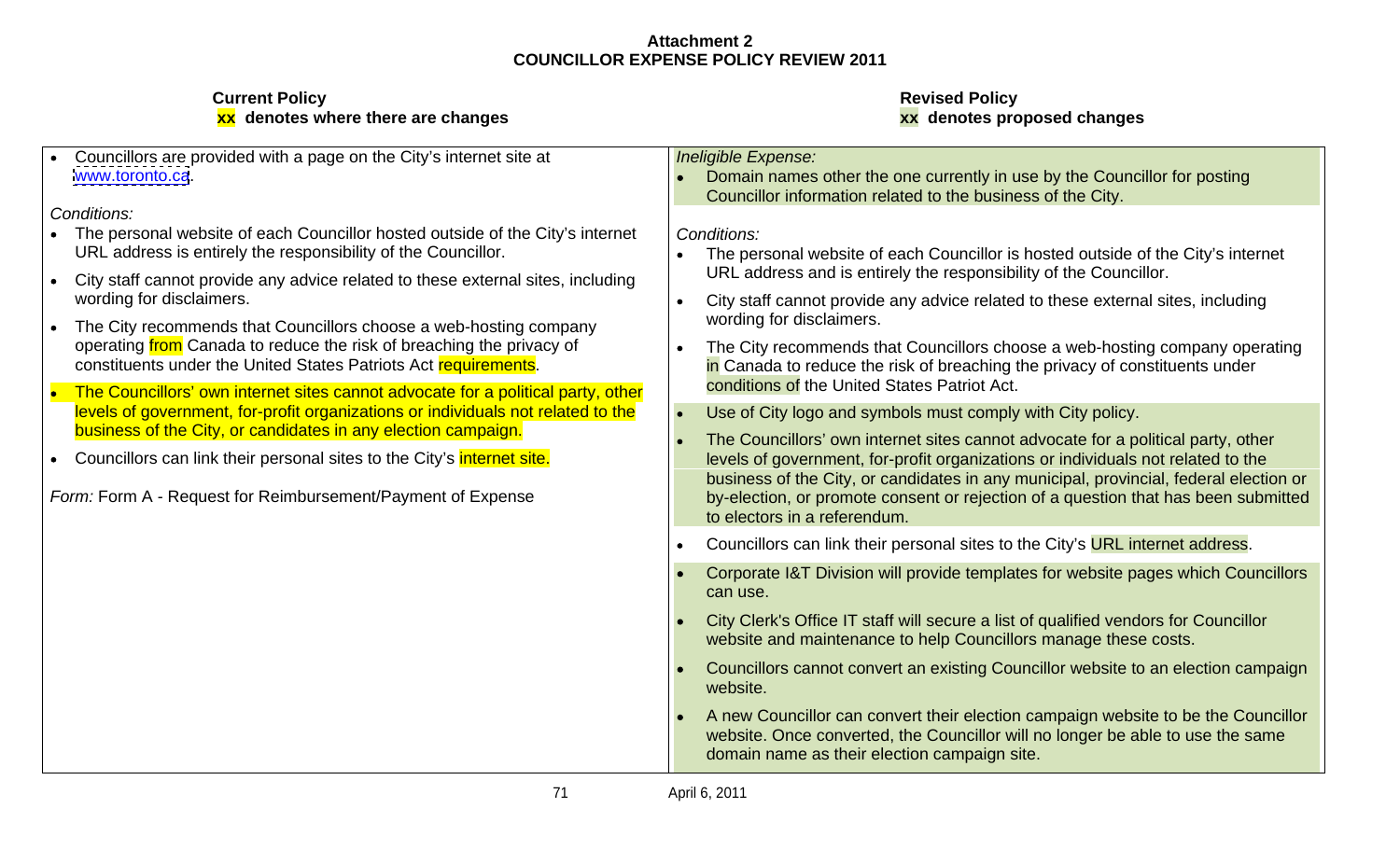**Attachment 2**
**COUNCILLOR EXPENSE POLICY REVIEW 2011**

| **Current Policy**<br>**xx denotes where there are changes** | **Revised Policy**<br>**xx denotes proposed changes** |
|---|---|
| • Councillors are provided with a page on the City's internet site at www.toronto.ca.<br><br>*Conditions:*<br>• The personal website of each Councillor hosted outside of the City's internet URL address is entirely the responsibility of the Councillor.<br>• City staff cannot provide any advice related to these external sites, including wording for disclaimers.<br>• The City recommends that Councillors choose a web-hosting company operating from Canada to reduce the risk of breaching the privacy of constituents under the United States Patriots Act requirements.<br>• The Councillors' own internet sites cannot advocate for a political party, other levels of government, for-profit organizations or individuals not related to the business of the City, or candidates in any election campaign.<br>• Councillors can link their personal sites to the City's internet site.<br><br>*Form:* Form A - Request for Reimbursement/Payment of Expense | *Ineligible Expense:*<br>• Domain names other the one currently in use by the Councillor for posting Councillor information related to the business of the City.<br><br>*Conditions:*<br>• The personal website of each Councillor is hosted outside of the City's internet URL address and is entirely the responsibility of the Councillor.<br>• City staff cannot provide any advice related to these external sites, including wording for disclaimers.<br>• The City recommends that Councillors choose a web-hosting company operating in Canada to reduce the risk of breaching the privacy of constituents under conditions of the United States Patriot Act.<br>• Use of City logo and symbols must comply with City policy.<br>• The Councillors' own internet sites cannot advocate for a political party, other levels of government, for-profit organizations or individuals not related to the business of the City, or candidates in any municipal, provincial, federal election or by-election, or promote consent or rejection of a question that has been submitted to electors in a referendum.<br>• Councillors can link their personal sites to the City's URL internet address.<br>• Corporate I&T Division will provide templates for website pages which Councillors can use.<br>• City Clerk's Office IT staff will secure a list of qualified vendors for Councillor website and maintenance to help Councillors manage these costs.<br>• Councillors cannot convert an existing Councillor website to an election campaign website.<br>• A new Councillor can convert their election campaign website to be the Councillor website. Once converted, the Councillor will no longer be able to use the same domain name as their election campaign site. |

April 6, 2011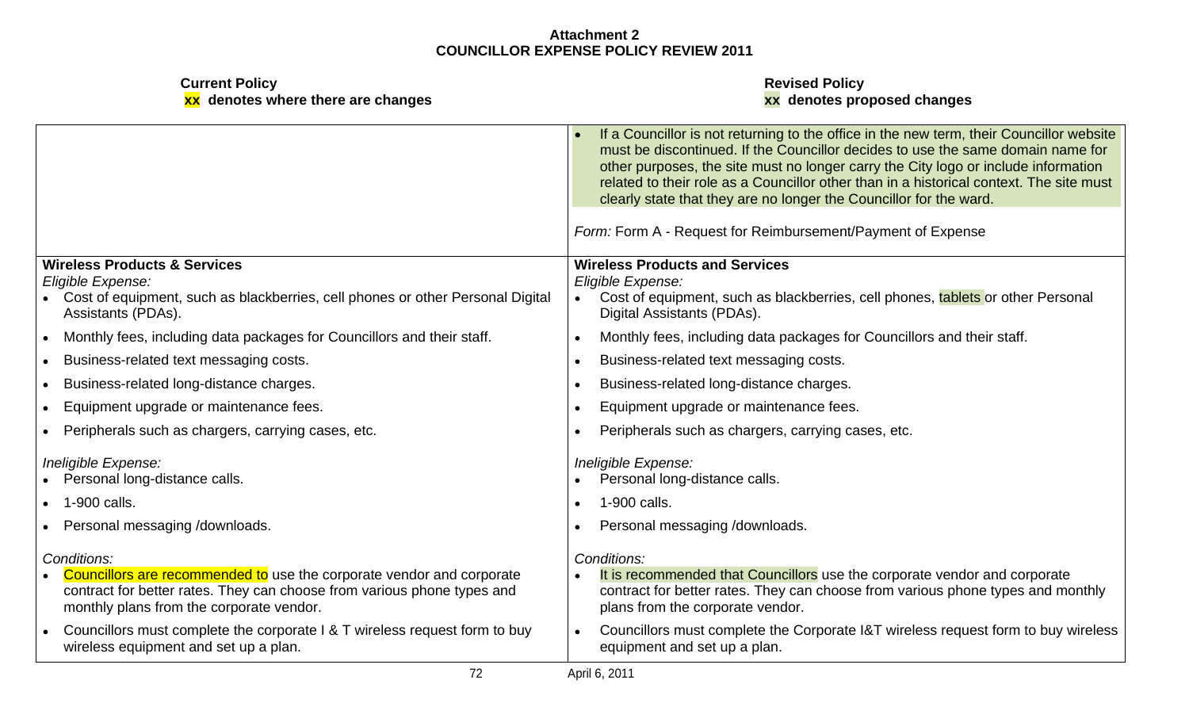**Attachment 2**
**COUNCILLOR EXPENSE POLICY REVIEW 2011**

| **Current Policy**<br>**xx denotes where there are changes** | **Revised Policy**<br>**xx denotes proposed changes** |
|---|---|
| | • If a Councillor is not returning to the office in the new term, their Councillor website must be discontinued. If the Councillor decides to use the same domain name for other purposes, the site must no longer carry the City logo or include information related to their role as a Councillor other than in a historical context. The site must clearly state that they are no longer the Councillor for the ward.<br><br>*Form:* Form A - Request for Reimbursement/Payment of Expense |
| **Wireless Products & Services**<br>*Eligible Expense:*<br>• Cost of equipment, such as blackberries, cell phones or other Personal Digital Assistants (PDAs).<br>• Monthly fees, including data packages for Councillors and their staff.<br>• Business-related text messaging costs.<br>• Business-related long-distance charges.<br>• Equipment upgrade or maintenance fees.<br>• Peripherals such as chargers, carrying cases, etc.<br><br>*Ineligible Expense:*<br>• Personal long-distance calls.<br>• 1-900 calls.<br>• Personal messaging /downloads.<br><br>*Conditions:*<br>• Councillors are recommended to use the corporate vendor and corporate contract for better rates. They can choose from various phone types and monthly plans from the corporate vendor.<br>• Councillors must complete the corporate I & T wireless request form to buy wireless equipment and set up a plan. | **Wireless Products and Services**<br>*Eligible Expense:*<br>• Cost of equipment, such as blackberries, cell phones, tablets or other Personal Digital Assistants (PDAs).<br>• Monthly fees, including data packages for Councillors and their staff.<br>• Business-related text messaging costs.<br>• Business-related long-distance charges.<br>• Equipment upgrade or maintenance fees.<br>• Peripherals such as chargers, carrying cases, etc.<br><br>*Ineligible Expense:*<br>• Personal long-distance calls.<br>• 1-900 calls.<br>• Personal messaging /downloads.<br><br>*Conditions:*<br>• It is recommended that Councillors use the corporate vendor and corporate contract for better rates. They can choose from various phone types and monthly plans from the corporate vendor.<br>• Councillors must complete the Corporate I&T wireless request form to buy wireless equipment and set up a plan. |

April 6, 2011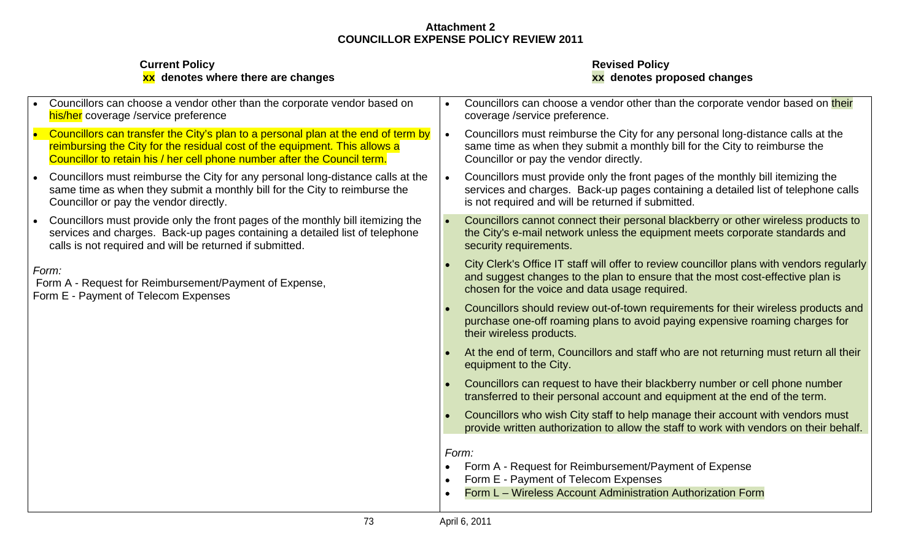**Attachment 2**
**COUNCILLOR EXPENSE POLICY REVIEW 2011**

| **Current Policy**<br>**xx denotes where there are changes** | **Revised Policy**<br>**xx denotes proposed changes** |
|---|---|
| • Councillors can choose a vendor other than the corporate vendor based on his/her coverage /service preference<br>• Councillors can transfer the City's plan to a personal plan at the end of term by reimbursing the City for the residual cost of the equipment. This allows a Councillor to retain his / her cell phone number after the Council term.<br>• Councillors must reimburse the City for any personal long-distance calls at the same time as when they submit a monthly bill for the City to reimburse the Councillor or pay the vendor directly.<br>• Councillors must provide only the front pages of the monthly bill itemizing the services and charges. Back-up pages containing a detailed list of telephone calls is not required and will be returned if submitted.<br><br>*Form:*<br>Form A - Request for Reimbursement/Payment of Expense,<br>Form E - Payment of Telecom Expenses | • Councillors can choose a vendor other than the corporate vendor based on their coverage /service preference.<br>• Councillors must reimburse the City for any personal long-distance calls at the same time as when they submit a monthly bill for the City to reimburse the Councillor or pay the vendor directly.<br>• Councillors must provide only the front pages of the monthly bill itemizing the services and charges. Back-up pages containing a detailed list of telephone calls is not required and will be returned if submitted.<br>• Councillors cannot connect their personal blackberry or other wireless products to the City's e-mail network unless the equipment meets corporate standards and security requirements.<br>• City Clerk's Office IT staff will offer to review councillor plans with vendors regularly and suggest changes to the plan to ensure that the most cost-effective plan is chosen for the voice and data usage required.<br>• Councillors should review out-of-town requirements for their wireless products and purchase one-off roaming plans to avoid paying expensive roaming charges for their wireless products.<br>• At the end of term, Councillors and staff who are not returning must return all their equipment to the City.<br>• Councillors can request to have their blackberry number or cell phone number transferred to their personal account and equipment at the end of the term.<br>• Councillors who wish City staff to help manage their account with vendors must provide written authorization to allow the staff to work with vendors on their behalf.<br><br>*Form:*<br>• Form A - Request for Reimbursement/Payment of Expense<br>• Form E - Payment of Telecom Expenses<br>• Form L – Wireless Account Administration Authorization Form |

April 6, 2011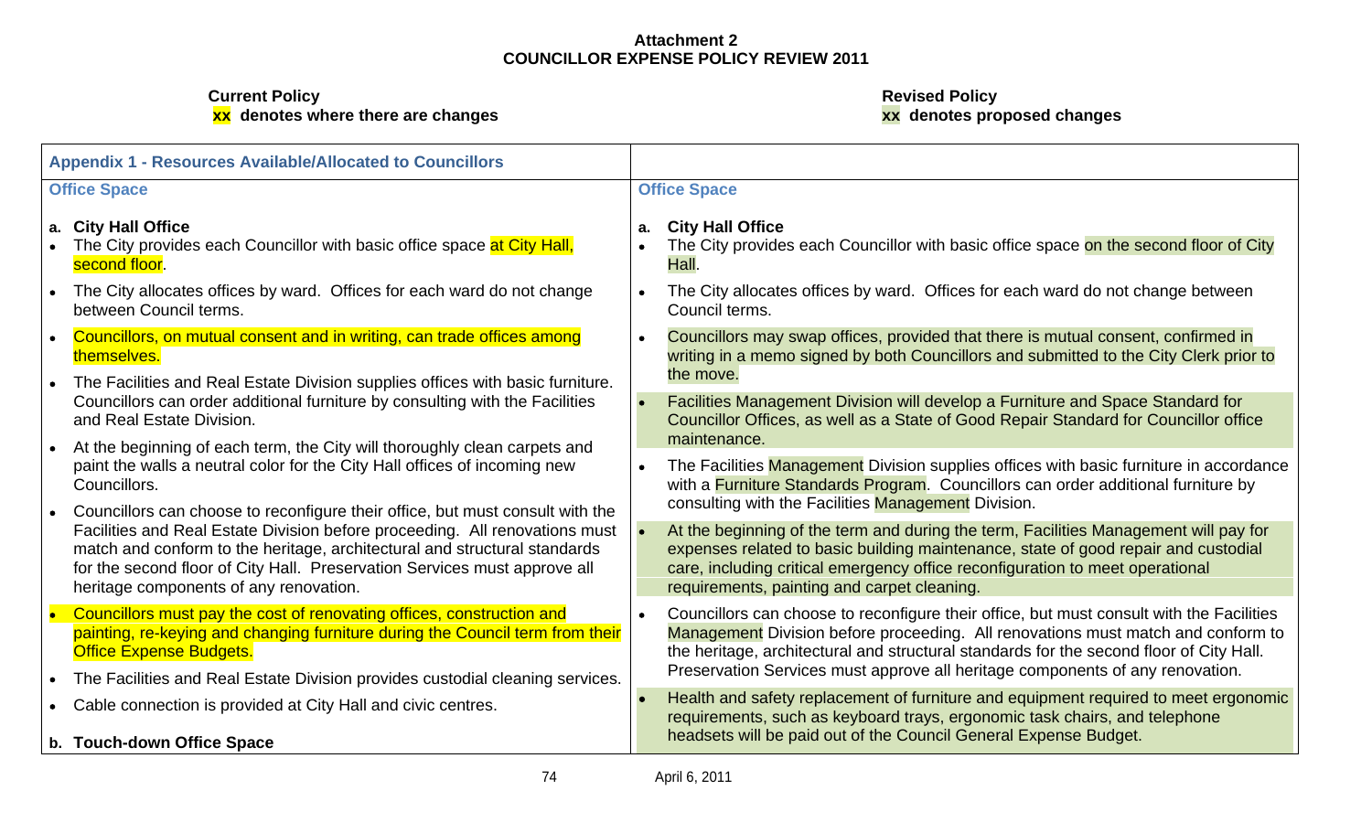**Attachment 2**
**COUNCILLOR EXPENSE POLICY REVIEW 2011**

| **Current Policy**<br>**xx denotes where there are changes** | **Revised Policy**<br>**xx denotes proposed changes** |
|---|---|
| **Appendix 1 - Resources Available/Allocated to Councillors** | |
| **Office Space** | **Office Space** |
| **a. City Hall Office**<br>• The City provides each Councillor with basic office space at City Hall, second floor.<br>• The City allocates offices by ward. Offices for each ward do not change between Council terms.<br>• Councillors, on mutual consent and in writing, can trade offices among themselves.<br>• The Facilities and Real Estate Division supplies offices with basic furniture. Councillors can order additional furniture by consulting with the Facilities and Real Estate Division.<br>• At the beginning of each term, the City will thoroughly clean carpets and paint the walls a neutral color for the City Hall offices of incoming new Councillors.<br>• Councillors can choose to reconfigure their office, but must consult with the Facilities and Real Estate Division before proceeding. All renovations must match and conform to the heritage, architectural and structural standards for the second floor of City Hall. Preservation Services must approve all heritage components of any renovation.<br>• Councillors must pay the cost of renovating offices, construction and painting, re-keying and changing furniture during the Council term from their Office Expense Budgets.<br>• The Facilities and Real Estate Division provides custodial cleaning services.<br>• Cable connection is provided at City Hall and civic centres.<br><br>**b. Touch-down Office Space** | **a. City Hall Office**<br>• The City provides each Councillor with basic office space on the second floor of City Hall.<br>• The City allocates offices by ward. Offices for each ward do not change between Council terms.<br>• Councillors may swap offices, provided that there is mutual consent, confirmed in writing in a memo signed by both Councillors and submitted to the City Clerk prior to the move.<br>• Facilities Management Division will develop a Furniture and Space Standard for Councillor Offices, as well as a State of Good Repair Standard for Councillor office maintenance.<br>• The Facilities Management Division supplies offices with basic furniture in accordance with a Furniture Standards Program. Councillors can order additional furniture by consulting with the Facilities Management Division.<br>• At the beginning of the term and during the term, Facilities Management will pay for expenses related to basic building maintenance, state of good repair and custodial care, including critical emergency office reconfiguration to meet operational requirements, painting and carpet cleaning.<br>• Councillors can choose to reconfigure their office, but must consult with the Facilities Management Division before proceeding. All renovations must match and conform to the heritage, architectural and structural standards for the second floor of City Hall. Preservation Services must approve all heritage components of any renovation.<br>• Health and safety replacement of furniture and equipment required to meet ergonomic requirements, such as keyboard trays, ergonomic task chairs, and telephone headsets will be paid out of the Council General Expense Budget. |

April 6, 2011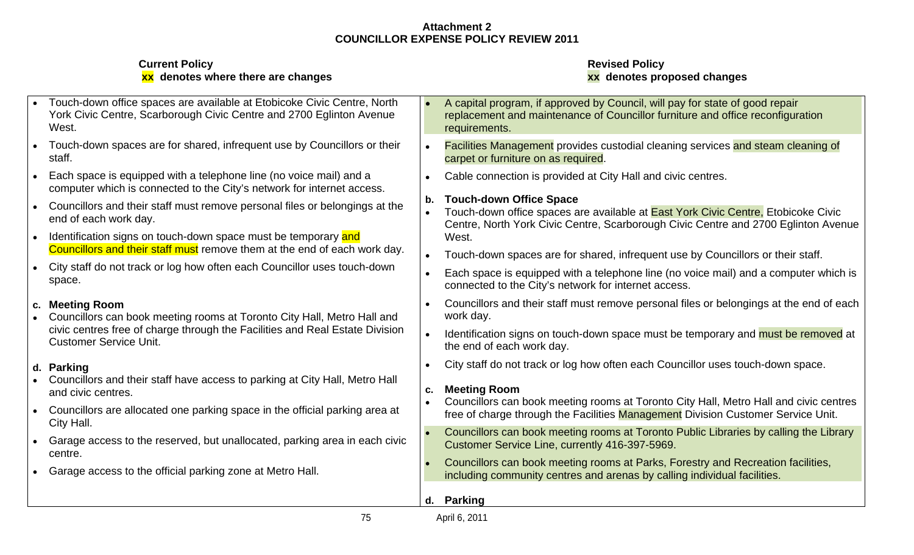**Attachment 2**
**COUNCILLOR EXPENSE POLICY REVIEW 2011**

| **Current Policy**<br>**xx denotes where there are changes** | **Revised Policy**<br>**xx denotes proposed changes** |
|---|---|
| • Touch-down office spaces are available at Etobicoke Civic Centre, North York Civic Centre, Scarborough Civic Centre and 2700 Eglinton Avenue West.<br>• Touch-down spaces are for shared, infrequent use by Councillors or their staff.<br>• Each space is equipped with a telephone line (no voice mail) and a computer which is connected to the City's network for internet access.<br>• Councillors and their staff must remove personal files or belongings at the end of each work day.<br>• Identification signs on touch-down space must be temporary and Councillors and their staff must remove them at the end of each work day.<br>• City staff do not track or log how often each Councillor uses touch-down space.<br><br>**c. Meeting Room**<br>• Councillors can book meeting rooms at Toronto City Hall, Metro Hall and civic centres free of charge through the Facilities and Real Estate Division Customer Service Unit.<br><br>**d. Parking**<br>• Councillors and their staff have access to parking at City Hall, Metro Hall and civic centres.<br>• Councillors are allocated one parking space in the official parking area at City Hall.<br>• Garage access to the reserved, but unallocated, parking area in each civic centre.<br>• Garage access to the official parking zone at Metro Hall. | • A capital program, if approved by Council, will pay for state of good repair replacement and maintenance of Councillor furniture and office reconfiguration requirements.<br>• Facilities Management provides custodial cleaning services and steam cleaning of carpet or furniture on as required.<br>• Cable connection is provided at City Hall and civic centres.<br><br>**b. Touch-down Office Space**<br>• Touch-down office spaces are available at East York Civic Centre, Etobicoke Civic Centre, North York Civic Centre, Scarborough Civic Centre and 2700 Eglinton Avenue West.<br>• Touch-down spaces are for shared, infrequent use by Councillors or their staff.<br>• Each space is equipped with a telephone line (no voice mail) and a computer which is connected to the City's network for internet access.<br>• Councillors and their staff must remove personal files or belongings at the end of each work day.<br>• Identification signs on touch-down space must be temporary and must be removed at the end of each work day.<br>• City staff do not track or log how often each Councillor uses touch-down space.<br><br>**c. Meeting Room**<br>• Councillors can book meeting rooms at Toronto City Hall, Metro Hall and civic centres free of charge through the Facilities Management Division Customer Service Unit.<br>• Councillors can book meeting rooms at Toronto Public Libraries by calling the Library Customer Service Line, currently 416-397-5969.<br>• Councillors can book meeting rooms at Parks, Forestry and Recreation facilities, including community centres and arenas by calling individual facilities.<br><br>**d. Parking** |

April 6, 2011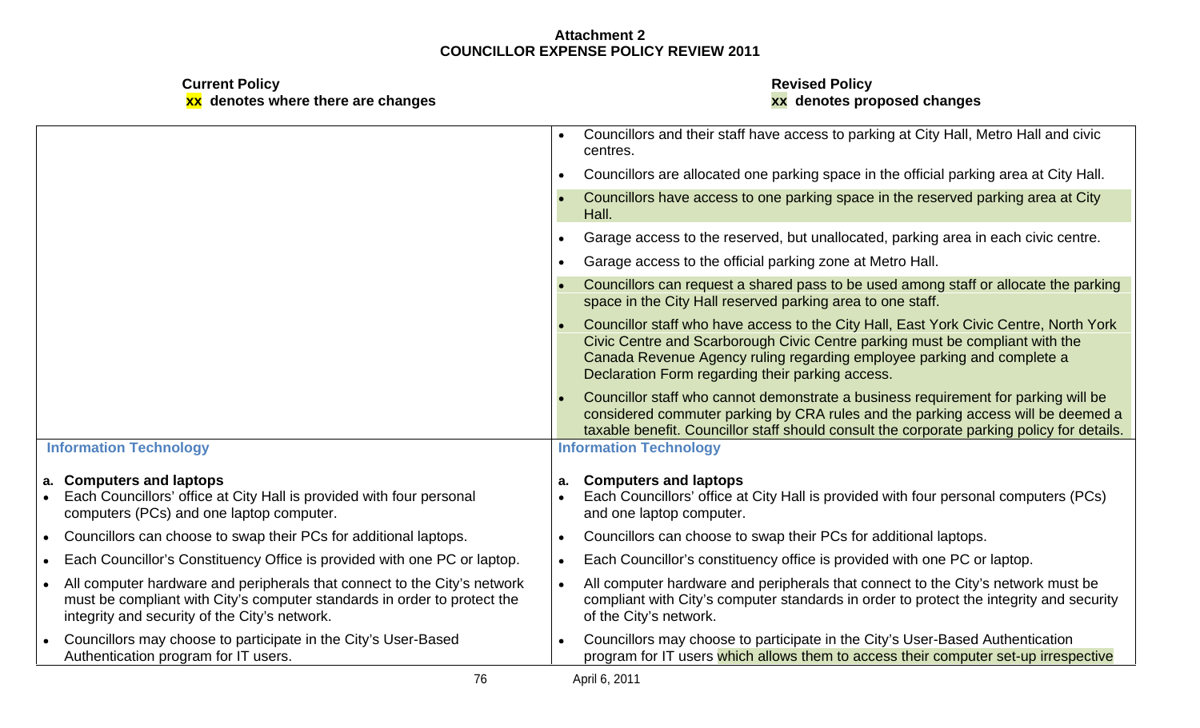**Attachment 2**
**COUNCILLOR EXPENSE POLICY REVIEW 2011**

| **Current Policy**<br>**xx denotes where there are changes** | **Revised Policy**<br>**xx denotes proposed changes** |
|---|---|
| | • Councillors and their staff have access to parking at City Hall, Metro Hall and civic centres.<br>• Councillors are allocated one parking space in the official parking area at City Hall.<br>• Councillors have access to one parking space in the reserved parking area at City Hall.<br>• Garage access to the reserved, but unallocated, parking area in each civic centre.<br>• Garage access to the official parking zone at Metro Hall.<br>• Councillors can request a shared pass to be used among staff or allocate the parking space in the City Hall reserved parking area to one staff.<br>• Councillor staff who have access to the City Hall, East York Civic Centre, North York Civic Centre and Scarborough Civic Centre parking must be compliant with the Canada Revenue Agency ruling regarding employee parking and complete a Declaration Form regarding their parking access.<br>• Councillor staff who cannot demonstrate a business requirement for parking will be considered commuter parking by CRA rules and the parking access will be deemed a taxable benefit. Councillor staff should consult the corporate parking policy for details. |
| **Information Technology** | **Information Technology** |
| **a. Computers and laptops**<br>• Each Councillors' office at City Hall is provided with four personal computers (PCs) and one laptop computer.<br>• Councillors can choose to swap their PCs for additional laptops.<br>• Each Councillor's Constituency Office is provided with one PC or laptop.<br>• All computer hardware and peripherals that connect to the City's network must be compliant with City's computer standards in order to protect the integrity and security of the City's network.<br>• Councillors may choose to participate in the City's User-Based Authentication program for IT users. | **a. Computers and laptops**<br>• Each Councillors' office at City Hall is provided with four personal computers (PCs) and one laptop computer.<br>• Councillors can choose to swap their PCs for additional laptops.<br>• Each Councillor's constituency office is provided with one PC or laptop.<br>• All computer hardware and peripherals that connect to the City's network must be compliant with City's computer standards in order to protect the integrity and security of the City's network.<br>• Councillors may choose to participate in the City's User-Based Authentication program for IT users which allows them to access their computer set-up irrespective |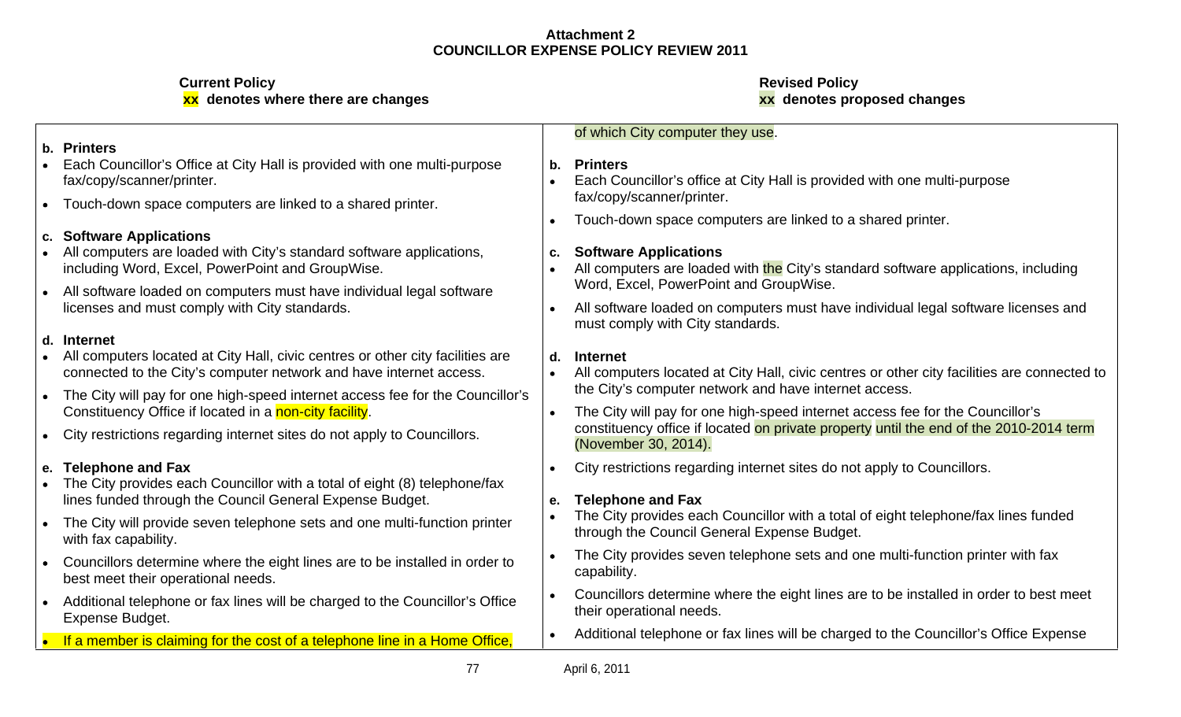**Attachment 2**
**COUNCILLOR EXPENSE POLICY REVIEW 2011**

| **Current Policy**<br>**xx denotes where there are changes** | **Revised Policy**<br>**xx denotes proposed changes** |
|---|---|
| | of which City computer they use. |
| **b. Printers**<br>• Each Councillor's Office at City Hall is provided with one multi-purpose fax/copy/scanner/printer.<br>• Touch-down space computers are linked to a shared printer. | **b. Printers**<br>• Each Councillor's office at City Hall is provided with one multi-purpose fax/copy/scanner/printer.<br>• Touch-down space computers are linked to a shared printer. |
| **c. Software Applications**<br>• All computers are loaded with City's standard software applications, including Word, Excel, PowerPoint and GroupWise.<br>• All software loaded on computers must have individual legal software licenses and must comply with City standards. | **c. Software Applications**<br>• All computers are loaded with the City's standard software applications, including Word, Excel, PowerPoint and GroupWise.<br>• All software loaded on computers must have individual legal software licenses and must comply with City standards. |
| **d. Internet**<br>• All computers located at City Hall, civic centres or other city facilities are connected to the City's computer network and have internet access.<br>• The City will pay for one high-speed internet access fee for the Councillor's Constituency Office if located in a non-city facility.<br>• City restrictions regarding internet sites do not apply to Councillors. | **d. Internet**<br>• All computers located at City Hall, civic centres or other city facilities are connected to the City's computer network and have internet access.<br>• The City will pay for one high-speed internet access fee for the Councillor's constituency office if located on private property until the end of the 2010-2014 term (November 30, 2014).<br>• City restrictions regarding internet sites do not apply to Councillors. |
| **e. Telephone and Fax**<br>• The City provides each Councillor with a total of eight (8) telephone/fax lines funded through the Council General Expense Budget.<br>• The City will provide seven telephone sets and one multi-function printer with fax capability.<br>• Councillors determine where the eight lines are to be installed in order to best meet their operational needs.<br>• Additional telephone or fax lines will be charged to the Councillor's Office Expense Budget.<br>• If a member is claiming for the cost of a telephone line in a Home Office, | **e. Telephone and Fax**<br>• The City provides each Councillor with a total of eight telephone/fax lines funded through the Council General Expense Budget.<br>• The City provides seven telephone sets and one multi-function printer with fax capability.<br>• Councillors determine where the eight lines are to be installed in order to best meet their operational needs.<br>• Additional telephone or fax lines will be charged to the Councillor's Office Expense |

April 6, 2011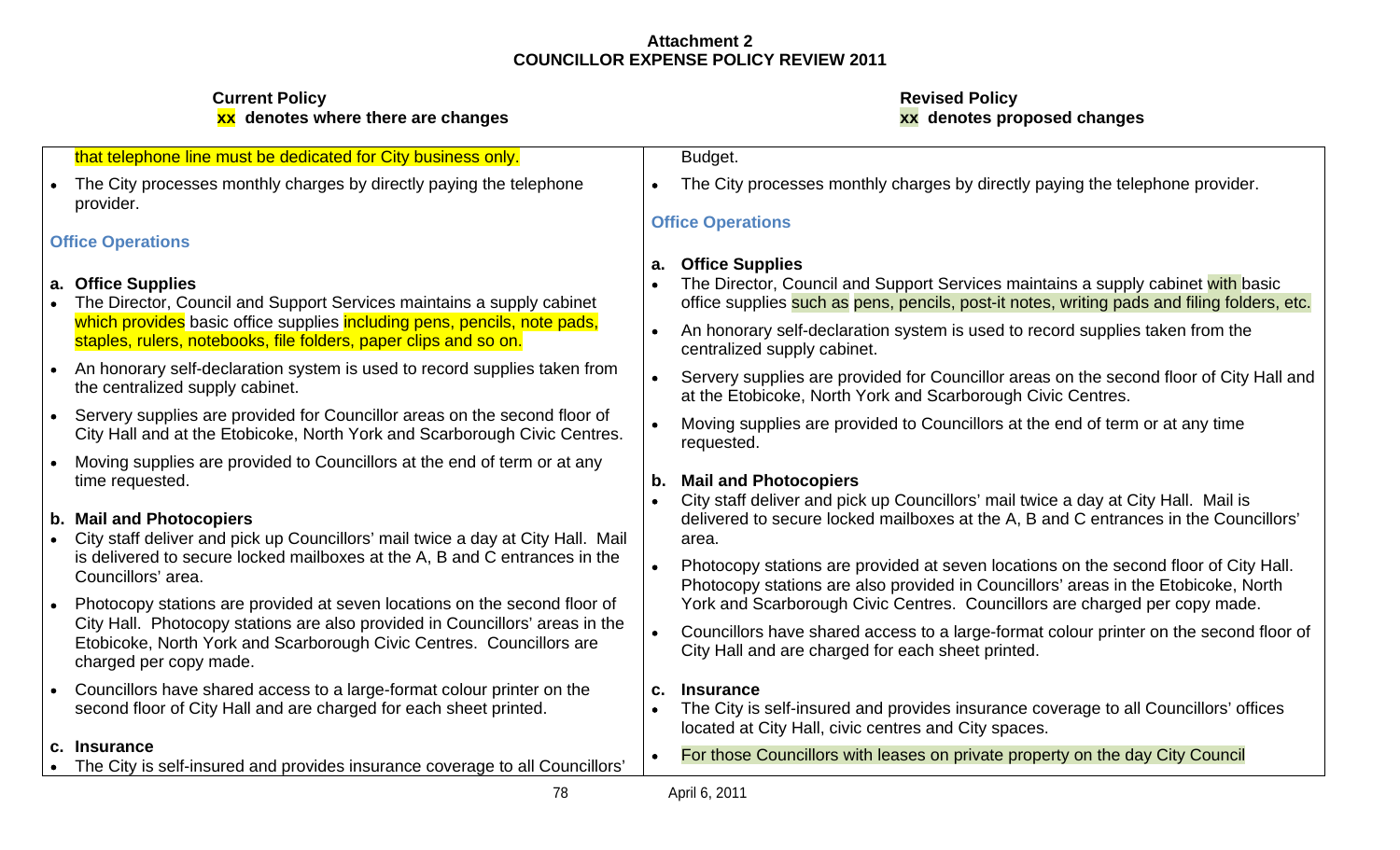**Attachment 2**
**COUNCILLOR EXPENSE POLICY REVIEW 2011**

| **Current Policy**<br>**xx denotes where there are changes** | **Revised Policy**<br>**xx denotes proposed changes** |
|---|---|
| that telephone line must be dedicated for City business only.<br><br>• The City processes monthly charges by directly paying the telephone provider.<br><br>**Office Operations**<br><br>**a. Office Supplies**<br>• The Director, Council and Support Services maintains a supply cabinet which provides basic office supplies including pens, pencils, note pads, staples, rulers, notebooks, file folders, paper clips and so on.<br><br>• An honorary self-declaration system is used to record supplies taken from the centralized supply cabinet.<br><br>• Servery supplies are provided for Councillor areas on the second floor of City Hall and at the Etobicoke, North York and Scarborough Civic Centres.<br><br>• Moving supplies are provided to Councillors at the end of term or at any time requested.<br><br>**b. Mail and Photocopiers**<br>• City staff deliver and pick up Councillors' mail twice a day at City Hall. Mail is delivered to secure locked mailboxes at the A, B and C entrances in the Councillors' area.<br><br>• Photocopy stations are provided at seven locations on the second floor of City Hall. Photocopy stations are also provided in Councillors' areas in the Etobicoke, North York and Scarborough Civic Centres. Councillors are charged per copy made.<br><br>• Councillors have shared access to a large-format colour printer on the second floor of City Hall and are charged for each sheet printed.<br><br>**c. Insurance**<br>• The City is self-insured and provides insurance coverage to all Councillors' | Budget.<br><br>• The City processes monthly charges by directly paying the telephone provider.<br><br>**Office Operations**<br><br>**a. Office Supplies**<br>• The Director, Council and Support Services maintains a supply cabinet with basic office supplies such as pens, pencils, post-it notes, writing pads and filing folders, etc.<br><br>• An honorary self-declaration system is used to record supplies taken from the centralized supply cabinet.<br><br>• Servery supplies are provided for Councillor areas on the second floor of City Hall and at the Etobicoke, North York and Scarborough Civic Centres.<br><br>• Moving supplies are provided to Councillors at the end of term or at any time requested.<br><br>**b. Mail and Photocopiers**<br>• City staff deliver and pick up Councillors' mail twice a day at City Hall. Mail is delivered to secure locked mailboxes at the A, B and C entrances in the Councillors' area.<br><br>• Photocopy stations are provided at seven locations on the second floor of City Hall. Photocopy stations are also provided in Councillors' areas in the Etobicoke, North York and Scarborough Civic Centres. Councillors are charged per copy made.<br><br>• Councillors have shared access to a large-format colour printer on the second floor of City Hall and are charged for each sheet printed.<br><br>**c. Insurance**<br>• The City is self-insured and provides insurance coverage to all Councillors' offices located at City Hall, civic centres and City spaces.<br><br>• For those Councillors with leases on private property on the day City Council |

April 6, 2011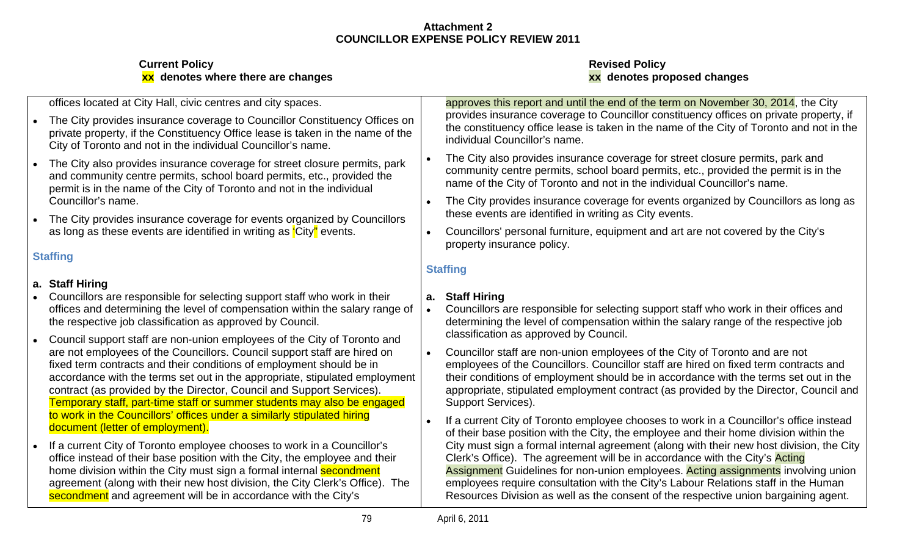**Attachment 2**
**COUNCILLOR EXPENSE POLICY REVIEW 2011**

| **Current Policy**<br>**xx denotes where there are changes** | **Revised Policy**<br>**xx denotes proposed changes** |
|---|---|
| offices located at City Hall, civic centres and city spaces.<br><br>• The City provides insurance coverage to Councillor Constituency Offices on private property, if the Constituency Office lease is taken in the name of the City of Toronto and not in the individual Councillor's name.<br><br>• The City also provides insurance coverage for street closure permits, park and community centre permits, school board permits, etc., provided the permit is in the name of the City of Toronto and not in the individual Councillor's name.<br><br>• The City provides insurance coverage for events organized by Councillors as long as these events are identified in writing as 'City" events.<br><br>**Staffing**<br><br>**a. Staff Hiring**<br>• Councillors are responsible for selecting support staff who work in their offices and determining the level of compensation within the salary range of the respective job classification as approved by Council.<br><br>• Council support staff are non-union employees of the City of Toronto and are not employees of the Councillors. Council support staff are hired on fixed term contracts and their conditions of employment should be in accordance with the terms set out in the appropriate, stipulated employment contract (as provided by the Director, Council and Support Services). Temporary staff, part-time staff or summer students may also be engaged to work in the Councillors' offices under a similarly stipulated hiring document (letter of employment).<br><br>• If a current City of Toronto employee chooses to work in a Councillor's office instead of their base position with the City, the employee and their home division within the City must sign a formal internal secondment agreement (along with their new host division, the City Clerk's Office). The secondment and agreement will be in accordance with the City's | approves this report and until the end of the term on November 30, 2014, the City provides insurance coverage to Councillor constituency offices on private property, if the constituency office lease is taken in the name of the City of Toronto and not in the individual Councillor's name.<br><br>• The City also provides insurance coverage for street closure permits, park and community centre permits, school board permits, etc., provided the permit is in the name of the City of Toronto and not in the individual Councillor's name.<br><br>• The City provides insurance coverage for events organized by Councillors as long as these events are identified in writing as City events.<br><br>• Councillors' personal furniture, equipment and art are not covered by the City's property insurance policy.<br><br>**Staffing**<br><br>**a. Staff Hiring**<br>• Councillors are responsible for selecting support staff who work in their offices and determining the level of compensation within the salary range of the respective job classification as approved by Council.<br><br>• Councillor staff are non-union employees of the City of Toronto and are not employees of the Councillors. Councillor staff are hired on fixed term contracts and their conditions of employment should be in accordance with the terms set out in the appropriate, stipulated employment contract (as provided by the Director, Council and Support Services).<br><br>• If a current City of Toronto employee chooses to work in a Councillor's office instead of their base position with the City, the employee and their home division within the City must sign a formal internal agreement (along with their new host division, the City Clerk's Office). The agreement will be in accordance with the City's Acting Assignment Guidelines for non-union employees. Acting assignments involving union employees require consultation with the City's Labour Relations staff in the Human Resources Division as well as the consent of the respective union bargaining agent. |

April 6, 2011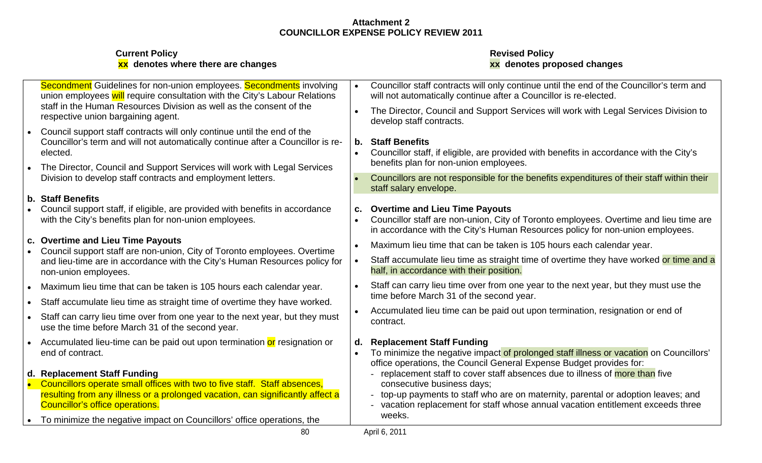**Attachment 2**
**COUNCILLOR EXPENSE POLICY REVIEW 2011**

| **Current Policy**<br>**xx denotes where there are changes** | **Revised Policy**<br>**xx denotes proposed changes** |
|---|---|
| Secondment Guidelines for non-union employees. Secondments involving union employees will require consultation with the City's Labour Relations staff in the Human Resources Division as well as the consent of the respective union bargaining agent.<br>• Council support staff contracts will only continue until the end of the Councillor's term and will not automatically continue after a Councillor is re-elected.<br>• The Director, Council and Support Services will work with Legal Services Division to develop staff contracts and employment letters.<br><br>**b. Staff Benefits**<br>• Council support staff, if eligible, are provided with benefits in accordance with the City's benefits plan for non-union employees.<br><br>**c. Overtime and Lieu Time Payouts**<br>• Council support staff are non-union, City of Toronto employees. Overtime and lieu-time are in accordance with the City's Human Resources policy for non-union employees.<br>• Maximum lieu time that can be taken is 105 hours each calendar year.<br>• Staff accumulate lieu time as straight time of overtime they have worked.<br>• Staff can carry lieu time over from one year to the next year, but they must use the time before March 31 of the second year.<br>• Accumulated lieu-time can be paid out upon termination or resignation or end of contract.<br><br>**d. Replacement Staff Funding**<br>• Councillors operate small offices with two to five staff. Staff absences, resulting from any illness or a prolonged vacation, can significantly affect a Councillor's office operations.<br>• To minimize the negative impact on Councillors' office operations, the | • Councillor staff contracts will only continue until the end of the Councillor's term and will not automatically continue after a Councillor is re-elected.<br>• The Director, Council and Support Services will work with Legal Services Division to develop staff contracts.<br><br>**b. Staff Benefits**<br>• Councillor staff, if eligible, are provided with benefits in accordance with the City's benefits plan for non-union employees.<br>• Councillors are not responsible for the benefits expenditures of their staff within their staff salary envelope.<br><br>**c. Overtime and Lieu Time Payouts**<br>• Councillor staff are non-union, City of Toronto employees. Overtime and lieu time are in accordance with the City's Human Resources policy for non-union employees.<br>• Maximum lieu time that can be taken is 105 hours each calendar year.<br>• Staff accumulate lieu time as straight time of overtime they have worked or time and a half, in accordance with their position.<br>• Staff can carry lieu time over from one year to the next year, but they must use the time before March 31 of the second year.<br>• Accumulated lieu time can be paid out upon termination, resignation or end of contract.<br><br>**d. Replacement Staff Funding**<br>• To minimize the negative impact of prolonged staff illness or vacation on Councillors' office operations, the Council General Expense Budget provides for:<br>- replacement staff to cover staff absences due to illness of more than five consecutive business days;<br>- top-up payments to staff who are on maternity, parental or adoption leaves; and<br>- vacation replacement for staff whose annual vacation entitlement exceeds three weeks. |

April 6, 2011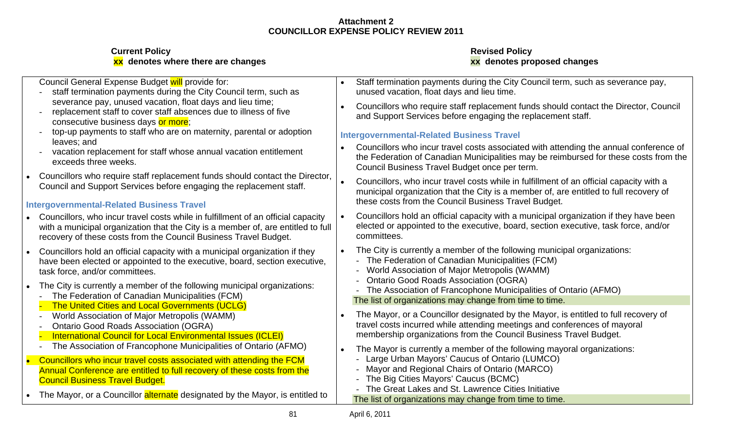**Attachment 2**
**COUNCILLOR EXPENSE POLICY REVIEW 2011**

| **Current Policy**<br>**xx denotes where there are changes** | **Revised Policy**<br>**xx denotes proposed changes** |
|---|---|
| Council General Expense Budget will provide for:<br>- staff termination payments during the City Council term, such as severance pay, unused vacation, float days and lieu time;<br>- replacement staff to cover staff absences due to illness of five consecutive business days or more;<br>- top-up payments to staff who are on maternity, parental or adoption leaves; and<br>- vacation replacement for staff whose annual vacation entitlement exceeds three weeks.<br><br>• Councillors who require staff replacement funds should contact the Director, Council and Support Services before engaging the replacement staff.<br><br>**Intergovernmental-Related Business Travel**<br><br>• Councillors, who incur travel costs while in fulfillment of an official capacity with a municipal organization that the City is a member of, are entitled to full recovery of these costs from the Council Business Travel Budget.<br><br>• Councillors hold an official capacity with a municipal organization if they have been elected or appointed to the executive, board, section executive, task force, and/or committees.<br><br>• The City is currently a member of the following municipal organizations:<br>- The Federation of Canadian Municipalities (FCM)<br>- The United Cities and Local Governments (UCLG)<br>- World Association of Major Metropolis (WAMM)<br>- Ontario Good Roads Association (OGRA)<br>- International Council for Local Environmental Issues (ICLEI)<br>- The Association of Francophone Municipalities of Ontario (AFMO)<br><br>• Councillors who incur travel costs associated with attending the FCM Annual Conference are entitled to full recovery of these costs from the Council Business Travel Budget.<br><br>• The Mayor, or a Councillor alternate designated by the Mayor, is entitled to | • Staff termination payments during the City Council term, such as severance pay, unused vacation, float days and lieu time.<br><br>• Councillors who require staff replacement funds should contact the Director, Council and Support Services before engaging the replacement staff.<br><br>**Intergovernmental-Related Business Travel**<br><br>• Councillors who incur travel costs associated with attending the annual conference of the Federation of Canadian Municipalities may be reimbursed for these costs from the Council Business Travel Budget once per term.<br><br>• Councillors, who incur travel costs while in fulfillment of an official capacity with a municipal organization that the City is a member of, are entitled to full recovery of these costs from the Council Business Travel Budget.<br><br>• Councillors hold an official capacity with a municipal organization if they have been elected or appointed to the executive, board, section executive, task force, and/or committees.<br><br>• The City is currently a member of the following municipal organizations:<br>- The Federation of Canadian Municipalities (FCM)<br>- World Association of Major Metropolis (WAMM)<br>- Ontario Good Roads Association (OGRA)<br>- The Association of Francophone Municipalities of Ontario (AFMO)<br><br>The list of organizations may change from time to time.<br><br>• The Mayor, or a Councillor designated by the Mayor, is entitled to full recovery of travel costs incurred while attending meetings and conferences of mayoral membership organizations from the Council Business Travel Budget.<br><br>• The Mayor is currently a member of the following mayoral organizations:<br>- Large Urban Mayors' Caucus of Ontario (LUMCO)<br>- Mayor and Regional Chairs of Ontario (MARCO)<br>- The Big Cities Mayors' Caucus (BCMC)<br>- The Great Lakes and St. Lawrence Cities Initiative<br><br>The list of organizations may change from time to time. |

April 6, 2011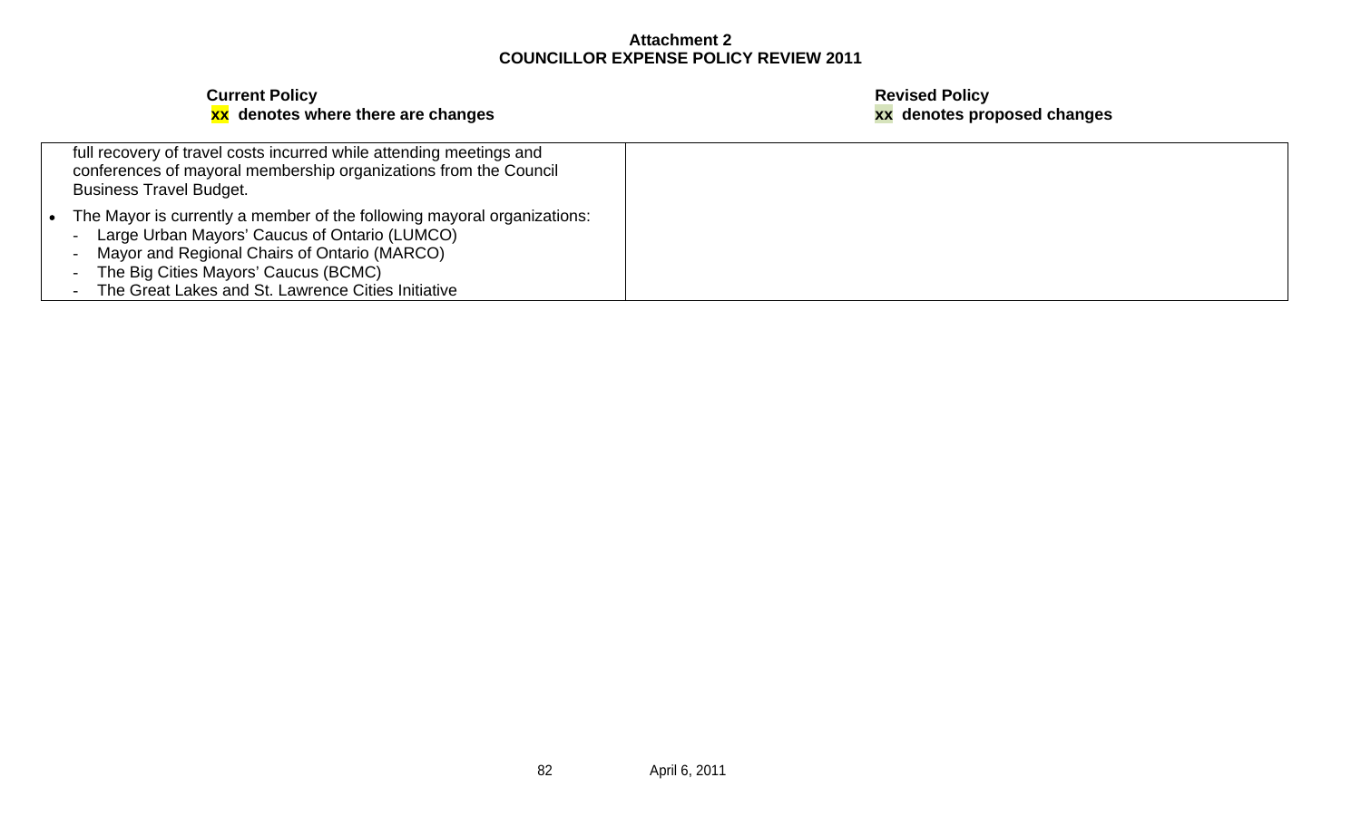**Attachment 2**
**COUNCILLOR EXPENSE POLICY REVIEW 2011**

| Current Policy<br>xx denotes where there are changes | Revised Policy<br>xx denotes proposed changes |
|---|---|
| full recovery of travel costs incurred while attending meetings and conferences of mayoral membership organizations from the Council Business Travel Budget.<br><br>• The Mayor is currently a member of the following mayoral organizations:<br>- Large Urban Mayors' Caucus of Ontario (LUMCO)<br>- Mayor and Regional Chairs of Ontario (MARCO)<br>- The Big Cities Mayors' Caucus (BCMC)<br>- The Great Lakes and St. Lawrence Cities Initiative | |

April 6, 2011